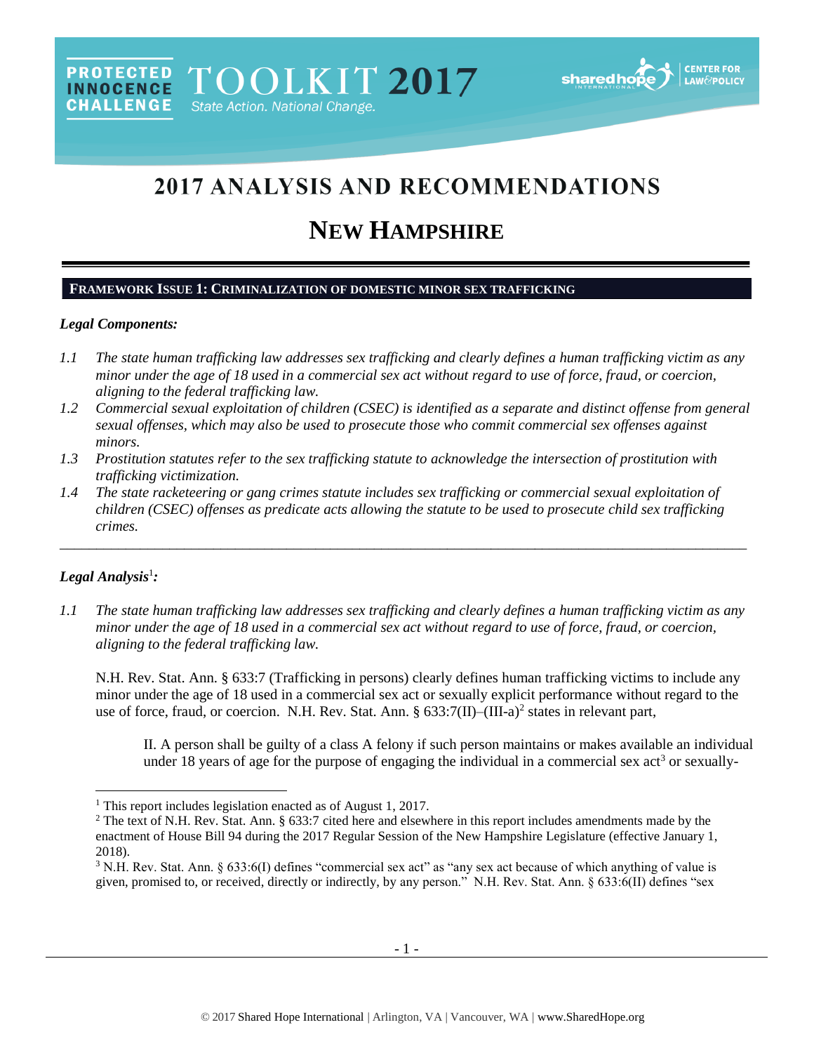# 2017 ANALYSIS AND RECOMMENDATIONS

# NEW HAMPSHIRE

## FRAMEWORK ISSUE 1: CRIMINALIZATION OF DOMESTIC MINOR SEX TRAFFICKING

### *Legal Components:*

*1.1 The state human trafficking law addresses sex trafficking and clearly defines a human trafficking victim as any minor under the age of 18 used in a commercial sex act without regard to use of force, fraud, or coercion, aligning to the federal trafficking law.*

*1.2 Commercial sexual exploitation of children (CSEC) is identified as a separate and distinct offense from general sexual offenses, which may also be used to prosecute those who commit commercial sex offenses against minors.*

*1.3 Prostitution statutes refer to the sex trafficking statute to acknowledge the intersection of prostitution with trafficking victimization.*

*1.4 The state racketeering or gang crimes statute includes sex trafficking or commercial sexual exploitation of children (CSEC) offenses as predicate acts allowing the statute to be used to prosecute child sex trafficking crimes.*

---

### *Legal Analysis*[1]*:*

*1.1 The state human trafficking law addresses sex trafficking and clearly defines a human trafficking victim as any minor under the age of 18 used in a commercial sex act without regard to use of force, fraud, or coercion, aligning to the federal trafficking law.*

N.H. Rev. Stat. Ann. § 633:7 (Trafficking in persons) clearly defines human trafficking victims to include any minor under the age of 18 used in a commercial sex act or sexually explicit performance without regard to the use of force, fraud, or coercion. N.H. Rev. Stat. Ann. § 633:7(II)–(III-a)[2] states in relevant part,

> II. A person shall be guilty of a class A felony if such person maintains or makes available an individual under 18 years of age for the purpose of engaging the individual in a commercial sex act[3] or sexually-

---

[1] This report includes legislation enacted as of August 1, 2017.

[2] The text of N.H. Rev. Stat. Ann. § 633:7 cited here and elsewhere in this report includes amendments made by the enactment of House Bill 94 during the 2017 Regular Session of the New Hampshire Legislature (effective January 1, 2018).

[3] N.H. Rev. Stat. Ann. § 633:6(I) defines "commercial sex act" as "any sex act because of which anything of value is given, promised to, or received, directly or indirectly, by any person." N.H. Rev. Stat. Ann. § 633:6(II) defines "sex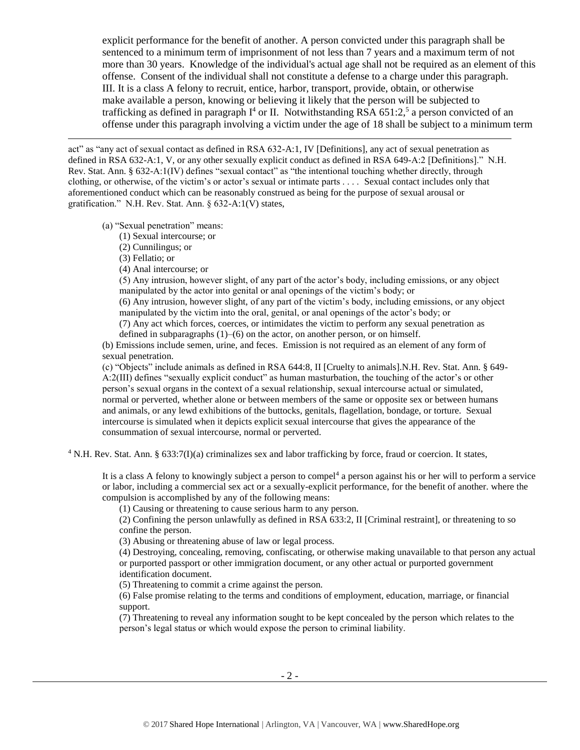explicit performance for the benefit of another. A person convicted under this paragraph shall be sentenced to a minimum term of imprisonment of not less than 7 years and a maximum term of not more than 30 years. Knowledge of the individual's actual age shall not be required as an element of this offense. Consent of the individual shall not constitute a defense to a charge under this paragraph.
III. It is a class A felony to recruit, entice, harbor, transport, provide, obtain, or otherwise make available a person, knowing or believing it likely that the person will be subjected to trafficking as defined in paragraph I[4] or II. Notwithstanding RSA 651:2,[5] a person convicted of an offense under this paragraph involving a victim under the age of 18 shall be subject to a minimum term

---

act" as "any act of sexual contact as defined in RSA 632-A:1, IV [Definitions], any act of sexual penetration as defined in RSA 632-A:1, V, or any other sexually explicit conduct as defined in RSA 649-A:2 [Definitions]." N.H. Rev. Stat. Ann. § 632-A:1(IV) defines "sexual contact" as "the intentional touching whether directly, through clothing, or otherwise, of the victim's or actor's sexual or intimate parts . . . . Sexual contact includes only that aforementioned conduct which can be reasonably construed as being for the purpose of sexual arousal or gratification." N.H. Rev. Stat. Ann. § 632-A:1(V) states,

> (a) "Sexual penetration" means:
> (1) Sexual intercourse; or
> (2) Cunnilingus; or
> (3) Fellatio; or
> (4) Anal intercourse; or
> (5) Any intrusion, however slight, of any part of the actor's body, including emissions, or any object manipulated by the actor into genital or anal openings of the victim's body; or
> (6) Any intrusion, however slight, of any part of the victim's body, including emissions, or any object manipulated by the victim into the oral, genital, or anal openings of the actor's body; or
> (7) Any act which forces, coerces, or intimidates the victim to perform any sexual penetration as defined in subparagraphs (1)–(6) on the actor, on another person, or on himself.
> (b) Emissions include semen, urine, and feces. Emission is not required as an element of any form of sexual penetration.
> (c) "Objects" include animals as defined in RSA 644:8, II [Cruelty to animals].N.H. Rev. Stat. Ann. § 649-A:2(III) defines "sexually explicit conduct" as human masturbation, the touching of the actor's or other person's sexual organs in the context of a sexual relationship, sexual intercourse actual or simulated, normal or perverted, whether alone or between members of the same or opposite sex or between humans and animals, or any lewd exhibitions of the buttocks, genitals, flagellation, bondage, or torture. Sexual intercourse is simulated when it depicts explicit sexual intercourse that gives the appearance of the consummation of sexual intercourse, normal or perverted.

[4] N.H. Rev. Stat. Ann. § 633:7(I)(a) criminalizes sex and labor trafficking by force, fraud or coercion. It states,

> It is a class A felony to knowingly subject a person to compel[4] a person against his or her will to perform a service or labor, including a commercial sex act or a sexually-explicit performance, for the benefit of another. where the compulsion is accomplished by any of the following means:
> (1) Causing or threatening to cause serious harm to any person.
> (2) Confining the person unlawfully as defined in RSA 633:2, II [Criminal restraint], or threatening to so confine the person.
> (3) Abusing or threatening abuse of law or legal process.
> (4) Destroying, concealing, removing, confiscating, or otherwise making unavailable to that person any actual or purported passport or other immigration document, or any other actual or purported government identification document.
> (5) Threatening to commit a crime against the person.
> (6) False promise relating to the terms and conditions of employment, education, marriage, or financial support.
> (7) Threatening to reveal any information sought to be kept concealed by the person which relates to the person's legal status or which would expose the person to criminal liability.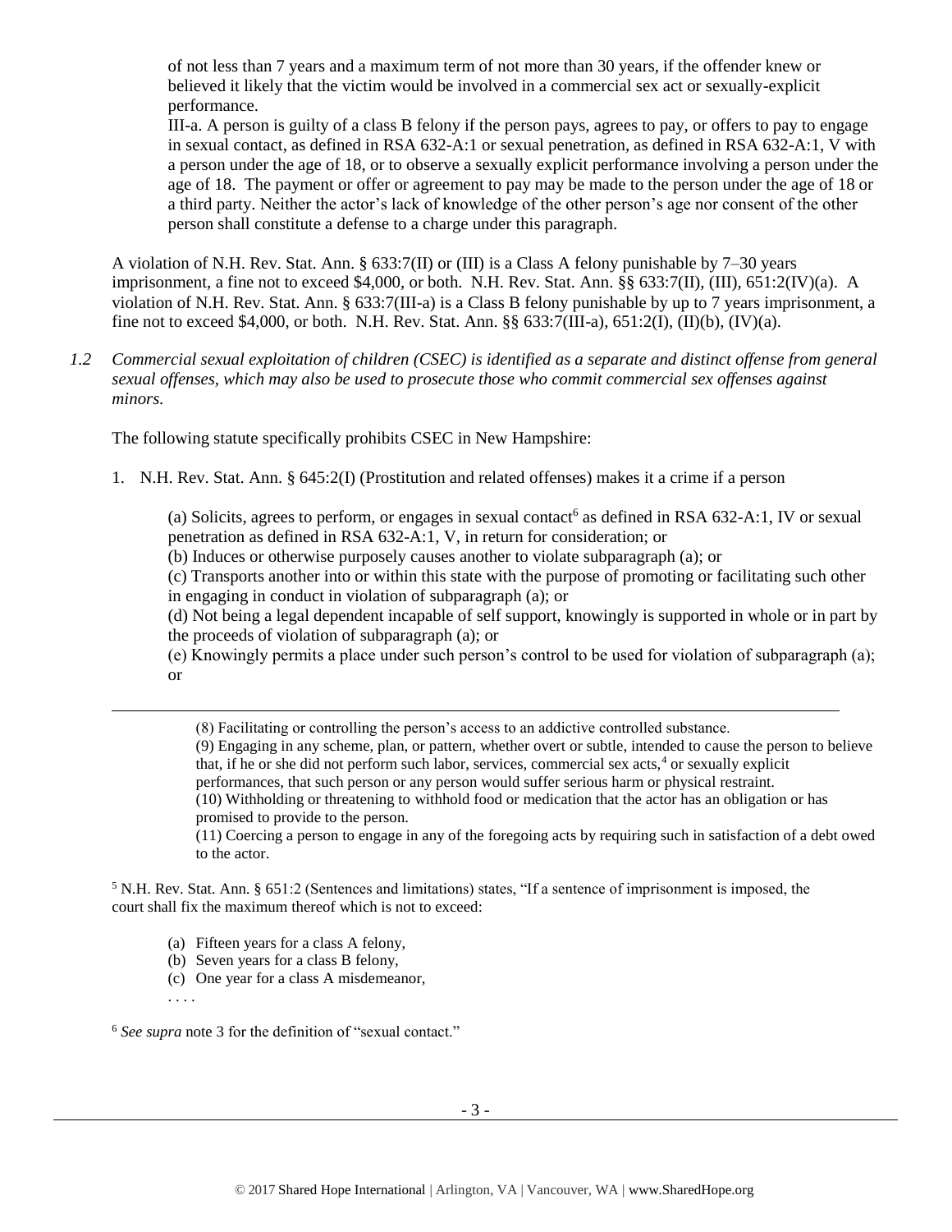of not less than 7 years and a maximum term of not more than 30 years, if the offender knew or believed it likely that the victim would be involved in a commercial sex act or sexually-explicit performance.

III-a. A person is guilty of a class B felony if the person pays, agrees to pay, or offers to pay to engage in sexual contact, as defined in RSA 632-A:1 or sexual penetration, as defined in RSA 632-A:1, V with a person under the age of 18, or to observe a sexually explicit performance involving a person under the age of 18. The payment or offer or agreement to pay may be made to the person under the age of 18 or a third party. Neither the actor's lack of knowledge of the other person's age nor consent of the other person shall constitute a defense to a charge under this paragraph.

A violation of N.H. Rev. Stat. Ann. § 633:7(II) or (III) is a Class A felony punishable by 7–30 years imprisonment, a fine not to exceed $4,000, or both. N.H. Rev. Stat. Ann. §§ 633:7(II), (III), 651:2(IV)(a). A violation of N.H. Rev. Stat. Ann. § 633:7(III-a) is a Class B felony punishable by up to 7 years imprisonment, a fine not to exceed $4,000, or both. N.H. Rev. Stat. Ann. §§ 633:7(III-a), 651:2(I), (II)(b), (IV)(a).

*1.2 Commercial sexual exploitation of children (CSEC) is identified as a separate and distinct offense from general sexual offenses, which may also be used to prosecute those who commit commercial sex offenses against minors.*

The following statute specifically prohibits CSEC in New Hampshire:

1. N.H. Rev. Stat. Ann. § 645:2(I) (Prostitution and related offenses) makes it a crime if a person

   (a) Solicits, agrees to perform, or engages in sexual contact[6] as defined in RSA 632-A:1, IV or sexual penetration as defined in RSA 632-A:1, V, in return for consideration; or

   (b) Induces or otherwise purposely causes another to violate subparagraph (a); or

   (c) Transports another into or within this state with the purpose of promoting or facilitating such other in engaging in conduct in violation of subparagraph (a); or

   (d) Not being a legal dependent incapable of self support, knowingly is supported in whole or in part by the proceeds of violation of subparagraph (a); or

   (e) Knowingly permits a place under such person's control to be used for violation of subparagraph (a); or

---

(8) Facilitating or controlling the person's access to an addictive controlled substance.

(9) Engaging in any scheme, plan, or pattern, whether overt or subtle, intended to cause the person to believe that, if he or she did not perform such labor, services, commercial sex acts,[4] or sexually explicit performances, that such person or any person would suffer serious harm or physical restraint.

(10) Withholding or threatening to withhold food or medication that the actor has an obligation or has promised to provide to the person.

(11) Coercing a person to engage in any of the foregoing acts by requiring such in satisfaction of a debt owed to the actor.

[5] N.H. Rev. Stat. Ann. § 651:2 (Sentences and limitations) states, "If a sentence of imprisonment is imposed, the court shall fix the maximum thereof which is not to exceed:

(a) Fifteen years for a class A felony,
(b) Seven years for a class B felony,
(c) One year for a class A misdemeanor,
. . . .

[6] *See supra* note 3 for the definition of "sexual contact."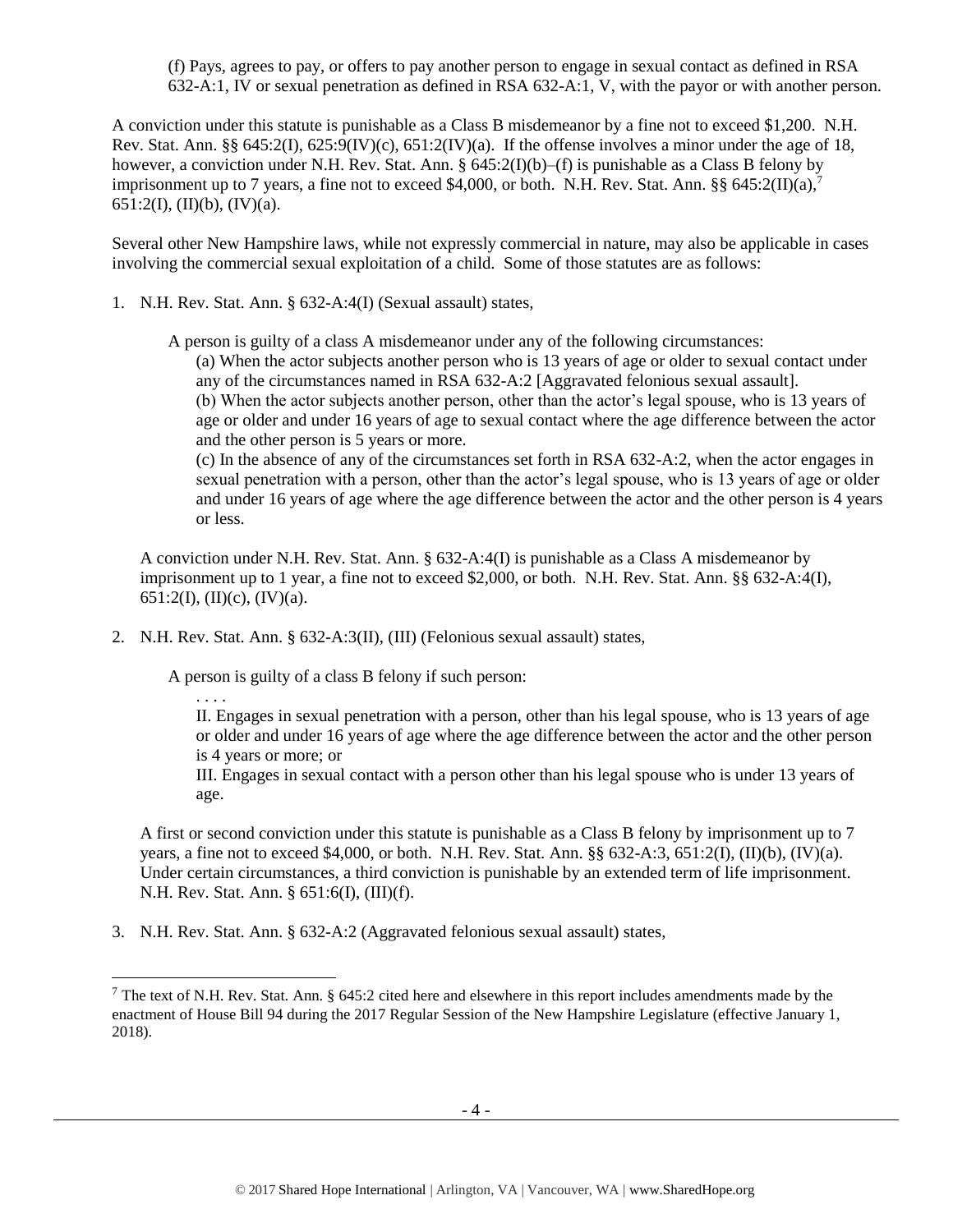(f) Pays, agrees to pay, or offers to pay another person to engage in sexual contact as defined in RSA 632-A:1, IV or sexual penetration as defined in RSA 632-A:1, V, with the payor or with another person.

A conviction under this statute is punishable as a Class B misdemeanor by a fine not to exceed $1,200. N.H. Rev. Stat. Ann. §§ 645:2(I), 625:9(IV)(c), 651:2(IV)(a). If the offense involves a minor under the age of 18, however, a conviction under N.H. Rev. Stat. Ann. § 645:2(I)(b)–(f) is punishable as a Class B felony by imprisonment up to 7 years, a fine not to exceed $4,000, or both. N.H. Rev. Stat. Ann. §§ 645:2(II)(a),[7] 651:2(I), (II)(b), (IV)(a).

Several other New Hampshire laws, while not expressly commercial in nature, may also be applicable in cases involving the commercial sexual exploitation of a child. Some of those statutes are as follows:

1. N.H. Rev. Stat. Ann. § 632-A:4(I) (Sexual assault) states,

   A person is guilty of a class A misdemeanor under any of the following circumstances:

   (a) When the actor subjects another person who is 13 years of age or older to sexual contact under any of the circumstances named in RSA 632-A:2 [Aggravated felonious sexual assault].

   (b) When the actor subjects another person, other than the actor's legal spouse, who is 13 years of age or older and under 16 years of age to sexual contact where the age difference between the actor and the other person is 5 years or more.

   (c) In the absence of any of the circumstances set forth in RSA 632-A:2, when the actor engages in sexual penetration with a person, other than the actor's legal spouse, who is 13 years of age or older and under 16 years of age where the age difference between the actor and the other person is 4 years or less.

   A conviction under N.H. Rev. Stat. Ann. § 632-A:4(I) is punishable as a Class A misdemeanor by imprisonment up to 1 year, a fine not to exceed $2,000, or both. N.H. Rev. Stat. Ann. §§ 632-A:4(I), 651:2(I), (II)(c), (IV)(a).

2. N.H. Rev. Stat. Ann. § 632-A:3(II), (III) (Felonious sexual assault) states,

   A person is guilty of a class B felony if such person:

   . . . .

   II. Engages in sexual penetration with a person, other than his legal spouse, who is 13 years of age or older and under 16 years of age where the age difference between the actor and the other person is 4 years or more; or

   III. Engages in sexual contact with a person other than his legal spouse who is under 13 years of age.

   A first or second conviction under this statute is punishable as a Class B felony by imprisonment up to 7 years, a fine not to exceed $4,000, or both. N.H. Rev. Stat. Ann. §§ 632-A:3, 651:2(I), (II)(b), (IV)(a). Under certain circumstances, a third conviction is punishable by an extended term of life imprisonment. N.H. Rev. Stat. Ann. § 651:6(I), (III)(f).

3. N.H. Rev. Stat. Ann. § 632-A:2 (Aggravated felonious sexual assault) states,

[7] The text of N.H. Rev. Stat. Ann. § 645:2 cited here and elsewhere in this report includes amendments made by the enactment of House Bill 94 during the 2017 Regular Session of the New Hampshire Legislature (effective January 1, 2018).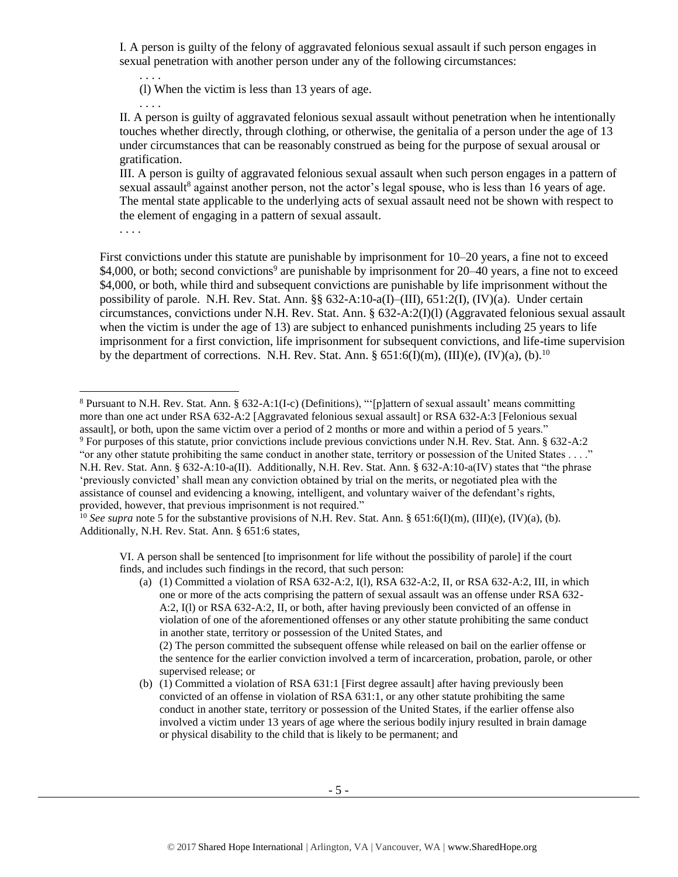I. A person is guilty of the felony of aggravated felonious sexual assault if such person engages in sexual penetration with another person under any of the following circumstances:

. . . .

(l) When the victim is less than 13 years of age.

. . . .

II. A person is guilty of aggravated felonious sexual assault without penetration when he intentionally touches whether directly, through clothing, or otherwise, the genitalia of a person under the age of 13 under circumstances that can be reasonably construed as being for the purpose of sexual arousal or gratification.

III. A person is guilty of aggravated felonious sexual assault when such person engages in a pattern of sexual assault[8] against another person, not the actor's legal spouse, who is less than 16 years of age. The mental state applicable to the underlying acts of sexual assault need not be shown with respect to the element of engaging in a pattern of sexual assault.

. . . .

First convictions under this statute are punishable by imprisonment for 10–20 years, a fine not to exceed $4,000, or both; second convictions[9] are punishable by imprisonment for 20–40 years, a fine not to exceed $4,000, or both, while third and subsequent convictions are punishable by life imprisonment without the possibility of parole. N.H. Rev. Stat. Ann. §§ 632-A:10-a(I)–(III), 651:2(I), (IV)(a). Under certain circumstances, convictions under N.H. Rev. Stat. Ann. § 632-A:2(I)(l) (Aggravated felonious sexual assault when the victim is under the age of 13) are subject to enhanced punishments including 25 years to life imprisonment for a first conviction, life imprisonment for subsequent convictions, and life-time supervision by the department of corrections. N.H. Rev. Stat. Ann. § 651:6(I)(m), (III)(e), (IV)(a), (b).[10]

---

[8] Pursuant to N.H. Rev. Stat. Ann. § 632-A:1(I-c) (Definitions), "'[p]attern of sexual assault' means committing more than one act under RSA 632-A:2 [Aggravated felonious sexual assault] or RSA 632-A:3 [Felonious sexual assault], or both, upon the same victim over a period of 2 months or more and within a period of 5 years."

[9] For purposes of this statute, prior convictions include previous convictions under N.H. Rev. Stat. Ann. § 632-A:2 "or any other statute prohibiting the same conduct in another state, territory or possession of the United States . . . ." N.H. Rev. Stat. Ann. § 632-A:10-a(II). Additionally, N.H. Rev. Stat. Ann. § 632-A:10-a(IV) states that "the phrase 'previously convicted' shall mean any conviction obtained by trial on the merits, or negotiated plea with the assistance of counsel and evidencing a knowing, intelligent, and voluntary waiver of the defendant's rights, provided, however, that previous imprisonment is not required."

[10] *See supra* note 5 for the substantive provisions of N.H. Rev. Stat. Ann. § 651:6(I)(m), (III)(e), (IV)(a), (b). Additionally, N.H. Rev. Stat. Ann. § 651:6 states,

> VI. A person shall be sentenced [to imprisonment for life without the possibility of parole] if the court finds, and includes such findings in the record, that such person:
>
> (a) (1) Committed a violation of RSA 632-A:2, I(l), RSA 632-A:2, II, or RSA 632-A:2, III, in which one or more of the acts comprising the pattern of sexual assault was an offense under RSA 632-A:2, I(l) or RSA 632-A:2, II, or both, after having previously been convicted of an offense in violation of one of the aforementioned offenses or any other statute prohibiting the same conduct in another state, territory or possession of the United States, and
>
> (2) The person committed the subsequent offense while released on bail on the earlier offense or the sentence for the earlier conviction involved a term of incarceration, probation, parole, or other supervised release; or
>
> (b) (1) Committed a violation of RSA 631:1 [First degree assault] after having previously been convicted of an offense in violation of RSA 631:1, or any other statute prohibiting the same conduct in another state, territory or possession of the United States, if the earlier offense also involved a victim under 13 years of age where the serious bodily injury resulted in brain damage or physical disability to the child that is likely to be permanent; and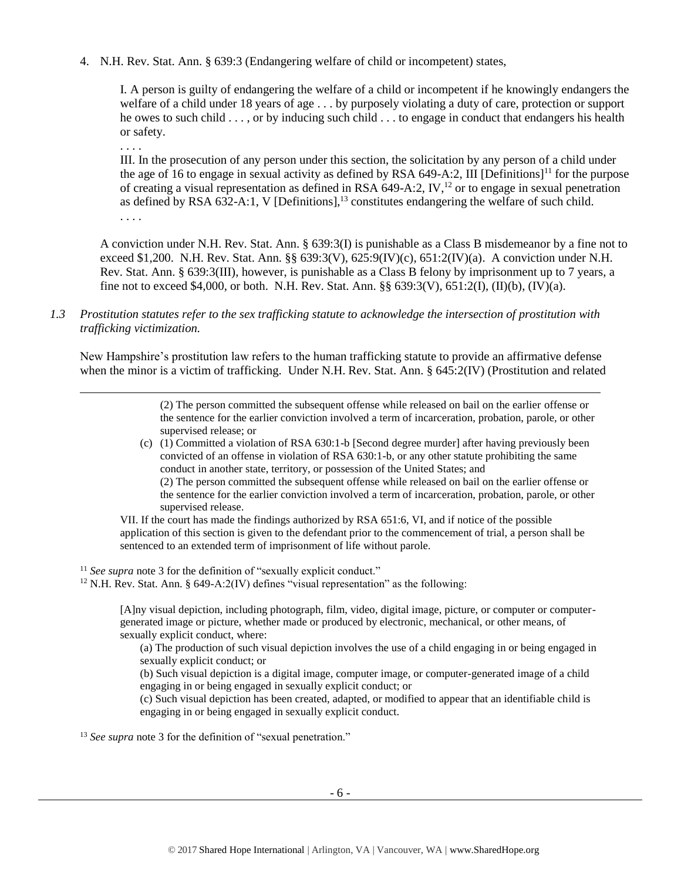4. N.H. Rev. Stat. Ann. § 639:3 (Endangering welfare of child or incompetent) states,

> I. A person is guilty of endangering the welfare of a child or incompetent if he knowingly endangers the welfare of a child under 18 years of age . . . by purposely violating a duty of care, protection or support he owes to such child . . . , or by inducing such child . . . to engage in conduct that endangers his health or safety.
>
> . . . .
>
> III. In the prosecution of any person under this section, the solicitation by any person of a child under the age of 16 to engage in sexual activity as defined by RSA 649-A:2, III [Definitions][11] for the purpose of creating a visual representation as defined in RSA 649-A:2, IV,[12] or to engage in sexual penetration as defined by RSA 632-A:1, V [Definitions],[13] constitutes endangering the welfare of such child.
>
> . . . .

A conviction under N.H. Rev. Stat. Ann. § 639:3(I) is punishable as a Class B misdemeanor by a fine not to exceed $1,200. N.H. Rev. Stat. Ann. §§ 639:3(V), 625:9(IV)(c), 651:2(IV)(a). A conviction under N.H. Rev. Stat. Ann. § 639:3(III), however, is punishable as a Class B felony by imprisonment up to 7 years, a fine not to exceed $4,000, or both. N.H. Rev. Stat. Ann. §§ 639:3(V), 651:2(I), (II)(b), (IV)(a).

*1.3 Prostitution statutes refer to the sex trafficking statute to acknowledge the intersection of prostitution with trafficking victimization.*

New Hampshire's prostitution law refers to the human trafficking statute to provide an affirmative defense when the minor is a victim of trafficking. Under N.H. Rev. Stat. Ann. § 645:2(IV) (Prostitution and related

---

> (2) The person committed the subsequent offense while released on bail on the earlier offense or the sentence for the earlier conviction involved a term of incarceration, probation, parole, or other supervised release; or
>
> (c) (1) Committed a violation of RSA 630:1-b [Second degree murder] after having previously been convicted of an offense in violation of RSA 630:1-b, or any other statute prohibiting the same conduct in another state, territory, or possession of the United States; and
> (2) The person committed the subsequent offense while released on bail on the earlier offense or the sentence for the earlier conviction involved a term of incarceration, probation, parole, or other supervised release.
>
> VII. If the court has made the findings authorized by RSA 651:6, VI, and if notice of the possible application of this section is given to the defendant prior to the commencement of trial, a person shall be sentenced to an extended term of imprisonment of life without parole.

[11] *See supra* note 3 for the definition of "sexually explicit conduct."

[12] N.H. Rev. Stat. Ann. § 649-A:2(IV) defines "visual representation" as the following:

> [A]ny visual depiction, including photograph, film, video, digital image, picture, or computer or computer-generated image or picture, whether made or produced by electronic, mechanical, or other means, of sexually explicit conduct, where:
>
> (a) The production of such visual depiction involves the use of a child engaging in or being engaged in sexually explicit conduct; or
>
> (b) Such visual depiction is a digital image, computer image, or computer-generated image of a child engaging in or being engaged in sexually explicit conduct; or
>
> (c) Such visual depiction has been created, adapted, or modified to appear that an identifiable child is engaging in or being engaged in sexually explicit conduct.

[13] *See supra* note 3 for the definition of "sexual penetration."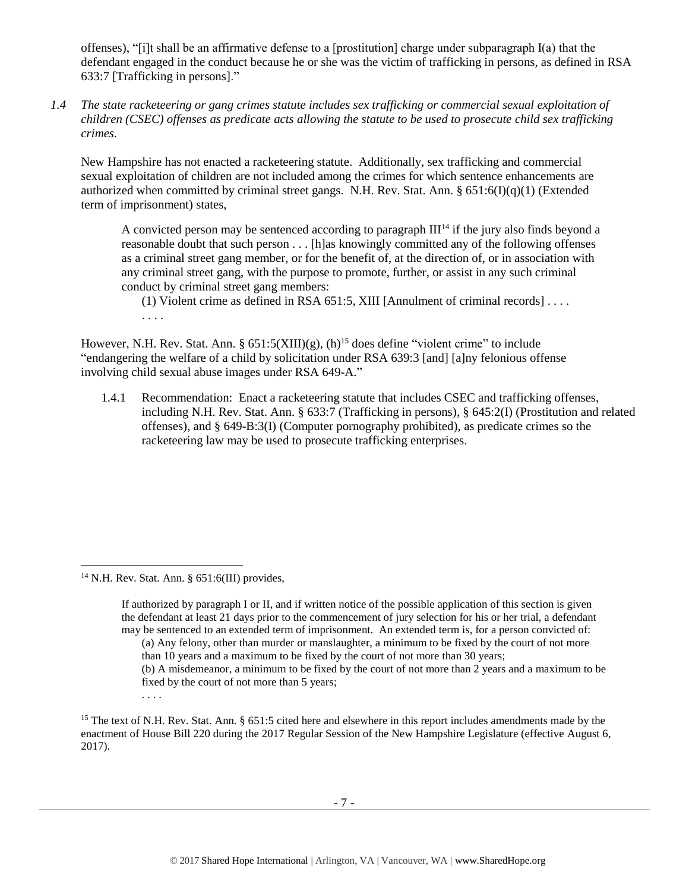offenses), "[i]t shall be an affirmative defense to a [prostitution] charge under subparagraph I(a) that the defendant engaged in the conduct because he or she was the victim of trafficking in persons, as defined in RSA 633:7 [Trafficking in persons]."

*1.4 The state racketeering or gang crimes statute includes sex trafficking or commercial sexual exploitation of children (CSEC) offenses as predicate acts allowing the statute to be used to prosecute child sex trafficking crimes.*

New Hampshire has not enacted a racketeering statute. Additionally, sex trafficking and commercial sexual exploitation of children are not included among the crimes for which sentence enhancements are authorized when committed by criminal street gangs. N.H. Rev. Stat. Ann. § 651:6(I)(q)(1) (Extended term of imprisonment) states,

> A convicted person may be sentenced according to paragraph III[14] if the jury also finds beyond a reasonable doubt that such person . . . [h]as knowingly committed any of the following offenses as a criminal street gang member, or for the benefit of, at the direction of, or in association with any criminal street gang, with the purpose to promote, further, or assist in any such criminal conduct by criminal street gang members:
>
> (1) Violent crime as defined in RSA 651:5, XIII [Annulment of criminal records] . . . .
>
> . . . .

However, N.H. Rev. Stat. Ann. § 651:5(XIII)(g), (h)[15] does define "violent crime" to include "endangering the welfare of a child by solicitation under RSA 639:3 [and] [a]ny felonious offense involving child sexual abuse images under RSA 649-A."

1.4.1 Recommendation: Enact a racketeering statute that includes CSEC and trafficking offenses, including N.H. Rev. Stat. Ann. § 633:7 (Trafficking in persons), § 645:2(I) (Prostitution and related offenses), and § 649-B:3(I) (Computer pornography prohibited), as predicate crimes so the racketeering law may be used to prosecute trafficking enterprises.

---

[14] N.H. Rev. Stat. Ann. § 651:6(III) provides,

> If authorized by paragraph I or II, and if written notice of the possible application of this section is given the defendant at least 21 days prior to the commencement of jury selection for his or her trial, a defendant may be sentenced to an extended term of imprisonment. An extended term is, for a person convicted of:
>
> (a) Any felony, other than murder or manslaughter, a minimum to be fixed by the court of not more than 10 years and a maximum to be fixed by the court of not more than 30 years;
>
> (b) A misdemeanor, a minimum to be fixed by the court of not more than 2 years and a maximum to be fixed by the court of not more than 5 years;
>
> . . . .

[15] The text of N.H. Rev. Stat. Ann. § 651:5 cited here and elsewhere in this report includes amendments made by the enactment of House Bill 220 during the 2017 Regular Session of the New Hampshire Legislature (effective August 6, 2017).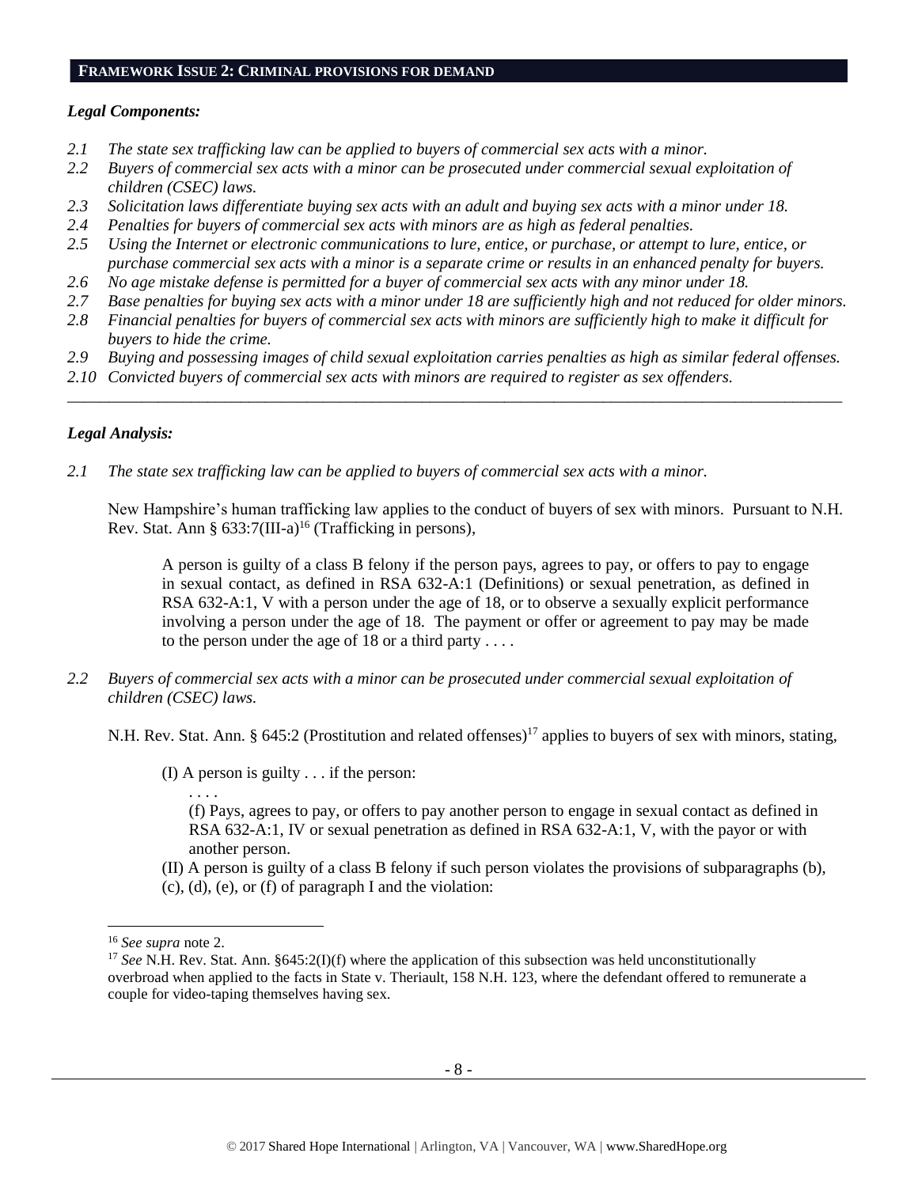## FRAMEWORK ISSUE 2: CRIMINAL PROVISIONS FOR DEMAND

### *Legal Components:*

- *2.1 The state sex trafficking law can be applied to buyers of commercial sex acts with a minor.*
- *2.2 Buyers of commercial sex acts with a minor can be prosecuted under commercial sexual exploitation of children (CSEC) laws.*
- *2.3 Solicitation laws differentiate buying sex acts with an adult and buying sex acts with a minor under 18.*
- *2.4 Penalties for buyers of commercial sex acts with minors are as high as federal penalties.*
- *2.5 Using the Internet or electronic communications to lure, entice, or purchase, or attempt to lure, entice, or purchase commercial sex acts with a minor is a separate crime or results in an enhanced penalty for buyers.*
- *2.6 No age mistake defense is permitted for a buyer of commercial sex acts with any minor under 18.*
- *2.7 Base penalties for buying sex acts with a minor under 18 are sufficiently high and not reduced for older minors.*
- *2.8 Financial penalties for buyers of commercial sex acts with minors are sufficiently high to make it difficult for buyers to hide the crime.*
- *2.9 Buying and possessing images of child sexual exploitation carries penalties as high as similar federal offenses.*
- *2.10 Convicted buyers of commercial sex acts with minors are required to register as sex offenders.*

---

### *Legal Analysis:*

*2.1 The state sex trafficking law can be applied to buyers of commercial sex acts with a minor.*

New Hampshire's human trafficking law applies to the conduct of buyers of sex with minors. Pursuant to N.H. Rev. Stat. Ann § 633:7(III-a)[16] (Trafficking in persons),

> A person is guilty of a class B felony if the person pays, agrees to pay, or offers to pay to engage in sexual contact, as defined in RSA 632-A:1 (Definitions) or sexual penetration, as defined in RSA 632-A:1, V with a person under the age of 18, or to observe a sexually explicit performance involving a person under the age of 18. The payment or offer or agreement to pay may be made to the person under the age of 18 or a third party . . . .

*2.2 Buyers of commercial sex acts with a minor can be prosecuted under commercial sexual exploitation of children (CSEC) laws.*

N.H. Rev. Stat. Ann. § 645:2 (Prostitution and related offenses)[17] applies to buyers of sex with minors, stating,

> (I) A person is guilty . . . if the person:
>
> . . . .
>
> (f) Pays, agrees to pay, or offers to pay another person to engage in sexual contact as defined in RSA 632-A:1, IV or sexual penetration as defined in RSA 632-A:1, V, with the payor or with another person.
>
> (II) A person is guilty of a class B felony if such person violates the provisions of subparagraphs (b), (c), (d), (e), or (f) of paragraph I and the violation:

---

[16] *See supra* note 2.

[17] *See* N.H. Rev. Stat. Ann. §645:2(I)(f) where the application of this subsection was held unconstitutionally overbroad when applied to the facts in State v. Theriault, 158 N.H. 123, where the defendant offered to remunerate a couple for video-taping themselves having sex.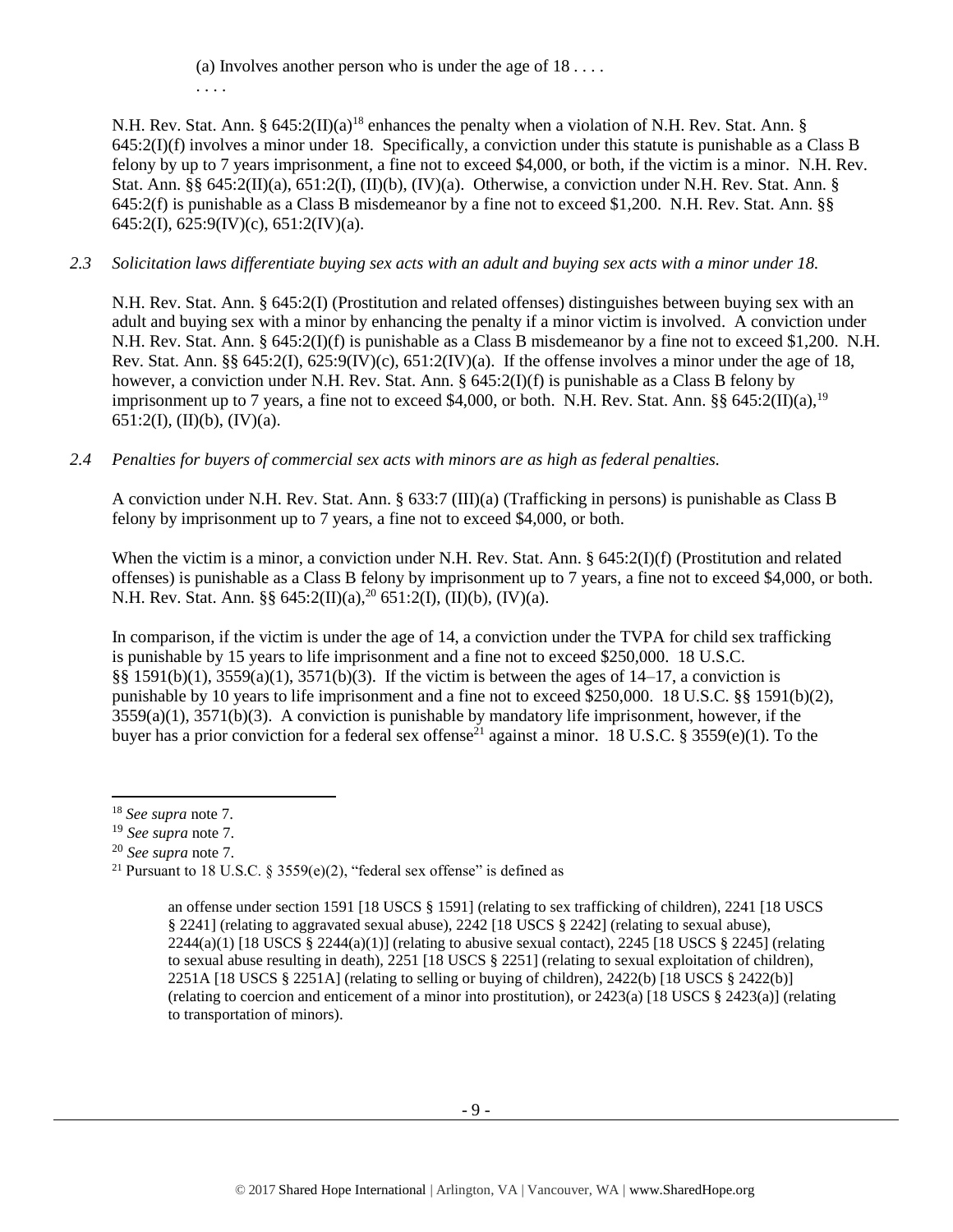(a) Involves another person who is under the age of 18 . . . .

. . . .

N.H. Rev. Stat. Ann. § 645:2(II)(a)[18] enhances the penalty when a violation of N.H. Rev. Stat. Ann. § 645:2(I)(f) involves a minor under 18. Specifically, a conviction under this statute is punishable as a Class B felony by up to 7 years imprisonment, a fine not to exceed $4,000, or both, if the victim is a minor. N.H. Rev. Stat. Ann. §§ 645:2(II)(a), 651:2(I), (II)(b), (IV)(a). Otherwise, a conviction under N.H. Rev. Stat. Ann. § 645:2(f) is punishable as a Class B misdemeanor by a fine not to exceed $1,200. N.H. Rev. Stat. Ann. §§ 645:2(I), 625:9(IV)(c), 651:2(IV)(a).

*2.3 Solicitation laws differentiate buying sex acts with an adult and buying sex acts with a minor under 18.*

N.H. Rev. Stat. Ann. § 645:2(I) (Prostitution and related offenses) distinguishes between buying sex with an adult and buying sex with a minor by enhancing the penalty if a minor victim is involved. A conviction under N.H. Rev. Stat. Ann. § 645:2(I)(f) is punishable as a Class B misdemeanor by a fine not to exceed $1,200. N.H. Rev. Stat. Ann. §§ 645:2(I), 625:9(IV)(c), 651:2(IV)(a). If the offense involves a minor under the age of 18, however, a conviction under N.H. Rev. Stat. Ann. § 645:2(I)(f) is punishable as a Class B felony by imprisonment up to 7 years, a fine not to exceed $4,000, or both. N.H. Rev. Stat. Ann. §§ 645:2(II)(a),[19] 651:2(I), (II)(b), (IV)(a).

*2.4 Penalties for buyers of commercial sex acts with minors are as high as federal penalties.*

A conviction under N.H. Rev. Stat. Ann. § 633:7 (III)(a) (Trafficking in persons) is punishable as Class B felony by imprisonment up to 7 years, a fine not to exceed $4,000, or both.

When the victim is a minor, a conviction under N.H. Rev. Stat. Ann. § 645:2(I)(f) (Prostitution and related offenses) is punishable as a Class B felony by imprisonment up to 7 years, a fine not to exceed $4,000, or both. N.H. Rev. Stat. Ann. §§ 645:2(II)(a),[20] 651:2(I), (II)(b), (IV)(a).

In comparison, if the victim is under the age of 14, a conviction under the TVPA for child sex trafficking is punishable by 15 years to life imprisonment and a fine not to exceed $250,000. 18 U.S.C. §§ 1591(b)(1), 3559(a)(1), 3571(b)(3). If the victim is between the ages of 14–17, a conviction is punishable by 10 years to life imprisonment and a fine not to exceed $250,000. 18 U.S.C. §§ 1591(b)(2), 3559(a)(1), 3571(b)(3). A conviction is punishable by mandatory life imprisonment, however, if the buyer has a prior conviction for a federal sex offense[21] against a minor. 18 U.S.C. § 3559(e)(1). To the

---

[18] *See supra* note 7.

[19] *See supra* note 7.

[20] *See supra* note 7.

[21] Pursuant to 18 U.S.C. § 3559(e)(2), "federal sex offense" is defined as

> an offense under section 1591 [18 USCS § 1591] (relating to sex trafficking of children), 2241 [18 USCS § 2241] (relating to aggravated sexual abuse), 2242 [18 USCS § 2242] (relating to sexual abuse), 2244(a)(1) [18 USCS § 2244(a)(1)] (relating to abusive sexual contact), 2245 [18 USCS § 2245] (relating to sexual abuse resulting in death), 2251 [18 USCS § 2251] (relating to sexual exploitation of children), 2251A [18 USCS § 2251A] (relating to selling or buying of children), 2422(b) [18 USCS § 2422(b)] (relating to coercion and enticement of a minor into prostitution), or 2423(a) [18 USCS § 2423(a)] (relating to transportation of minors).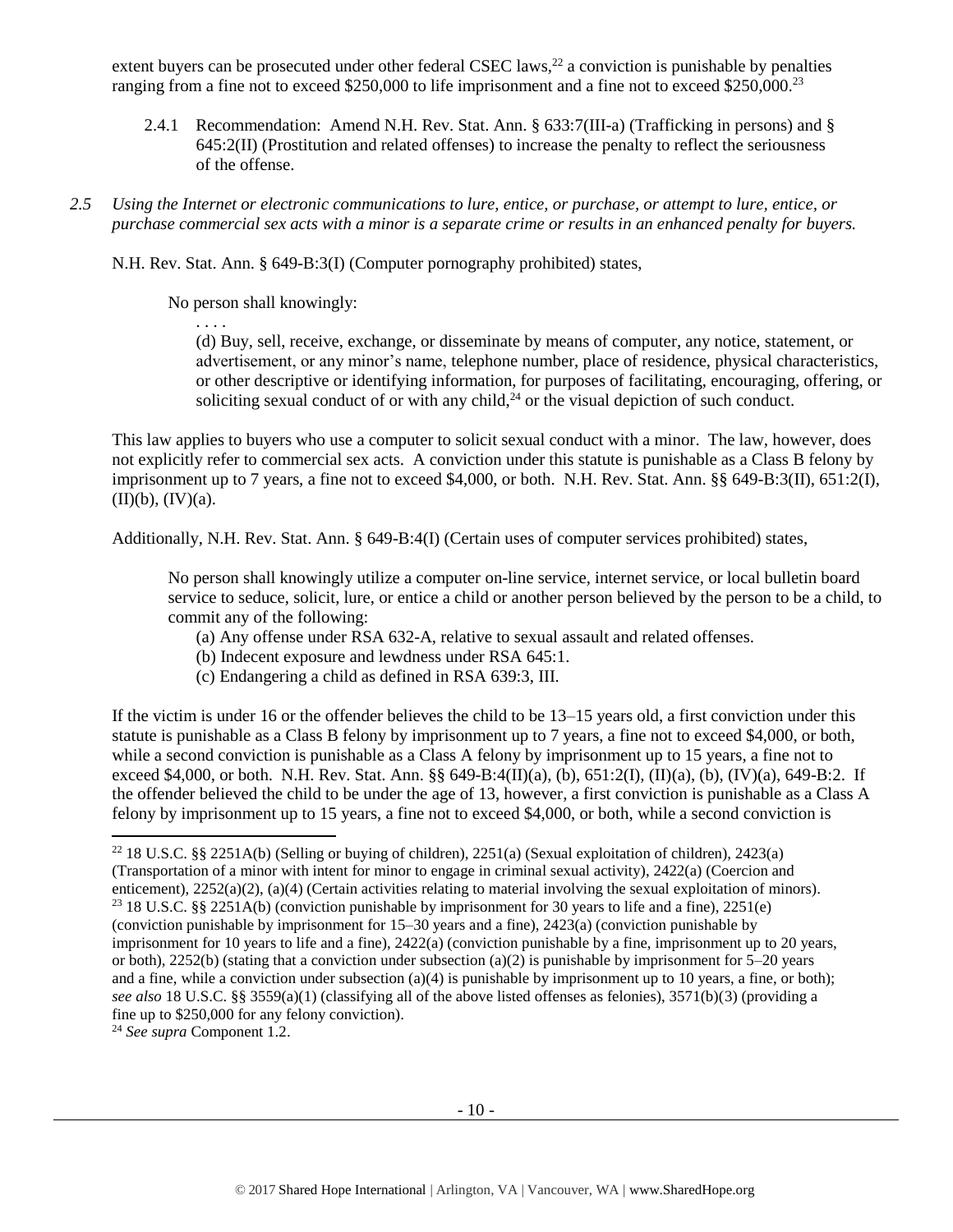extent buyers can be prosecuted under other federal CSEC laws,[22] a conviction is punishable by penalties ranging from a fine not to exceed $250,000 to life imprisonment and a fine not to exceed $250,000.[23]

2.4.1 Recommendation: Amend N.H. Rev. Stat. Ann. § 633:7(III-a) (Trafficking in persons) and § 645:2(II) (Prostitution and related offenses) to increase the penalty to reflect the seriousness of the offense.

*2.5 Using the Internet or electronic communications to lure, entice, or purchase, or attempt to lure, entice, or purchase commercial sex acts with a minor is a separate crime or results in an enhanced penalty for buyers.*

N.H. Rev. Stat. Ann. § 649-B:3(I) (Computer pornography prohibited) states,

> No person shall knowingly:
>
> . . . .
>
> (d) Buy, sell, receive, exchange, or disseminate by means of computer, any notice, statement, or advertisement, or any minor's name, telephone number, place of residence, physical characteristics, or other descriptive or identifying information, for purposes of facilitating, encouraging, offering, or soliciting sexual conduct of or with any child,[24] or the visual depiction of such conduct.

This law applies to buyers who use a computer to solicit sexual conduct with a minor. The law, however, does not explicitly refer to commercial sex acts. A conviction under this statute is punishable as a Class B felony by imprisonment up to 7 years, a fine not to exceed $4,000, or both. N.H. Rev. Stat. Ann. §§ 649-B:3(II), 651:2(I), (II)(b), (IV)(a).

Additionally, N.H. Rev. Stat. Ann. § 649-B:4(I) (Certain uses of computer services prohibited) states,

> No person shall knowingly utilize a computer on-line service, internet service, or local bulletin board service to seduce, solicit, lure, or entice a child or another person believed by the person to be a child, to commit any of the following:
>
> (a) Any offense under RSA 632-A, relative to sexual assault and related offenses.
> (b) Indecent exposure and lewdness under RSA 645:1.
> (c) Endangering a child as defined in RSA 639:3, III.

If the victim is under 16 or the offender believes the child to be 13–15 years old, a first conviction under this statute is punishable as a Class B felony by imprisonment up to 7 years, a fine not to exceed $4,000, or both, while a second conviction is punishable as a Class A felony by imprisonment up to 15 years, a fine not to exceed $4,000, or both. N.H. Rev. Stat. Ann. §§ 649-B:4(II)(a), (b), 651:2(I), (II)(a), (b), (IV)(a), 649-B:2. If the offender believed the child to be under the age of 13, however, a first conviction is punishable as a Class A felony by imprisonment up to 15 years, a fine not to exceed $4,000, or both, while a second conviction is

---

[22] 18 U.S.C. §§ 2251A(b) (Selling or buying of children), 2251(a) (Sexual exploitation of children), 2423(a) (Transportation of a minor with intent for minor to engage in criminal sexual activity), 2422(a) (Coercion and enticement), 2252(a)(2), (a)(4) (Certain activities relating to material involving the sexual exploitation of minors).

[23] 18 U.S.C. §§ 2251A(b) (conviction punishable by imprisonment for 30 years to life and a fine), 2251(e) (conviction punishable by imprisonment for 15–30 years and a fine), 2423(a) (conviction punishable by imprisonment for 10 years to life and a fine), 2422(a) (conviction punishable by a fine, imprisonment up to 20 years, or both), 2252(b) (stating that a conviction under subsection (a)(2) is punishable by imprisonment for 5–20 years and a fine, while a conviction under subsection (a)(4) is punishable by imprisonment up to 10 years, a fine, or both); *see also* 18 U.S.C. §§ 3559(a)(1) (classifying all of the above listed offenses as felonies), 3571(b)(3) (providing a fine up to $250,000 for any felony conviction).

[24] *See supra* Component 1.2.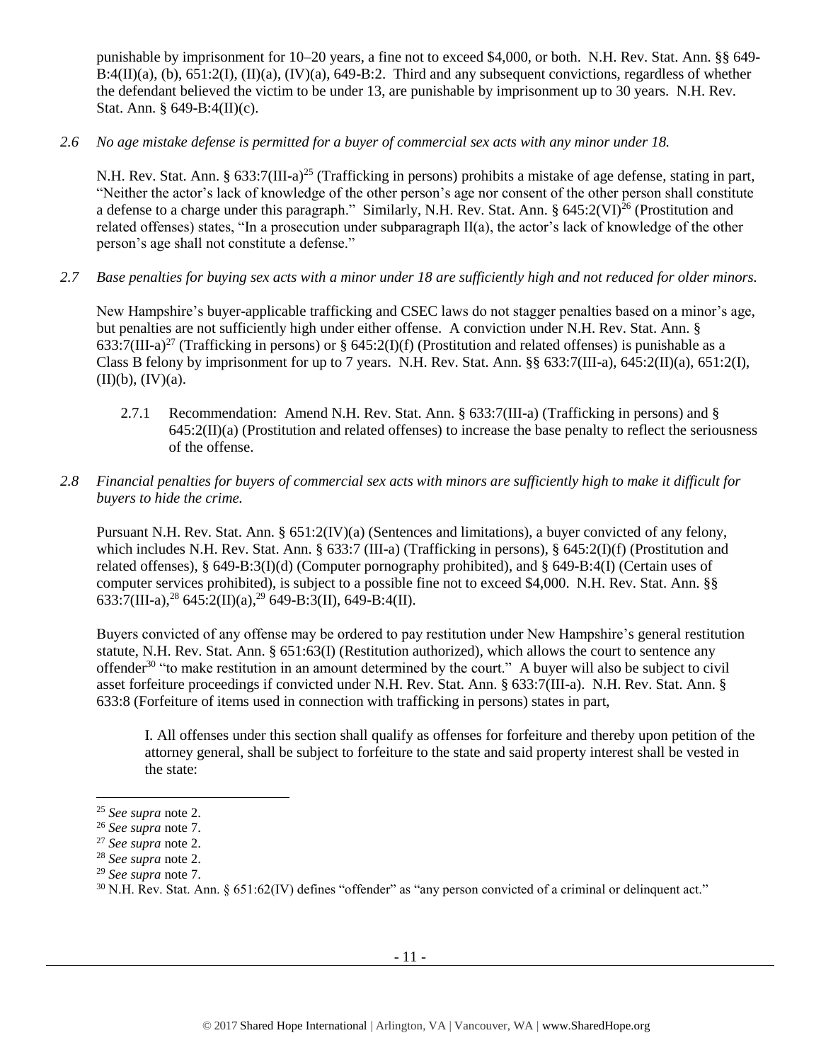punishable by imprisonment for 10–20 years, a fine not to exceed $4,000, or both. N.H. Rev. Stat. Ann. §§ 649-B:4(II)(a), (b), 651:2(I), (II)(a), (IV)(a), 649-B:2. Third and any subsequent convictions, regardless of whether the defendant believed the victim to be under 13, are punishable by imprisonment up to 30 years. N.H. Rev. Stat. Ann. § 649-B:4(II)(c).

*2.6 No age mistake defense is permitted for a buyer of commercial sex acts with any minor under 18.*

N.H. Rev. Stat. Ann. § 633:7(III-a)[25] (Trafficking in persons) prohibits a mistake of age defense, stating in part, "Neither the actor's lack of knowledge of the other person's age nor consent of the other person shall constitute a defense to a charge under this paragraph." Similarly, N.H. Rev. Stat. Ann. § 645:2(VI)[26] (Prostitution and related offenses) states, "In a prosecution under subparagraph II(a), the actor's lack of knowledge of the other person's age shall not constitute a defense."

*2.7 Base penalties for buying sex acts with a minor under 18 are sufficiently high and not reduced for older minors.*

New Hampshire's buyer-applicable trafficking and CSEC laws do not stagger penalties based on a minor's age, but penalties are not sufficiently high under either offense. A conviction under N.H. Rev. Stat. Ann. § 633:7(III-a)[27] (Trafficking in persons) or § 645:2(I)(f) (Prostitution and related offenses) is punishable as a Class B felony by imprisonment for up to 7 years. N.H. Rev. Stat. Ann. §§ 633:7(III-a), 645:2(II)(a), 651:2(I), (II)(b), (IV)(a).

2.7.1 Recommendation: Amend N.H. Rev. Stat. Ann. § 633:7(III-a) (Trafficking in persons) and § 645:2(II)(a) (Prostitution and related offenses) to increase the base penalty to reflect the seriousness of the offense.

*2.8 Financial penalties for buyers of commercial sex acts with minors are sufficiently high to make it difficult for buyers to hide the crime.*

Pursuant N.H. Rev. Stat. Ann. § 651:2(IV)(a) (Sentences and limitations), a buyer convicted of any felony, which includes N.H. Rev. Stat. Ann. § 633:7 (III-a) (Trafficking in persons), § 645:2(I)(f) (Prostitution and related offenses), § 649-B:3(I)(d) (Computer pornography prohibited), and § 649-B:4(I) (Certain uses of computer services prohibited), is subject to a possible fine not to exceed $4,000. N.H. Rev. Stat. Ann. §§ 633:7(III-a),[28] 645:2(II)(a),[29] 649-B:3(II), 649-B:4(II).

Buyers convicted of any offense may be ordered to pay restitution under New Hampshire's general restitution statute, N.H. Rev. Stat. Ann. § 651:63(I) (Restitution authorized), which allows the court to sentence any offender[30] "to make restitution in an amount determined by the court." A buyer will also be subject to civil asset forfeiture proceedings if convicted under N.H. Rev. Stat. Ann. § 633:7(III-a). N.H. Rev. Stat. Ann. § 633:8 (Forfeiture of items used in connection with trafficking in persons) states in part,

> I. All offenses under this section shall qualify as offenses for forfeiture and thereby upon petition of the attorney general, shall be subject to forfeiture to the state and said property interest shall be vested in the state:

---

[25] *See supra* note 2.
[26] *See supra* note 7.
[27] *See supra* note 2.
[28] *See supra* note 2.
[29] *See supra* note 7.
[30] N.H. Rev. Stat. Ann. § 651:62(IV) defines "offender" as "any person convicted of a criminal or delinquent act."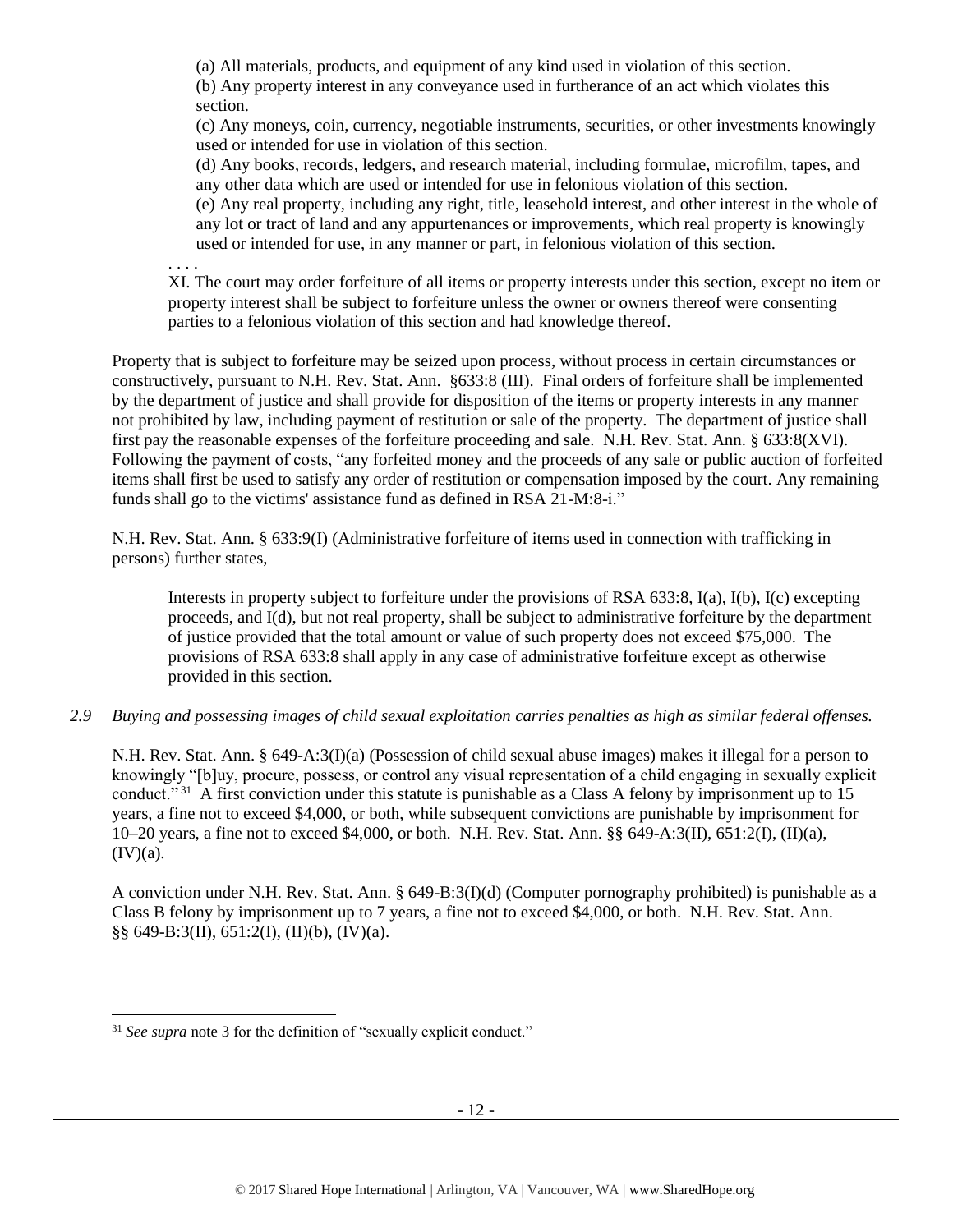> (a) All materials, products, and equipment of any kind used in violation of this section.
> (b) Any property interest in any conveyance used in furtherance of an act which violates this section.
> (c) Any moneys, coin, currency, negotiable instruments, securities, or other investments knowingly used or intended for use in violation of this section.
> (d) Any books, records, ledgers, and research material, including formulae, microfilm, tapes, and any other data which are used or intended for use in felonious violation of this section.
> (e) Any real property, including any right, title, leasehold interest, and other interest in the whole of any lot or tract of land and any appurtenances or improvements, which real property is knowingly used or intended for use, in any manner or part, in felonious violation of this section.
>
> . . . .
>
> XI. The court may order forfeiture of all items or property interests under this section, except no item or property interest shall be subject to forfeiture unless the owner or owners thereof were consenting parties to a felonious violation of this section and had knowledge thereof.

Property that is subject to forfeiture may be seized upon process, without process in certain circumstances or constructively, pursuant to N.H. Rev. Stat. Ann. §633:8 (III). Final orders of forfeiture shall be implemented by the department of justice and shall provide for disposition of the items or property interests in any manner not prohibited by law, including payment of restitution or sale of the property. The department of justice shall first pay the reasonable expenses of the forfeiture proceeding and sale. N.H. Rev. Stat. Ann. § 633:8(XVI). Following the payment of costs, "any forfeited money and the proceeds of any sale or public auction of forfeited items shall first be used to satisfy any order of restitution or compensation imposed by the court. Any remaining funds shall go to the victims' assistance fund as defined in RSA 21-M:8-i."

N.H. Rev. Stat. Ann. § 633:9(I) (Administrative forfeiture of items used in connection with trafficking in persons) further states,

> Interests in property subject to forfeiture under the provisions of RSA 633:8, I(a), I(b), I(c) excepting proceeds, and I(d), but not real property, shall be subject to administrative forfeiture by the department of justice provided that the total amount or value of such property does not exceed $75,000. The provisions of RSA 633:8 shall apply in any case of administrative forfeiture except as otherwise provided in this section.

*2.9 Buying and possessing images of child sexual exploitation carries penalties as high as similar federal offenses.*

N.H. Rev. Stat. Ann. § 649-A:3(I)(a) (Possession of child sexual abuse images) makes it illegal for a person to knowingly "[b]uy, procure, possess, or control any visual representation of a child engaging in sexually explicit conduct."[31] A first conviction under this statute is punishable as a Class A felony by imprisonment up to 15 years, a fine not to exceed $4,000, or both, while subsequent convictions are punishable by imprisonment for 10–20 years, a fine not to exceed $4,000, or both. N.H. Rev. Stat. Ann. §§ 649-A:3(II), 651:2(I), (II)(a), (IV)(a).

A conviction under N.H. Rev. Stat. Ann. § 649-B:3(I)(d) (Computer pornography prohibited) is punishable as a Class B felony by imprisonment up to 7 years, a fine not to exceed $4,000, or both. N.H. Rev. Stat. Ann. §§ 649-B:3(II), 651:2(I), (II)(b), (IV)(a).

---

[31] *See supra* note 3 for the definition of "sexually explicit conduct."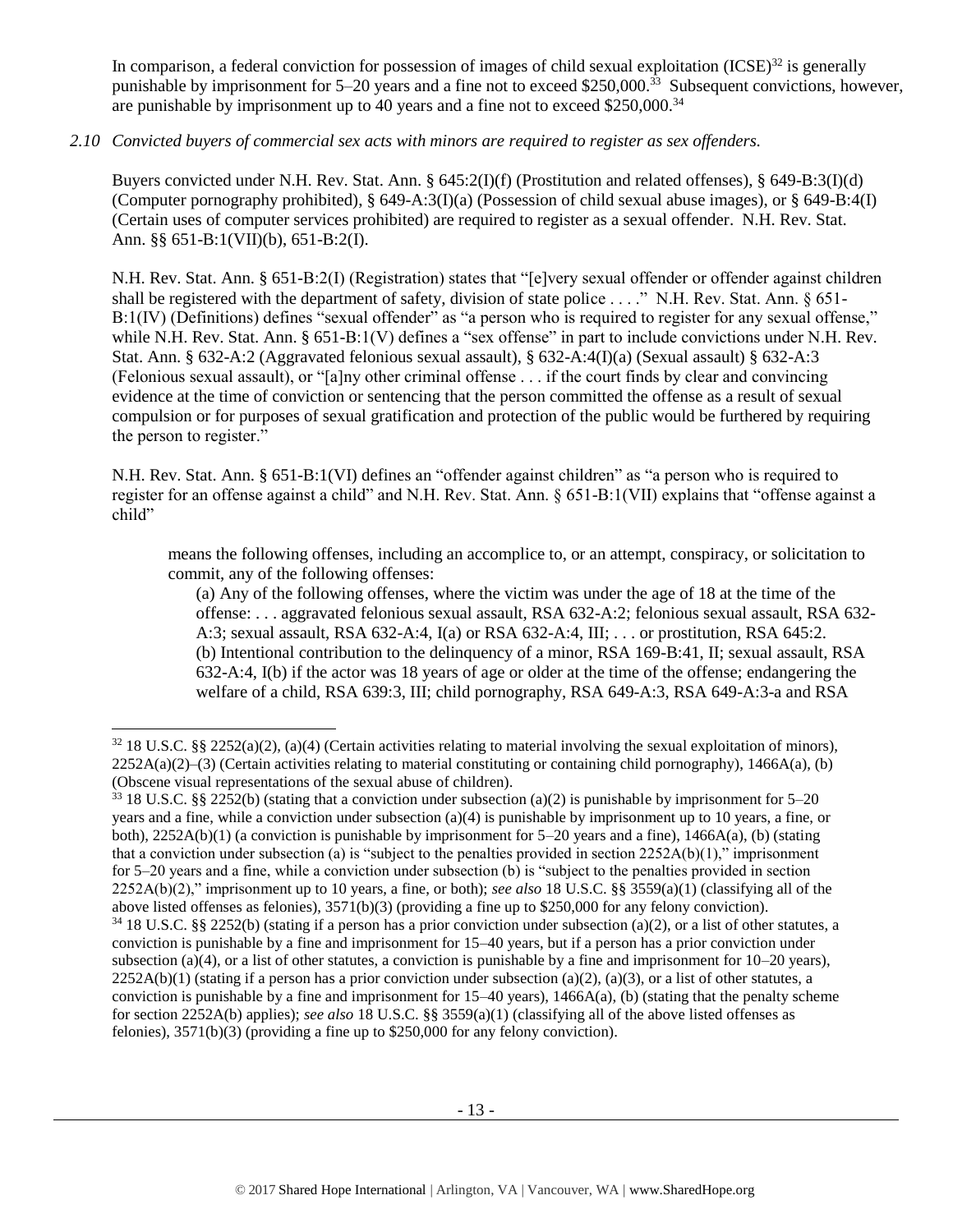In comparison, a federal conviction for possession of images of child sexual exploitation (ICSE)[32] is generally punishable by imprisonment for 5–20 years and a fine not to exceed $250,000.[33] Subsequent convictions, however, are punishable by imprisonment up to 40 years and a fine not to exceed $250,000.[34]

*2.10 Convicted buyers of commercial sex acts with minors are required to register as sex offenders.*

Buyers convicted under N.H. Rev. Stat. Ann. § 645:2(I)(f) (Prostitution and related offenses), § 649-B:3(I)(d) (Computer pornography prohibited), § 649-A:3(I)(a) (Possession of child sexual abuse images), or § 649-B:4(I) (Certain uses of computer services prohibited) are required to register as a sexual offender. N.H. Rev. Stat. Ann. §§ 651-B:1(VII)(b), 651-B:2(I).

N.H. Rev. Stat. Ann. § 651-B:2(I) (Registration) states that "[e]very sexual offender or offender against children shall be registered with the department of safety, division of state police . . . ." N.H. Rev. Stat. Ann. § 651-B:1(IV) (Definitions) defines "sexual offender" as "a person who is required to register for any sexual offense," while N.H. Rev. Stat. Ann. § 651-B:1(V) defines a "sex offense" in part to include convictions under N.H. Rev. Stat. Ann. § 632-A:2 (Aggravated felonious sexual assault), § 632-A:4(I)(a) (Sexual assault) § 632-A:3 (Felonious sexual assault), or "[a]ny other criminal offense . . . if the court finds by clear and convincing evidence at the time of conviction or sentencing that the person committed the offense as a result of sexual compulsion or for purposes of sexual gratification and protection of the public would be furthered by requiring the person to register."

N.H. Rev. Stat. Ann. § 651-B:1(VI) defines an "offender against children" as "a person who is required to register for an offense against a child" and N.H. Rev. Stat. Ann. § 651-B:1(VII) explains that "offense against a child"

> means the following offenses, including an accomplice to, or an attempt, conspiracy, or solicitation to commit, any of the following offenses:
>
> (a) Any of the following offenses, where the victim was under the age of 18 at the time of the offense: . . . aggravated felonious sexual assault, RSA 632-A:2; felonious sexual assault, RSA 632-A:3; sexual assault, RSA 632-A:4, I(a) or RSA 632-A:4, III; . . . or prostitution, RSA 645:2.
>
> (b) Intentional contribution to the delinquency of a minor, RSA 169-B:41, II; sexual assault, RSA 632-A:4, I(b) if the actor was 18 years of age or older at the time of the offense; endangering the welfare of a child, RSA 639:3, III; child pornography, RSA 649-A:3, RSA 649-A:3-a and RSA

---

[32] 18 U.S.C. §§ 2252(a)(2), (a)(4) (Certain activities relating to material involving the sexual exploitation of minors), 2252A(a)(2)–(3) (Certain activities relating to material constituting or containing child pornography), 1466A(a), (b) (Obscene visual representations of the sexual abuse of children).

[33] 18 U.S.C. §§ 2252(b) (stating that a conviction under subsection (a)(2) is punishable by imprisonment for 5–20 years and a fine, while a conviction under subsection (a)(4) is punishable by imprisonment up to 10 years, a fine, or both), 2252A(b)(1) (a conviction is punishable by imprisonment for 5–20 years and a fine), 1466A(a), (b) (stating that a conviction under subsection (a) is "subject to the penalties provided in section 2252A(b)(1)," imprisonment for 5–20 years and a fine, while a conviction under subsection (b) is "subject to the penalties provided in section 2252A(b)(2)," imprisonment up to 10 years, a fine, or both); *see also* 18 U.S.C. §§ 3559(a)(1) (classifying all of the above listed offenses as felonies), 3571(b)(3) (providing a fine up to $250,000 for any felony conviction).

[34] 18 U.S.C. §§ 2252(b) (stating if a person has a prior conviction under subsection (a)(2), or a list of other statutes, a conviction is punishable by a fine and imprisonment for 15–40 years, but if a person has a prior conviction under subsection (a)(4), or a list of other statutes, a conviction is punishable by a fine and imprisonment for 10–20 years), 2252A(b)(1) (stating if a person has a prior conviction under subsection (a)(2), (a)(3), or a list of other statutes, a conviction is punishable by a fine and imprisonment for 15–40 years), 1466A(a), (b) (stating that the penalty scheme for section 2252A(b) applies); *see also* 18 U.S.C. §§ 3559(a)(1) (classifying all of the above listed offenses as felonies), 3571(b)(3) (providing a fine up to $250,000 for any felony conviction).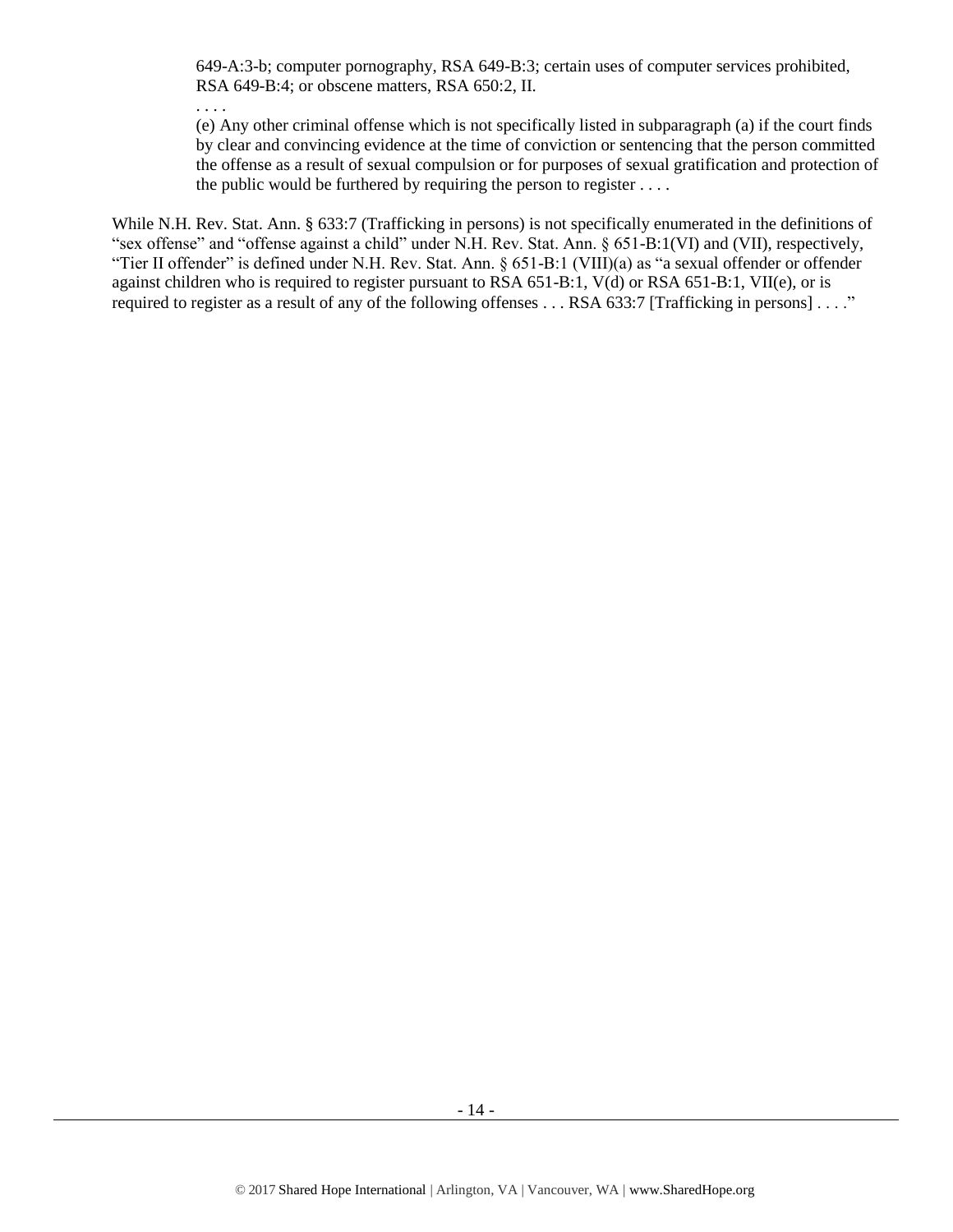> 649-A:3-b; computer pornography, RSA 649-B:3; certain uses of computer services prohibited, RSA 649-B:4; or obscene matters, RSA 650:2, II.
>
> . . . .
>
> (e) Any other criminal offense which is not specifically listed in subparagraph (a) if the court finds by clear and convincing evidence at the time of conviction or sentencing that the person committed the offense as a result of sexual compulsion or for purposes of sexual gratification and protection of the public would be furthered by requiring the person to register . . . .

While N.H. Rev. Stat. Ann. § 633:7 (Trafficking in persons) is not specifically enumerated in the definitions of "sex offense" and "offense against a child" under N.H. Rev. Stat. Ann. § 651-B:1(VI) and (VII), respectively, "Tier II offender" is defined under N.H. Rev. Stat. Ann. § 651-B:1 (VIII)(a) as "a sexual offender or offender against children who is required to register pursuant to RSA 651-B:1, V(d) or RSA 651-B:1, VII(e), or is required to register as a result of any of the following offenses . . . RSA 633:7 [Trafficking in persons] . . . ."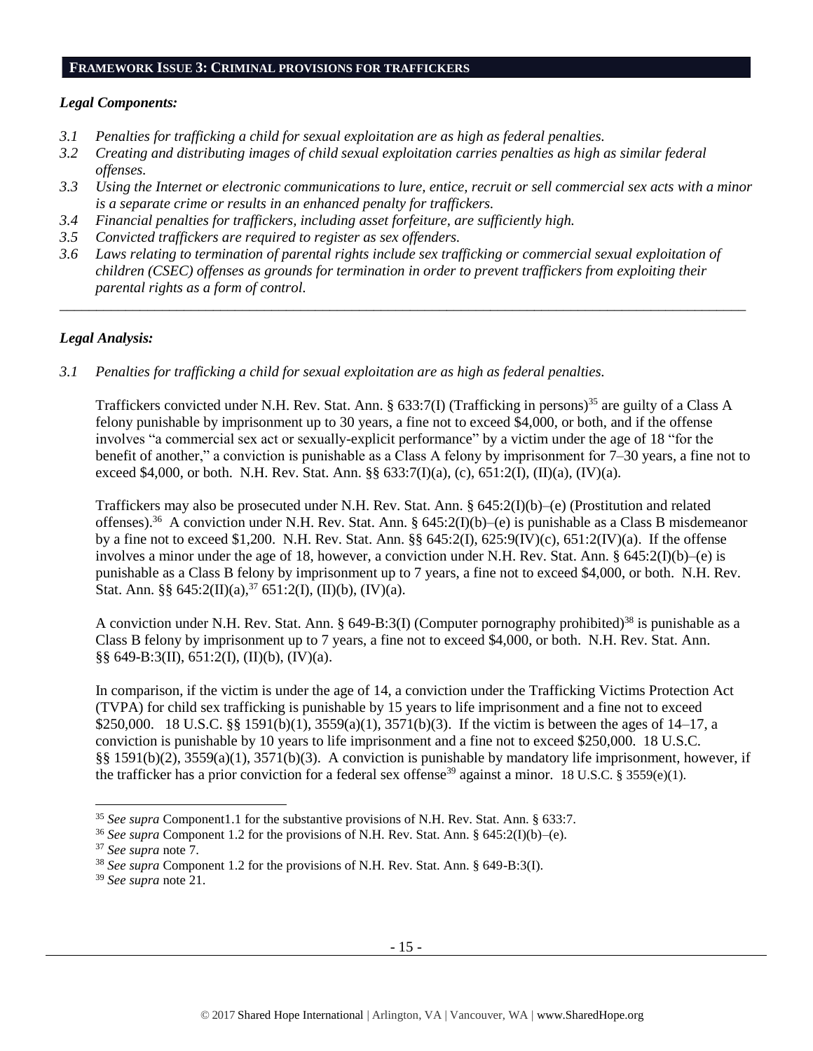## FRAMEWORK ISSUE 3: CRIMINAL PROVISIONS FOR TRAFFICKERS

### *Legal Components:*

- *3.1 Penalties for trafficking a child for sexual exploitation are as high as federal penalties.*
- *3.2 Creating and distributing images of child sexual exploitation carries penalties as high as similar federal offenses.*
- *3.3 Using the Internet or electronic communications to lure, entice, recruit or sell commercial sex acts with a minor is a separate crime or results in an enhanced penalty for traffickers.*
- *3.4 Financial penalties for traffickers, including asset forfeiture, are sufficiently high.*
- *3.5 Convicted traffickers are required to register as sex offenders.*
- *3.6 Laws relating to termination of parental rights include sex trafficking or commercial sexual exploitation of children (CSEC) offenses as grounds for termination in order to prevent traffickers from exploiting their parental rights as a form of control.*

---

### *Legal Analysis:*

*3.1 Penalties for trafficking a child for sexual exploitation are as high as federal penalties.*

Traffickers convicted under N.H. Rev. Stat. Ann. § 633:7(I) (Trafficking in persons)[35] are guilty of a Class A felony punishable by imprisonment up to 30 years, a fine not to exceed $4,000, or both, and if the offense involves "a commercial sex act or sexually-explicit performance" by a victim under the age of 18 "for the benefit of another," a conviction is punishable as a Class A felony by imprisonment for 7–30 years, a fine not to exceed $4,000, or both. N.H. Rev. Stat. Ann. §§ 633:7(I)(a), (c), 651:2(I), (II)(a), (IV)(a).

Traffickers may also be prosecuted under N.H. Rev. Stat. Ann. § 645:2(I)(b)–(e) (Prostitution and related offenses).[36] A conviction under N.H. Rev. Stat. Ann. § 645:2(I)(b)–(e) is punishable as a Class B misdemeanor by a fine not to exceed $1,200. N.H. Rev. Stat. Ann. §§ 645:2(I), 625:9(IV)(c), 651:2(IV)(a). If the offense involves a minor under the age of 18, however, a conviction under N.H. Rev. Stat. Ann. § 645:2(I)(b)–(e) is punishable as a Class B felony by imprisonment up to 7 years, a fine not to exceed $4,000, or both. N.H. Rev. Stat. Ann. §§ 645:2(II)(a),[37] 651:2(I), (II)(b), (IV)(a).

A conviction under N.H. Rev. Stat. Ann. § 649-B:3(I) (Computer pornography prohibited)[38] is punishable as a Class B felony by imprisonment up to 7 years, a fine not to exceed $4,000, or both. N.H. Rev. Stat. Ann. §§ 649-B:3(II), 651:2(I), (II)(b), (IV)(a).

In comparison, if the victim is under the age of 14, a conviction under the Trafficking Victims Protection Act (TVPA) for child sex trafficking is punishable by 15 years to life imprisonment and a fine not to exceed $250,000. 18 U.S.C. §§ 1591(b)(1), 3559(a)(1), 3571(b)(3). If the victim is between the ages of 14–17, a conviction is punishable by 10 years to life imprisonment and a fine not to exceed $250,000. 18 U.S.C. §§ 1591(b)(2), 3559(a)(1), 3571(b)(3). A conviction is punishable by mandatory life imprisonment, however, if the trafficker has a prior conviction for a federal sex offense[39] against a minor. 18 U.S.C. § 3559(e)(1).

---

[35] *See supra* Component1.1 for the substantive provisions of N.H. Rev. Stat. Ann. § 633:7.

[36] *See supra* Component 1.2 for the provisions of N.H. Rev. Stat. Ann. § 645:2(I)(b)–(e).

[37] *See supra* note 7.

[38] *See supra* Component 1.2 for the provisions of N.H. Rev. Stat. Ann. § 649-B:3(I).

[39] *See supra* note 21.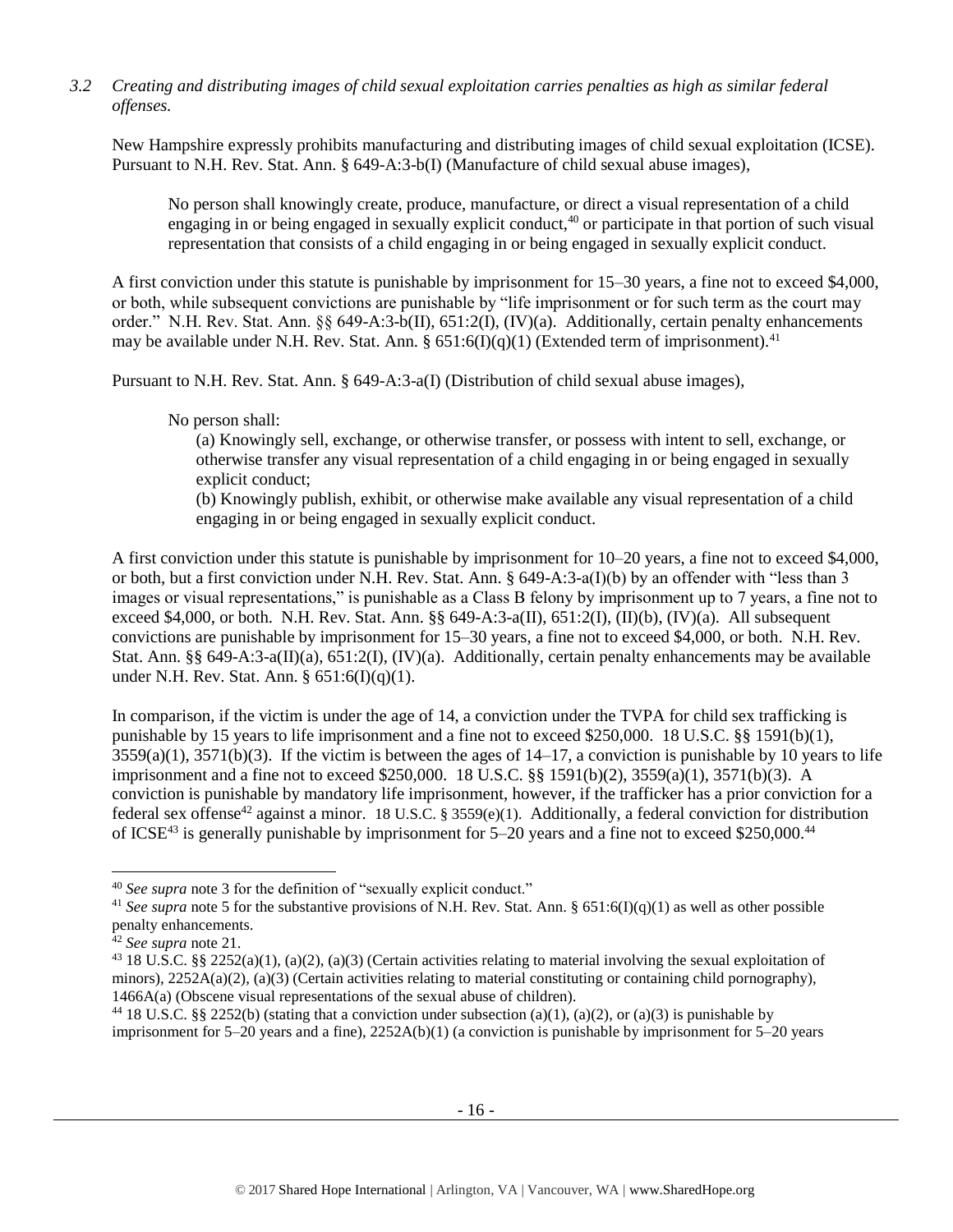*3.2 Creating and distributing images of child sexual exploitation carries penalties as high as similar federal offenses.*

New Hampshire expressly prohibits manufacturing and distributing images of child sexual exploitation (ICSE). Pursuant to N.H. Rev. Stat. Ann. § 649-A:3-b(I) (Manufacture of child sexual abuse images),

> No person shall knowingly create, produce, manufacture, or direct a visual representation of a child engaging in or being engaged in sexually explicit conduct,[40] or participate in that portion of such visual representation that consists of a child engaging in or being engaged in sexually explicit conduct.

A first conviction under this statute is punishable by imprisonment for 15–30 years, a fine not to exceed $4,000, or both, while subsequent convictions are punishable by "life imprisonment or for such term as the court may order." N.H. Rev. Stat. Ann. §§ 649-A:3-b(II), 651:2(I), (IV)(a). Additionally, certain penalty enhancements may be available under N.H. Rev. Stat. Ann. § 651:6(I)(q)(1) (Extended term of imprisonment).[41]

Pursuant to N.H. Rev. Stat. Ann. § 649-A:3-a(I) (Distribution of child sexual abuse images),

> No person shall:
>
> (a) Knowingly sell, exchange, or otherwise transfer, or possess with intent to sell, exchange, or otherwise transfer any visual representation of a child engaging in or being engaged in sexually explicit conduct;
>
> (b) Knowingly publish, exhibit, or otherwise make available any visual representation of a child engaging in or being engaged in sexually explicit conduct.

A first conviction under this statute is punishable by imprisonment for 10–20 years, a fine not to exceed $4,000, or both, but a first conviction under N.H. Rev. Stat. Ann. § 649-A:3-a(I)(b) by an offender with "less than 3 images or visual representations," is punishable as a Class B felony by imprisonment up to 7 years, a fine not to exceed $4,000, or both. N.H. Rev. Stat. Ann. §§ 649-A:3-a(II), 651:2(I), (II)(b), (IV)(a). All subsequent convictions are punishable by imprisonment for 15–30 years, a fine not to exceed $4,000, or both. N.H. Rev. Stat. Ann. §§ 649-A:3-a(II)(a), 651:2(I), (IV)(a). Additionally, certain penalty enhancements may be available under N.H. Rev. Stat. Ann. § 651:6(I)(q)(1).

In comparison, if the victim is under the age of 14, a conviction under the TVPA for child sex trafficking is punishable by 15 years to life imprisonment and a fine not to exceed $250,000. 18 U.S.C. §§ 1591(b)(1), 3559(a)(1), 3571(b)(3). If the victim is between the ages of 14–17, a conviction is punishable by 10 years to life imprisonment and a fine not to exceed $250,000. 18 U.S.C. §§ 1591(b)(2), 3559(a)(1), 3571(b)(3). A conviction is punishable by mandatory life imprisonment, however, if the trafficker has a prior conviction for a federal sex offense[42] against a minor. 18 U.S.C. § 3559(e)(1). Additionally, a federal conviction for distribution of ICSE[43] is generally punishable by imprisonment for 5–20 years and a fine not to exceed $250,000.[44]

---

[40] *See supra* note 3 for the definition of "sexually explicit conduct."

[41] *See supra* note 5 for the substantive provisions of N.H. Rev. Stat. Ann. § 651:6(I)(q)(1) as well as other possible penalty enhancements.

[42] *See supra* note 21.

[43] 18 U.S.C. §§ 2252(a)(1), (a)(2), (a)(3) (Certain activities relating to material involving the sexual exploitation of minors), 2252A(a)(2), (a)(3) (Certain activities relating to material constituting or containing child pornography), 1466A(a) (Obscene visual representations of the sexual abuse of children).

[44] 18 U.S.C. §§ 2252(b) (stating that a conviction under subsection (a)(1), (a)(2), or (a)(3) is punishable by imprisonment for 5–20 years and a fine), 2252A(b)(1) (a conviction is punishable by imprisonment for 5–20 years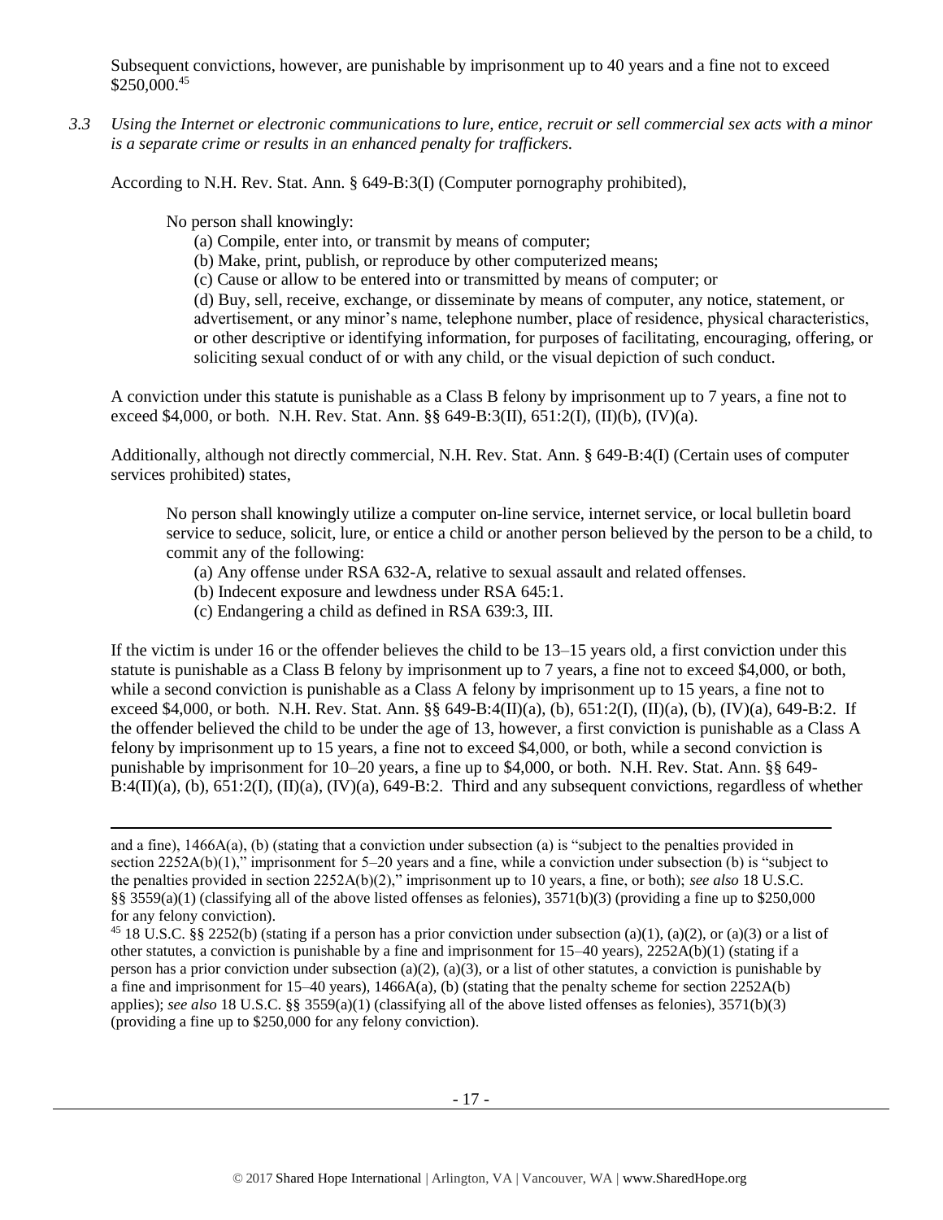Subsequent convictions, however, are punishable by imprisonment up to 40 years and a fine not to exceed $250,000.[45]

*3.3 Using the Internet or electronic communications to lure, entice, recruit or sell commercial sex acts with a minor is a separate crime or results in an enhanced penalty for traffickers.*

According to N.H. Rev. Stat. Ann. § 649-B:3(I) (Computer pornography prohibited),

> No person shall knowingly:
> (a) Compile, enter into, or transmit by means of computer;
> (b) Make, print, publish, or reproduce by other computerized means;
> (c) Cause or allow to be entered into or transmitted by means of computer; or
> (d) Buy, sell, receive, exchange, or disseminate by means of computer, any notice, statement, or advertisement, or any minor's name, telephone number, place of residence, physical characteristics, or other descriptive or identifying information, for purposes of facilitating, encouraging, offering, or soliciting sexual conduct of or with any child, or the visual depiction of such conduct.

A conviction under this statute is punishable as a Class B felony by imprisonment up to 7 years, a fine not to exceed $4,000, or both. N.H. Rev. Stat. Ann. §§ 649-B:3(II), 651:2(I), (II)(b), (IV)(a).

Additionally, although not directly commercial, N.H. Rev. Stat. Ann. § 649-B:4(I) (Certain uses of computer services prohibited) states,

> No person shall knowingly utilize a computer on-line service, internet service, or local bulletin board service to seduce, solicit, lure, or entice a child or another person believed by the person to be a child, to commit any of the following:
> (a) Any offense under RSA 632-A, relative to sexual assault and related offenses.
> (b) Indecent exposure and lewdness under RSA 645:1.
> (c) Endangering a child as defined in RSA 639:3, III.

If the victim is under 16 or the offender believes the child to be 13–15 years old, a first conviction under this statute is punishable as a Class B felony by imprisonment up to 7 years, a fine not to exceed $4,000, or both, while a second conviction is punishable as a Class A felony by imprisonment up to 15 years, a fine not to exceed $4,000, or both. N.H. Rev. Stat. Ann. §§ 649-B:4(II)(a), (b), 651:2(I), (II)(a), (b), (IV)(a), 649-B:2. If the offender believed the child to be under the age of 13, however, a first conviction is punishable as a Class A felony by imprisonment up to 15 years, a fine not to exceed $4,000, or both, while a second conviction is punishable by imprisonment for 10–20 years, a fine up to $4,000, or both. N.H. Rev. Stat. Ann. §§ 649-B:4(II)(a), (b), 651:2(I), (II)(a), (IV)(a), 649-B:2. Third and any subsequent convictions, regardless of whether

---

and a fine), 1466A(a), (b) (stating that a conviction under subsection (a) is "subject to the penalties provided in section 2252A(b)(1)," imprisonment for 5–20 years and a fine, while a conviction under subsection (b) is "subject to the penalties provided in section 2252A(b)(2)," imprisonment up to 10 years, a fine, or both); *see also* 18 U.S.C. §§ 3559(a)(1) (classifying all of the above listed offenses as felonies), 3571(b)(3) (providing a fine up to $250,000 for any felony conviction).

[45] 18 U.S.C. §§ 2252(b) (stating if a person has a prior conviction under subsection (a)(1), (a)(2), or (a)(3) or a list of other statutes, a conviction is punishable by a fine and imprisonment for 15–40 years), 2252A(b)(1) (stating if a person has a prior conviction under subsection (a)(2), (a)(3), or a list of other statutes, a conviction is punishable by a fine and imprisonment for 15–40 years), 1466A(a), (b) (stating that the penalty scheme for section 2252A(b) applies); *see also* 18 U.S.C. §§ 3559(a)(1) (classifying all of the above listed offenses as felonies), 3571(b)(3) (providing a fine up to $250,000 for any felony conviction).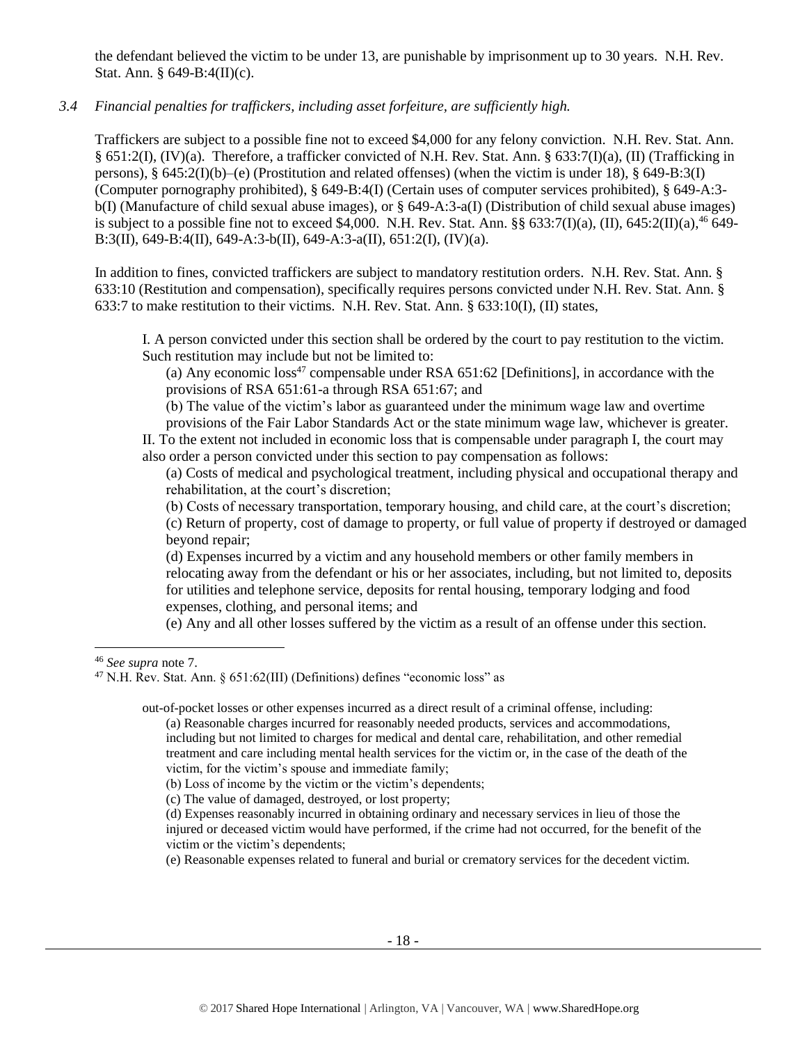the defendant believed the victim to be under 13, are punishable by imprisonment up to 30 years. N.H. Rev. Stat. Ann. § 649-B:4(II)(c).

*3.4 Financial penalties for traffickers, including asset forfeiture, are sufficiently high.*

Traffickers are subject to a possible fine not to exceed $4,000 for any felony conviction. N.H. Rev. Stat. Ann. § 651:2(I), (IV)(a). Therefore, a trafficker convicted of N.H. Rev. Stat. Ann. § 633:7(I)(a), (II) (Trafficking in persons), § 645:2(I)(b)–(e) (Prostitution and related offenses) (when the victim is under 18), § 649-B:3(I) (Computer pornography prohibited), § 649-B:4(I) (Certain uses of computer services prohibited), § 649-A:3-b(I) (Manufacture of child sexual abuse images), or § 649-A:3-a(I) (Distribution of child sexual abuse images) is subject to a possible fine not to exceed $4,000. N.H. Rev. Stat. Ann. §§ 633:7(I)(a), (II), 645:2(II)(a),[46] 649-B:3(II), 649-B:4(II), 649-A:3-b(II), 649-A:3-a(II), 651:2(I), (IV)(a).

In addition to fines, convicted traffickers are subject to mandatory restitution orders. N.H. Rev. Stat. Ann. § 633:10 (Restitution and compensation), specifically requires persons convicted under N.H. Rev. Stat. Ann. § 633:7 to make restitution to their victims. N.H. Rev. Stat. Ann. § 633:10(I), (II) states,

> I. A person convicted under this section shall be ordered by the court to pay restitution to the victim. Such restitution may include but not be limited to:
>
> (a) Any economic loss[47] compensable under RSA 651:62 [Definitions], in accordance with the provisions of RSA 651:61-a through RSA 651:67; and
>
> (b) The value of the victim's labor as guaranteed under the minimum wage law and overtime provisions of the Fair Labor Standards Act or the state minimum wage law, whichever is greater.
>
> II. To the extent not included in economic loss that is compensable under paragraph I, the court may also order a person convicted under this section to pay compensation as follows:
>
> (a) Costs of medical and psychological treatment, including physical and occupational therapy and rehabilitation, at the court's discretion;
>
> (b) Costs of necessary transportation, temporary housing, and child care, at the court's discretion;
>
> (c) Return of property, cost of damage to property, or full value of property if destroyed or damaged beyond repair;
>
> (d) Expenses incurred by a victim and any household members or other family members in relocating away from the defendant or his or her associates, including, but not limited to, deposits for utilities and telephone service, deposits for rental housing, temporary lodging and food expenses, clothing, and personal items; and
>
> (e) Any and all other losses suffered by the victim as a result of an offense under this section.

---

[46] *See supra* note 7.

[47] N.H. Rev. Stat. Ann. § 651:62(III) (Definitions) defines "economic loss" as

> out-of-pocket losses or other expenses incurred as a direct result of a criminal offense, including:
>
> (a) Reasonable charges incurred for reasonably needed products, services and accommodations, including but not limited to charges for medical and dental care, rehabilitation, and other remedial treatment and care including mental health services for the victim or, in the case of the death of the victim, for the victim's spouse and immediate family;
>
> (b) Loss of income by the victim or the victim's dependents;
>
> (c) The value of damaged, destroyed, or lost property;
>
> (d) Expenses reasonably incurred in obtaining ordinary and necessary services in lieu of those the injured or deceased victim would have performed, if the crime had not occurred, for the benefit of the victim or the victim's dependents;
>
> (e) Reasonable expenses related to funeral and burial or crematory services for the decedent victim.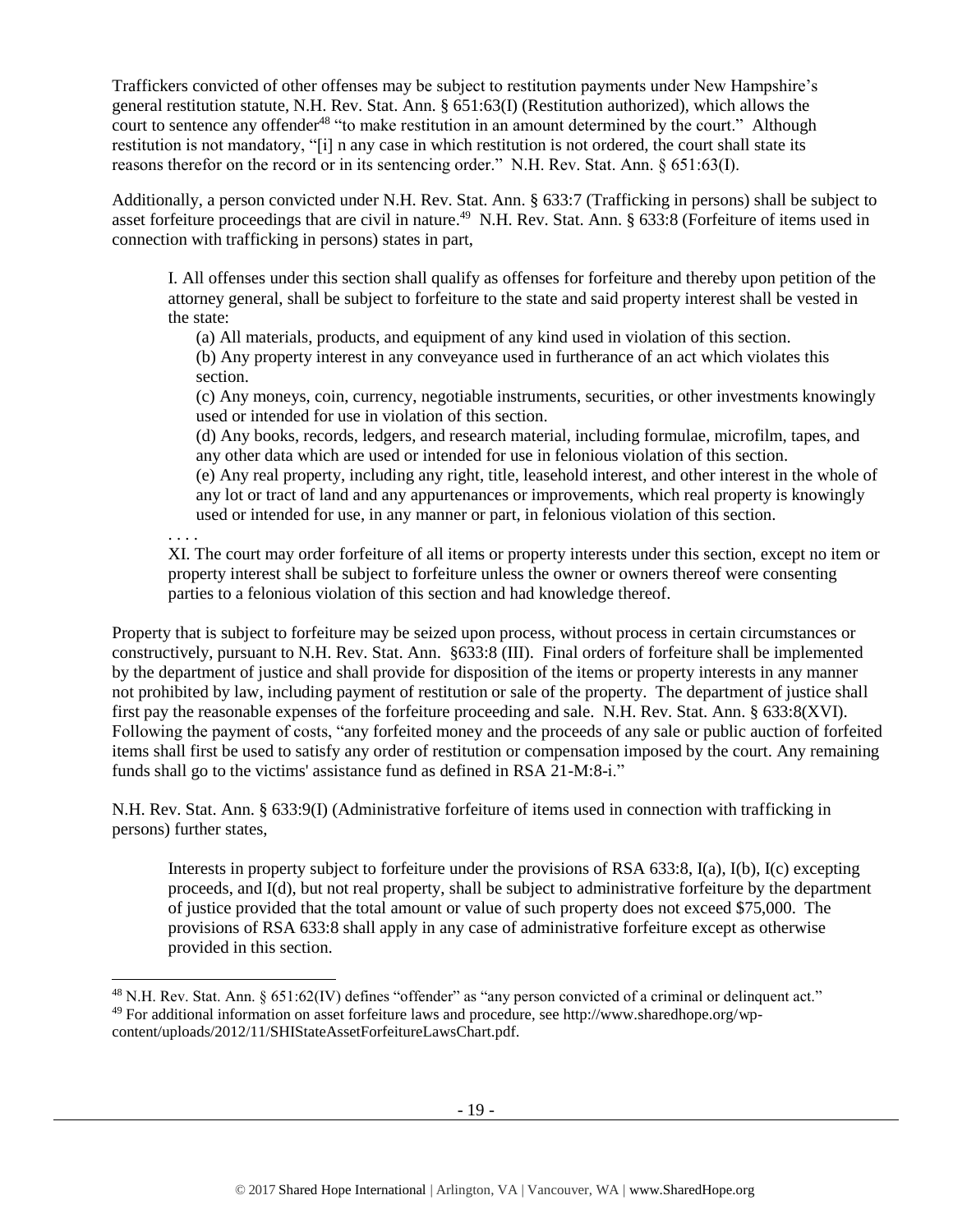Traffickers convicted of other offenses may be subject to restitution payments under New Hampshire's general restitution statute, N.H. Rev. Stat. Ann. § 651:63(I) (Restitution authorized), which allows the court to sentence any offender[48] "to make restitution in an amount determined by the court." Although restitution is not mandatory, "[i] n any case in which restitution is not ordered, the court shall state its reasons therefor on the record or in its sentencing order." N.H. Rev. Stat. Ann. § 651:63(I).

Additionally, a person convicted under N.H. Rev. Stat. Ann. § 633:7 (Trafficking in persons) shall be subject to asset forfeiture proceedings that are civil in nature.[49] N.H. Rev. Stat. Ann. § 633:8 (Forfeiture of items used in connection with trafficking in persons) states in part,

> I. All offenses under this section shall qualify as offenses for forfeiture and thereby upon petition of the attorney general, shall be subject to forfeiture to the state and said property interest shall be vested in the state:
>
> (a) All materials, products, and equipment of any kind used in violation of this section.
>
> (b) Any property interest in any conveyance used in furtherance of an act which violates this section.
>
> (c) Any moneys, coin, currency, negotiable instruments, securities, or other investments knowingly used or intended for use in violation of this section.
>
> (d) Any books, records, ledgers, and research material, including formulae, microfilm, tapes, and any other data which are used or intended for use in felonious violation of this section.
>
> (e) Any real property, including any right, title, leasehold interest, and other interest in the whole of any lot or tract of land and any appurtenances or improvements, which real property is knowingly used or intended for use, in any manner or part, in felonious violation of this section.
>
> . . . .
>
> XI. The court may order forfeiture of all items or property interests under this section, except no item or property interest shall be subject to forfeiture unless the owner or owners thereof were consenting parties to a felonious violation of this section and had knowledge thereof.

Property that is subject to forfeiture may be seized upon process, without process in certain circumstances or constructively, pursuant to N.H. Rev. Stat. Ann. §633:8 (III). Final orders of forfeiture shall be implemented by the department of justice and shall provide for disposition of the items or property interests in any manner not prohibited by law, including payment of restitution or sale of the property. The department of justice shall first pay the reasonable expenses of the forfeiture proceeding and sale. N.H. Rev. Stat. Ann. § 633:8(XVI). Following the payment of costs, "any forfeited money and the proceeds of any sale or public auction of forfeited items shall first be used to satisfy any order of restitution or compensation imposed by the court. Any remaining funds shall go to the victims' assistance fund as defined in RSA 21-M:8-i."

N.H. Rev. Stat. Ann. § 633:9(I) (Administrative forfeiture of items used in connection with trafficking in persons) further states,

> Interests in property subject to forfeiture under the provisions of RSA 633:8, I(a), I(b), I(c) excepting proceeds, and I(d), but not real property, shall be subject to administrative forfeiture by the department of justice provided that the total amount or value of such property does not exceed \$75,000. The provisions of RSA 633:8 shall apply in any case of administrative forfeiture except as otherwise provided in this section.

---

[48] N.H. Rev. Stat. Ann. § 651:62(IV) defines "offender" as "any person convicted of a criminal or delinquent act."

[49] For additional information on asset forfeiture laws and procedure, see http://www.sharedhope.org/wp-content/uploads/2012/11/SHIStateAssetForfeitureLawsChart.pdf.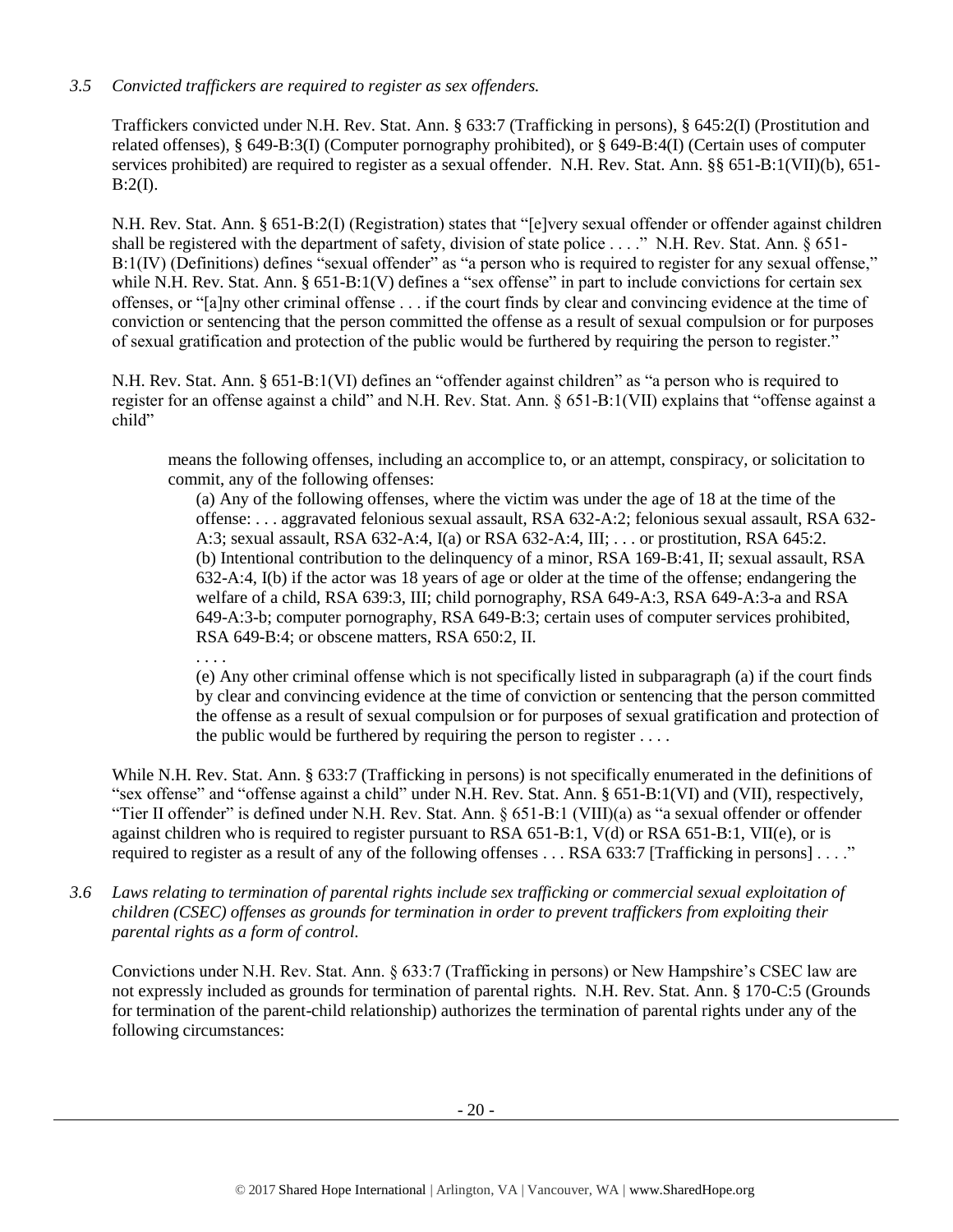*3.5 Convicted traffickers are required to register as sex offenders.*

Traffickers convicted under N.H. Rev. Stat. Ann. § 633:7 (Trafficking in persons), § 645:2(I) (Prostitution and related offenses), § 649-B:3(I) (Computer pornography prohibited), or § 649-B:4(I) (Certain uses of computer services prohibited) are required to register as a sexual offender. N.H. Rev. Stat. Ann. §§ 651-B:1(VII)(b), 651-B:2(I).

N.H. Rev. Stat. Ann. § 651-B:2(I) (Registration) states that "[e]very sexual offender or offender against children shall be registered with the department of safety, division of state police . . . ." N.H. Rev. Stat. Ann. § 651-B:1(IV) (Definitions) defines "sexual offender" as "a person who is required to register for any sexual offense," while N.H. Rev. Stat. Ann. § 651-B:1(V) defines a "sex offense" in part to include convictions for certain sex offenses, or "[a]ny other criminal offense . . . if the court finds by clear and convincing evidence at the time of conviction or sentencing that the person committed the offense as a result of sexual compulsion or for purposes of sexual gratification and protection of the public would be furthered by requiring the person to register."

N.H. Rev. Stat. Ann. § 651-B:1(VI) defines an "offender against children" as "a person who is required to register for an offense against a child" and N.H. Rev. Stat. Ann. § 651-B:1(VII) explains that "offense against a child"

> means the following offenses, including an accomplice to, or an attempt, conspiracy, or solicitation to commit, any of the following offenses:
>
> (a) Any of the following offenses, where the victim was under the age of 18 at the time of the offense: . . . aggravated felonious sexual assault, RSA 632-A:2; felonious sexual assault, RSA 632-A:3; sexual assault, RSA 632-A:4, I(a) or RSA 632-A:4, III; . . . or prostitution, RSA 645:2.
>
> (b) Intentional contribution to the delinquency of a minor, RSA 169-B:41, II; sexual assault, RSA 632-A:4, I(b) if the actor was 18 years of age or older at the time of the offense; endangering the welfare of a child, RSA 639:3, III; child pornography, RSA 649-A:3, RSA 649-A:3-a and RSA 649-A:3-b; computer pornography, RSA 649-B:3; certain uses of computer services prohibited, RSA 649-B:4; or obscene matters, RSA 650:2, II.
>
> . . . .
>
> (e) Any other criminal offense which is not specifically listed in subparagraph (a) if the court finds by clear and convincing evidence at the time of conviction or sentencing that the person committed the offense as a result of sexual compulsion or for purposes of sexual gratification and protection of the public would be furthered by requiring the person to register . . . .

While N.H. Rev. Stat. Ann. § 633:7 (Trafficking in persons) is not specifically enumerated in the definitions of "sex offense" and "offense against a child" under N.H. Rev. Stat. Ann. § 651-B:1(VI) and (VII), respectively, "Tier II offender" is defined under N.H. Rev. Stat. Ann. § 651-B:1 (VIII)(a) as "a sexual offender or offender against children who is required to register pursuant to RSA 651-B:1, V(d) or RSA 651-B:1, VII(e), or is required to register as a result of any of the following offenses . . . RSA 633:7 [Trafficking in persons] . . . ."

*3.6 Laws relating to termination of parental rights include sex trafficking or commercial sexual exploitation of children (CSEC) offenses as grounds for termination in order to prevent traffickers from exploiting their parental rights as a form of control.*

Convictions under N.H. Rev. Stat. Ann. § 633:7 (Trafficking in persons) or New Hampshire's CSEC law are not expressly included as grounds for termination of parental rights. N.H. Rev. Stat. Ann. § 170-C:5 (Grounds for termination of the parent-child relationship) authorizes the termination of parental rights under any of the following circumstances: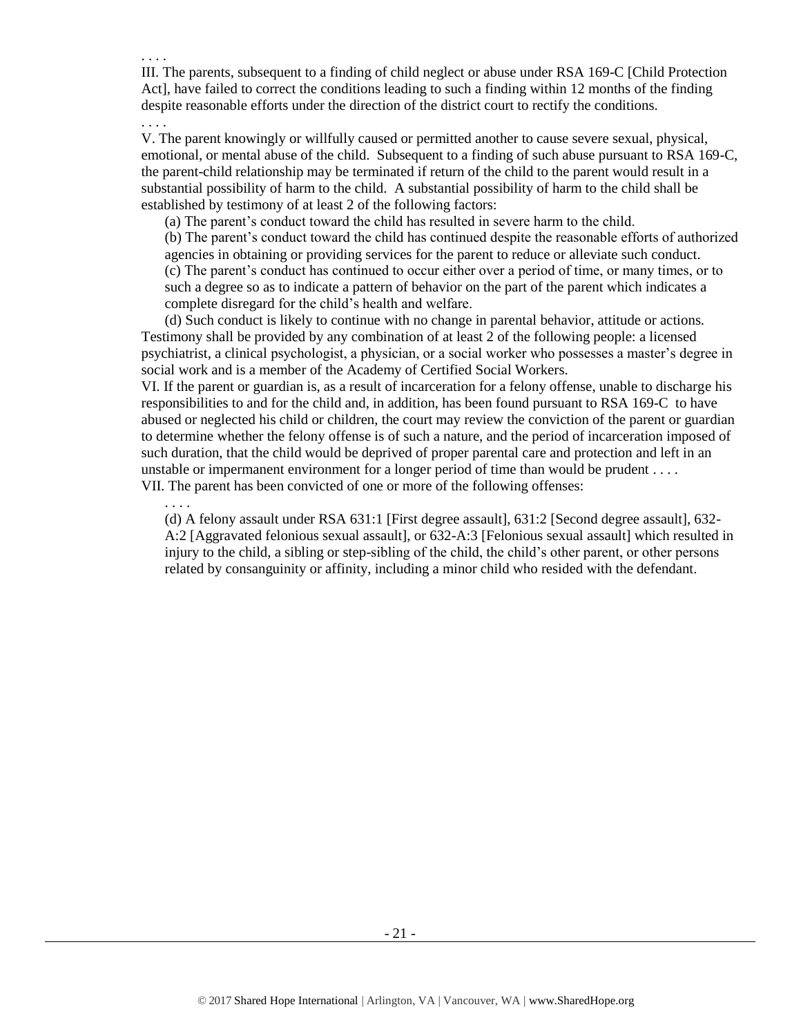. . . .

III. The parents, subsequent to a finding of child neglect or abuse under RSA 169-C [Child Protection Act], have failed to correct the conditions leading to such a finding within 12 months of the finding despite reasonable efforts under the direction of the district court to rectify the conditions.

. . . .

V. The parent knowingly or willfully caused or permitted another to cause severe sexual, physical, emotional, or mental abuse of the child. Subsequent to a finding of such abuse pursuant to RSA 169-C, the parent-child relationship may be terminated if return of the child to the parent would result in a substantial possibility of harm to the child. A substantial possibility of harm to the child shall be established by testimony of at least 2 of the following factors:

(a) The parent's conduct toward the child has resulted in severe harm to the child.

(b) The parent's conduct toward the child has continued despite the reasonable efforts of authorized agencies in obtaining or providing services for the parent to reduce or alleviate such conduct.

(c) The parent's conduct has continued to occur either over a period of time, or many times, or to such a degree so as to indicate a pattern of behavior on the part of the parent which indicates a complete disregard for the child's health and welfare.

(d) Such conduct is likely to continue with no change in parental behavior, attitude or actions.

Testimony shall be provided by any combination of at least 2 of the following people: a licensed psychiatrist, a clinical psychologist, a physician, or a social worker who possesses a master's degree in social work and is a member of the Academy of Certified Social Workers.

VI. If the parent or guardian is, as a result of incarceration for a felony offense, unable to discharge his responsibilities to and for the child and, in addition, has been found pursuant to RSA 169-C to have abused or neglected his child or children, the court may review the conviction of the parent or guardian to determine whether the felony offense is of such a nature, and the period of incarceration imposed of such duration, that the child would be deprived of proper parental care and protection and left in an unstable or impermanent environment for a longer period of time than would be prudent . . . .

VII. The parent has been convicted of one or more of the following offenses:

. . . .

(d) A felony assault under RSA 631:1 [First degree assault], 631:2 [Second degree assault], 632-A:2 [Aggravated felonious sexual assault], or 632-A:3 [Felonious sexual assault] which resulted in injury to the child, a sibling or step-sibling of the child, the child's other parent, or other persons related by consanguinity or affinity, including a minor child who resided with the defendant.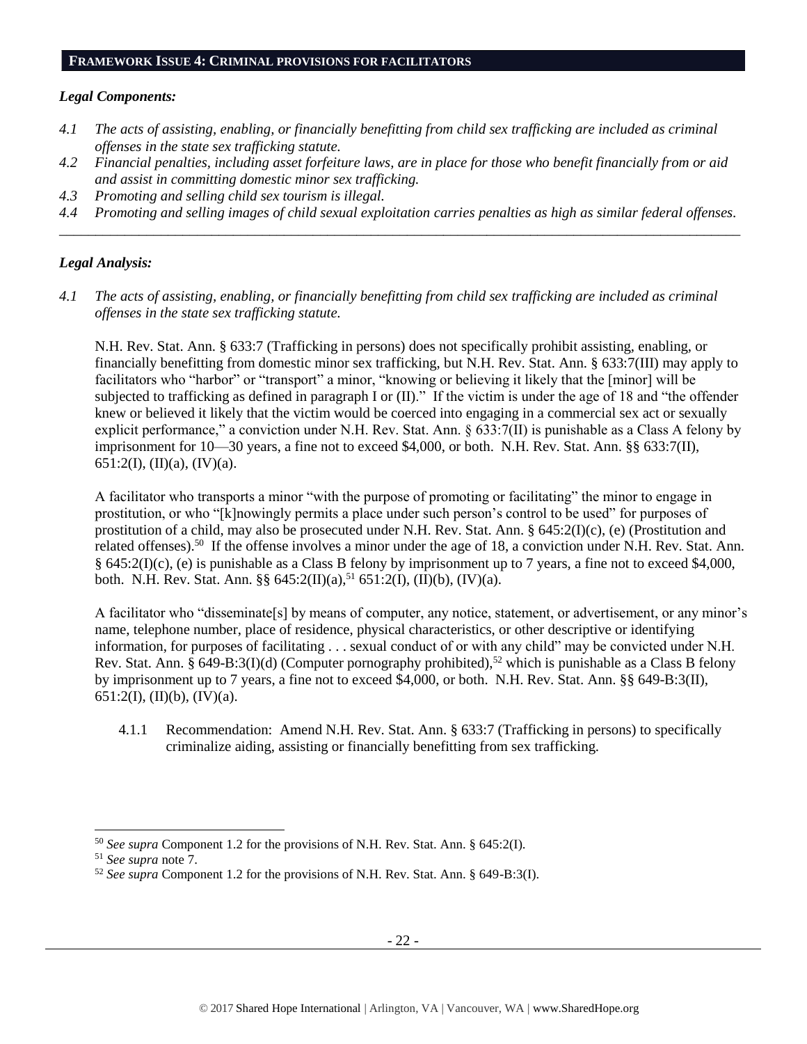## FRAMEWORK ISSUE 4: CRIMINAL PROVISIONS FOR FACILITATORS

### *Legal Components:*

*4.1 The acts of assisting, enabling, or financially benefitting from child sex trafficking are included as criminal offenses in the state sex trafficking statute.*

*4.2 Financial penalties, including asset forfeiture laws, are in place for those who benefit financially from or aid and assist in committing domestic minor sex trafficking.*

*4.3 Promoting and selling child sex tourism is illegal.*

*4.4 Promoting and selling images of child sexual exploitation carries penalties as high as similar federal offenses.*

---

### *Legal Analysis:*

*4.1 The acts of assisting, enabling, or financially benefitting from child sex trafficking are included as criminal offenses in the state sex trafficking statute.*

N.H. Rev. Stat. Ann. § 633:7 (Trafficking in persons) does not specifically prohibit assisting, enabling, or financially benefitting from domestic minor sex trafficking, but N.H. Rev. Stat. Ann. § 633:7(III) may apply to facilitators who "harbor" or "transport" a minor, "knowing or believing it likely that the [minor] will be subjected to trafficking as defined in paragraph I or (II)." If the victim is under the age of 18 and "the offender knew or believed it likely that the victim would be coerced into engaging in a commercial sex act or sexually explicit performance," a conviction under N.H. Rev. Stat. Ann. § 633:7(II) is punishable as a Class A felony by imprisonment for 10—30 years, a fine not to exceed $4,000, or both. N.H. Rev. Stat. Ann. §§ 633:7(II), 651:2(I), (II)(a), (IV)(a).

A facilitator who transports a minor "with the purpose of promoting or facilitating" the minor to engage in prostitution, or who "[k]nowingly permits a place under such person's control to be used" for purposes of prostitution of a child, may also be prosecuted under N.H. Rev. Stat. Ann. § 645:2(I)(c), (e) (Prostitution and related offenses).[50] If the offense involves a minor under the age of 18, a conviction under N.H. Rev. Stat. Ann. § 645:2(I)(c), (e) is punishable as a Class B felony by imprisonment up to 7 years, a fine not to exceed $4,000, both. N.H. Rev. Stat. Ann. §§ 645:2(II)(a),[51] 651:2(I), (II)(b), (IV)(a).

A facilitator who "disseminate[s] by means of computer, any notice, statement, or advertisement, or any minor's name, telephone number, place of residence, physical characteristics, or other descriptive or identifying information, for purposes of facilitating . . . sexual conduct of or with any child" may be convicted under N.H. Rev. Stat. Ann. § 649-B:3(I)(d) (Computer pornography prohibited),[52] which is punishable as a Class B felony by imprisonment up to 7 years, a fine not to exceed $4,000, or both. N.H. Rev. Stat. Ann. §§ 649-B:3(II), 651:2(I), (II)(b), (IV)(a).

4.1.1 Recommendation: Amend N.H. Rev. Stat. Ann. § 633:7 (Trafficking in persons) to specifically criminalize aiding, assisting or financially benefitting from sex trafficking.

---

[50] *See supra* Component 1.2 for the provisions of N.H. Rev. Stat. Ann. § 645:2(I).

[51] *See supra* note 7.

[52] *See supra* Component 1.2 for the provisions of N.H. Rev. Stat. Ann. § 649-B:3(I).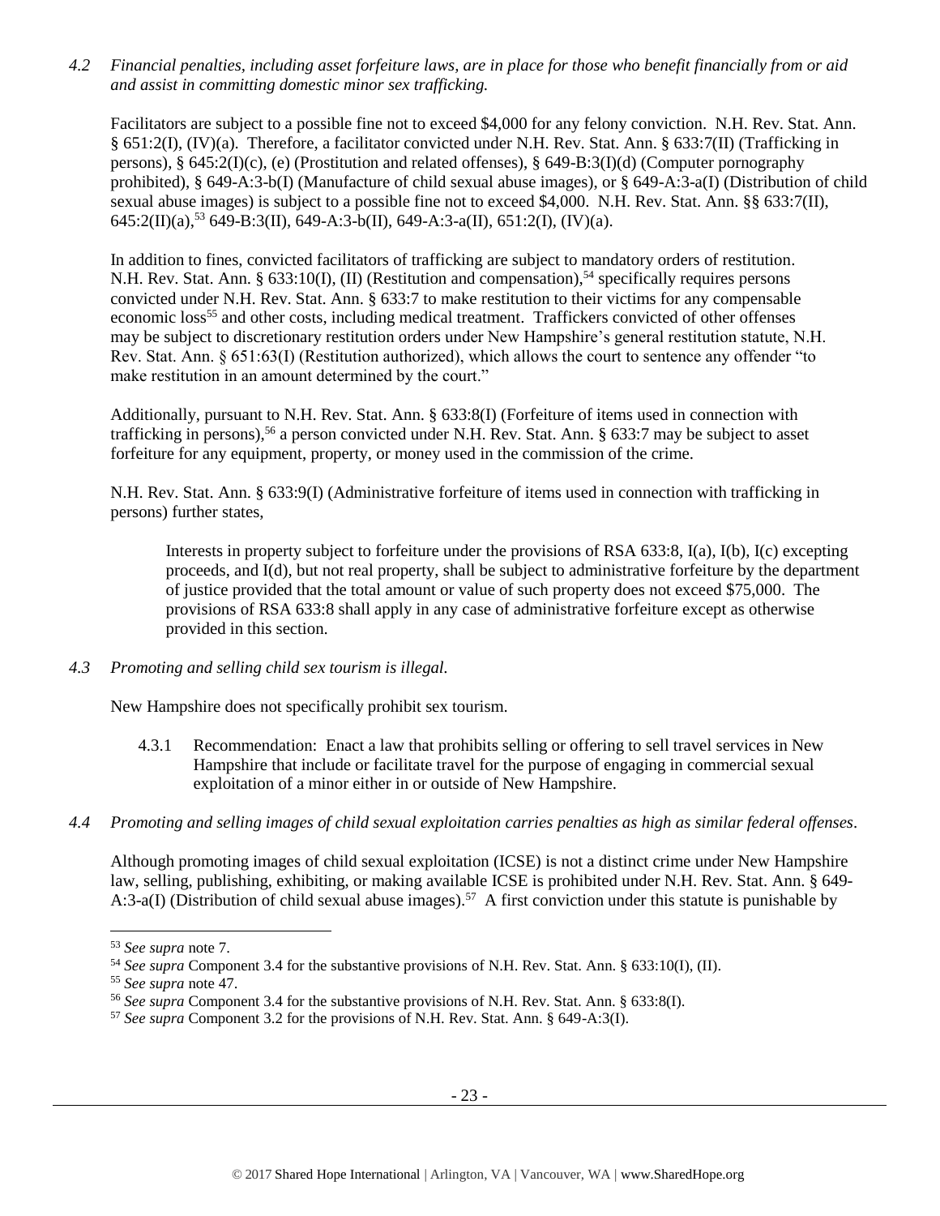*4.2 Financial penalties, including asset forfeiture laws, are in place for those who benefit financially from or aid and assist in committing domestic minor sex trafficking.*

Facilitators are subject to a possible fine not to exceed $4,000 for any felony conviction. N.H. Rev. Stat. Ann. § 651:2(I), (IV)(a). Therefore, a facilitator convicted under N.H. Rev. Stat. Ann. § 633:7(II) (Trafficking in persons), § 645:2(I)(c), (e) (Prostitution and related offenses), § 649-B:3(I)(d) (Computer pornography prohibited), § 649-A:3-b(I) (Manufacture of child sexual abuse images), or § 649-A:3-a(I) (Distribution of child sexual abuse images) is subject to a possible fine not to exceed $4,000. N.H. Rev. Stat. Ann. §§ 633:7(II), 645:2(II)(a),[53] 649-B:3(II), 649-A:3-b(II), 649-A:3-a(II), 651:2(I), (IV)(a).

In addition to fines, convicted facilitators of trafficking are subject to mandatory orders of restitution. N.H. Rev. Stat. Ann. § 633:10(I), (II) (Restitution and compensation),[54] specifically requires persons convicted under N.H. Rev. Stat. Ann. § 633:7 to make restitution to their victims for any compensable economic loss[55] and other costs, including medical treatment. Traffickers convicted of other offenses may be subject to discretionary restitution orders under New Hampshire's general restitution statute, N.H. Rev. Stat. Ann. § 651:63(I) (Restitution authorized), which allows the court to sentence any offender "to make restitution in an amount determined by the court."

Additionally, pursuant to N.H. Rev. Stat. Ann. § 633:8(I) (Forfeiture of items used in connection with trafficking in persons),[56] a person convicted under N.H. Rev. Stat. Ann. § 633:7 may be subject to asset forfeiture for any equipment, property, or money used in the commission of the crime.

N.H. Rev. Stat. Ann. § 633:9(I) (Administrative forfeiture of items used in connection with trafficking in persons) further states,

> Interests in property subject to forfeiture under the provisions of RSA 633:8, I(a), I(b), I(c) excepting proceeds, and I(d), but not real property, shall be subject to administrative forfeiture by the department of justice provided that the total amount or value of such property does not exceed $75,000. The provisions of RSA 633:8 shall apply in any case of administrative forfeiture except as otherwise provided in this section.

*4.3 Promoting and selling child sex tourism is illegal.*

New Hampshire does not specifically prohibit sex tourism.

4.3.1 Recommendation: Enact a law that prohibits selling or offering to sell travel services in New Hampshire that include or facilitate travel for the purpose of engaging in commercial sexual exploitation of a minor either in or outside of New Hampshire.

*4.4 Promoting and selling images of child sexual exploitation carries penalties as high as similar federal offenses.*

Although promoting images of child sexual exploitation (ICSE) is not a distinct crime under New Hampshire law, selling, publishing, exhibiting, or making available ICSE is prohibited under N.H. Rev. Stat. Ann. § 649-A:3-a(I) (Distribution of child sexual abuse images).[57] A first conviction under this statute is punishable by

---

[53] *See supra* note 7.

[54] *See supra* Component 3.4 for the substantive provisions of N.H. Rev. Stat. Ann. § 633:10(I), (II).

[55] *See supra* note 47.

[56] *See supra* Component 3.4 for the substantive provisions of N.H. Rev. Stat. Ann. § 633:8(I).

[57] *See supra* Component 3.2 for the provisions of N.H. Rev. Stat. Ann. § 649-A:3(I).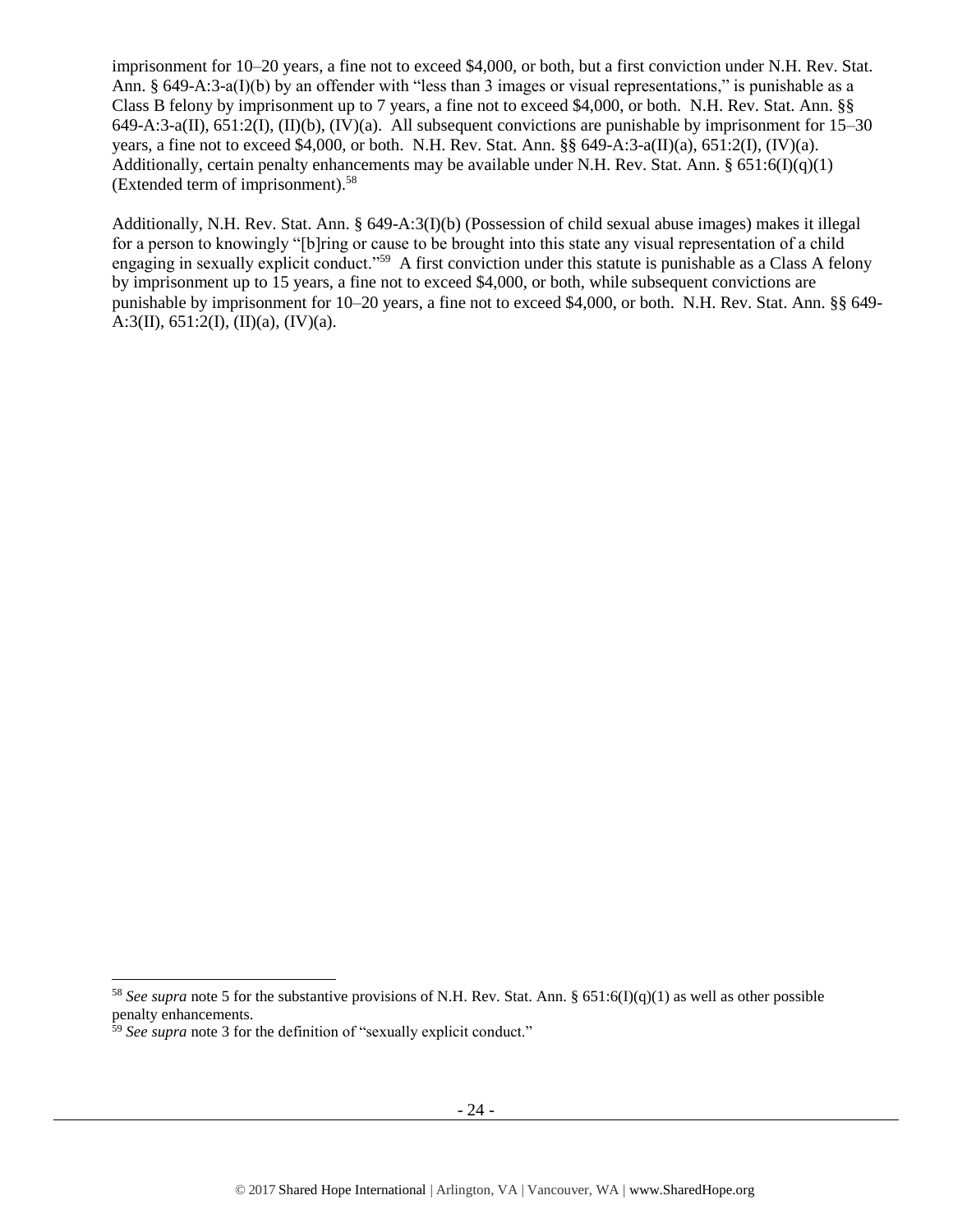imprisonment for 10–20 years, a fine not to exceed $4,000, or both, but a first conviction under N.H. Rev. Stat. Ann. § 649-A:3-a(I)(b) by an offender with "less than 3 images or visual representations," is punishable as a Class B felony by imprisonment up to 7 years, a fine not to exceed $4,000, or both. N.H. Rev. Stat. Ann. §§ 649-A:3-a(II), 651:2(I), (II)(b), (IV)(a). All subsequent convictions are punishable by imprisonment for 15–30 years, a fine not to exceed $4,000, or both. N.H. Rev. Stat. Ann. §§ 649-A:3-a(II)(a), 651:2(I), (IV)(a). Additionally, certain penalty enhancements may be available under N.H. Rev. Stat. Ann. § 651:6(I)(q)(1) (Extended term of imprisonment).[58]

Additionally, N.H. Rev. Stat. Ann. § 649-A:3(I)(b) (Possession of child sexual abuse images) makes it illegal for a person to knowingly "[b]ring or cause to be brought into this state any visual representation of a child engaging in sexually explicit conduct."[59] A first conviction under this statute is punishable as a Class A felony by imprisonment up to 15 years, a fine not to exceed $4,000, or both, while subsequent convictions are punishable by imprisonment for 10–20 years, a fine not to exceed $4,000, or both. N.H. Rev. Stat. Ann. §§ 649-A:3(II), 651:2(I), (II)(a), (IV)(a).

[58] *See supra* note 5 for the substantive provisions of N.H. Rev. Stat. Ann. § 651:6(I)(q)(1) as well as other possible penalty enhancements.

[59] *See supra* note 3 for the definition of "sexually explicit conduct."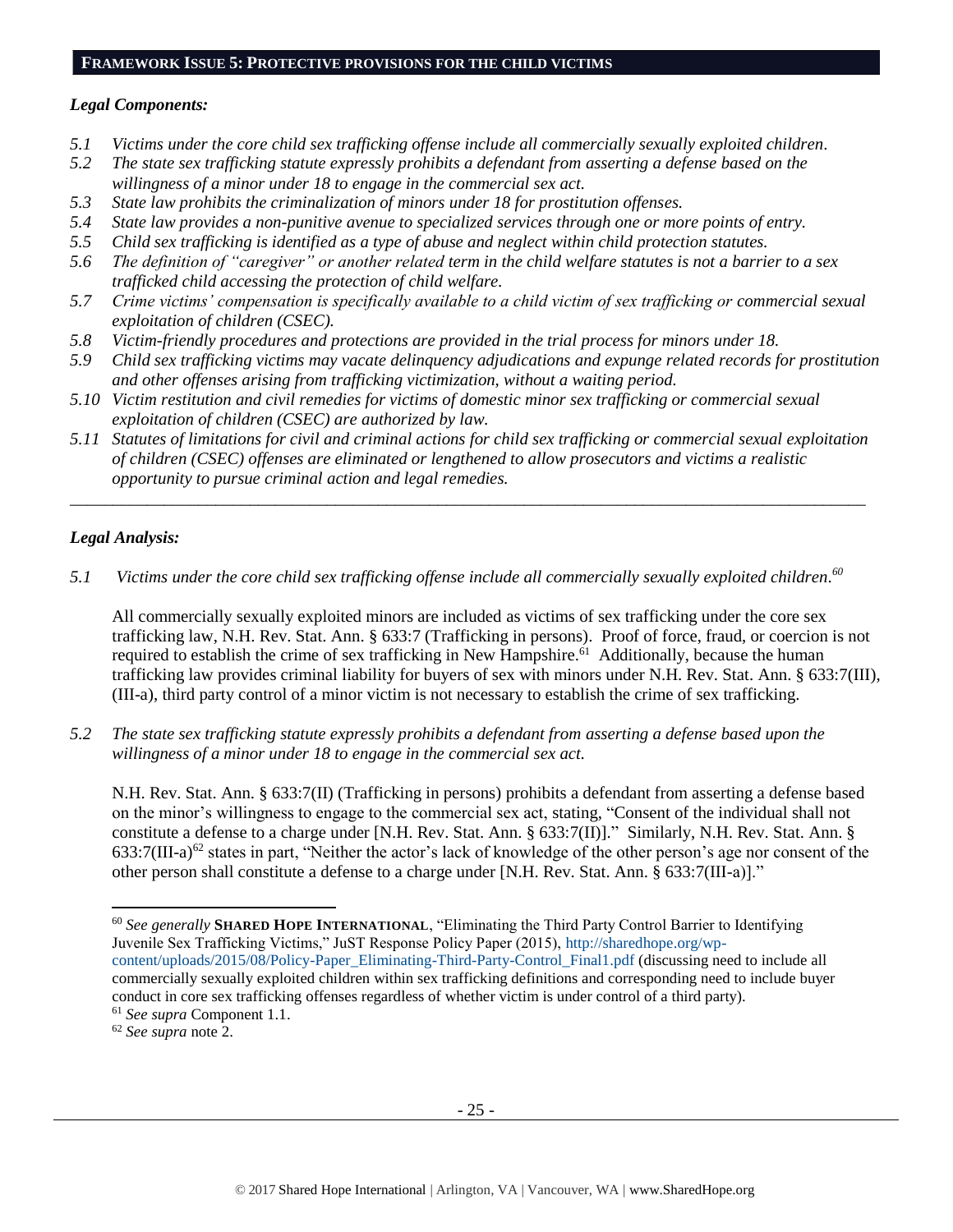## FRAMEWORK ISSUE 5: PROTECTIVE PROVISIONS FOR THE CHILD VICTIMS

### *Legal Components:*

- *5.1 Victims under the core child sex trafficking offense include all commercially sexually exploited children.*
- *5.2 The state sex trafficking statute expressly prohibits a defendant from asserting a defense based on the willingness of a minor under 18 to engage in the commercial sex act.*
- *5.3 State law prohibits the criminalization of minors under 18 for prostitution offenses.*
- *5.4 State law provides a non-punitive avenue to specialized services through one or more points of entry.*
- *5.5 Child sex trafficking is identified as a type of abuse and neglect within child protection statutes.*
- *5.6 The definition of "caregiver" or another related term in the child welfare statutes is not a barrier to a sex trafficked child accessing the protection of child welfare.*
- *5.7 Crime victims' compensation is specifically available to a child victim of sex trafficking or commercial sexual exploitation of children (CSEC).*
- *5.8 Victim-friendly procedures and protections are provided in the trial process for minors under 18.*
- *5.9 Child sex trafficking victims may vacate delinquency adjudications and expunge related records for prostitution and other offenses arising from trafficking victimization, without a waiting period.*
- *5.10 Victim restitution and civil remedies for victims of domestic minor sex trafficking or commercial sexual exploitation of children (CSEC) are authorized by law.*
- *5.11 Statutes of limitations for civil and criminal actions for child sex trafficking or commercial sexual exploitation of children (CSEC) offenses are eliminated or lengthened to allow prosecutors and victims a realistic opportunity to pursue criminal action and legal remedies.*

---

### *Legal Analysis:*

*5.1 Victims under the core child sex trafficking offense include all commercially sexually exploited children.*[60]

All commercially sexually exploited minors are included as victims of sex trafficking under the core sex trafficking law, N.H. Rev. Stat. Ann. § 633:7 (Trafficking in persons). Proof of force, fraud, or coercion is not required to establish the crime of sex trafficking in New Hampshire.[61] Additionally, because the human trafficking law provides criminal liability for buyers of sex with minors under N.H. Rev. Stat. Ann. § 633:7(III), (III-a), third party control of a minor victim is not necessary to establish the crime of sex trafficking.

*5.2 The state sex trafficking statute expressly prohibits a defendant from asserting a defense based upon the willingness of a minor under 18 to engage in the commercial sex act.*

N.H. Rev. Stat. Ann. § 633:7(II) (Trafficking in persons) prohibits a defendant from asserting a defense based on the minor's willingness to engage to the commercial sex act, stating, "Consent of the individual shall not constitute a defense to a charge under [N.H. Rev. Stat. Ann. § 633:7(II)]." Similarly, N.H. Rev. Stat. Ann. § 633:7(III-a)[62] states in part, "Neither the actor's lack of knowledge of the other person's age nor consent of the other person shall constitute a defense to a charge under [N.H. Rev. Stat. Ann. § 633:7(III-a)]."

---

[60] *See generally* **SHARED HOPE INTERNATIONAL**, "Eliminating the Third Party Control Barrier to Identifying Juvenile Sex Trafficking Victims," JuST Response Policy Paper (2015), http://sharedhope.org/wp-content/uploads/2015/08/Policy-Paper_Eliminating-Third-Party-Control_Final1.pdf (discussing need to include all commercially sexually exploited children within sex trafficking definitions and corresponding need to include buyer conduct in core sex trafficking offenses regardless of whether victim is under control of a third party).

[61] *See supra* Component 1.1.

[62] *See supra* note 2.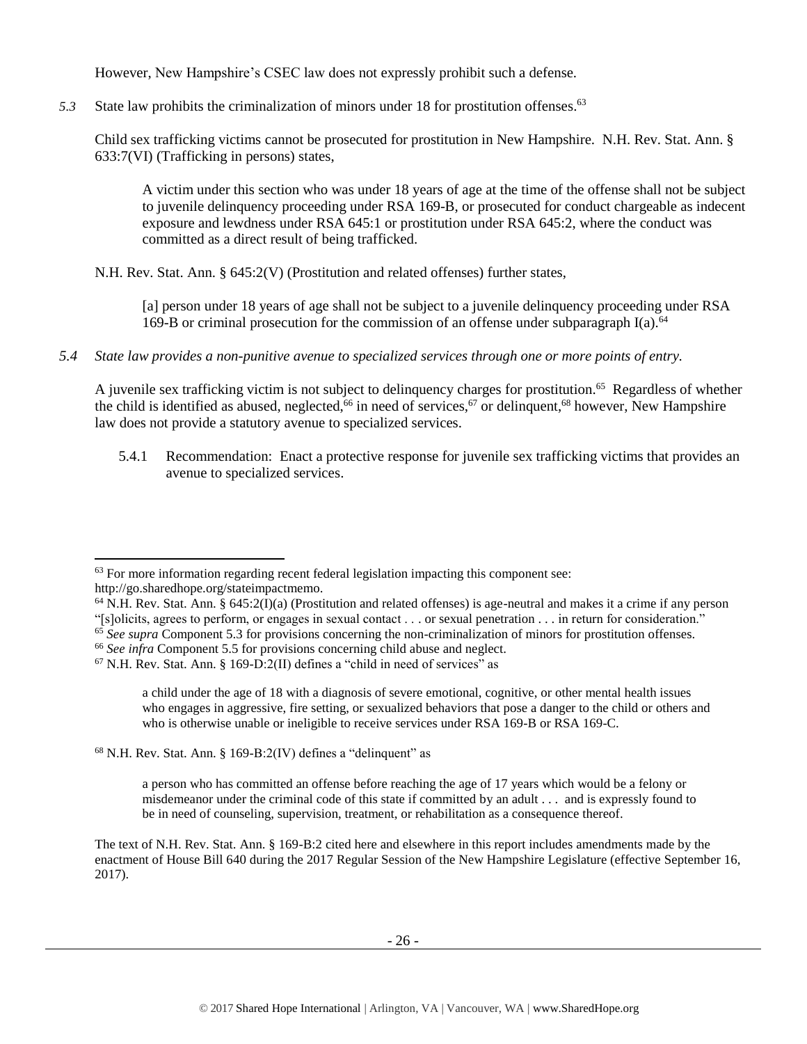However, New Hampshire's CSEC law does not expressly prohibit such a defense.

*5.3* State law prohibits the criminalization of minors under 18 for prostitution offenses.[63]

Child sex trafficking victims cannot be prosecuted for prostitution in New Hampshire. N.H. Rev. Stat. Ann. § 633:7(VI) (Trafficking in persons) states,

> A victim under this section who was under 18 years of age at the time of the offense shall not be subject to juvenile delinquency proceeding under RSA 169-B, or prosecuted for conduct chargeable as indecent exposure and lewdness under RSA 645:1 or prostitution under RSA 645:2, where the conduct was committed as a direct result of being trafficked.

N.H. Rev. Stat. Ann. § 645:2(V) (Prostitution and related offenses) further states,

> [a] person under 18 years of age shall not be subject to a juvenile delinquency proceeding under RSA 169-B or criminal prosecution for the commission of an offense under subparagraph I(a).[64]

*5.4 State law provides a non-punitive avenue to specialized services through one or more points of entry.*

A juvenile sex trafficking victim is not subject to delinquency charges for prostitution.[65] Regardless of whether the child is identified as abused, neglected,[66] in need of services,[67] or delinquent,[68] however, New Hampshire law does not provide a statutory avenue to specialized services.

5.4.1 Recommendation: Enact a protective response for juvenile sex trafficking victims that provides an avenue to specialized services.

---

[63] For more information regarding recent federal legislation impacting this component see: http://go.sharedhope.org/stateimpactmemo.

[64] N.H. Rev. Stat. Ann. § 645:2(I)(a) (Prostitution and related offenses) is age-neutral and makes it a crime if any person "[s]olicits, agrees to perform, or engages in sexual contact . . . or sexual penetration . . . in return for consideration."

[65] *See supra* Component 5.3 for provisions concerning the non-criminalization of minors for prostitution offenses.

[66] *See infra* Component 5.5 for provisions concerning child abuse and neglect.

[67] N.H. Rev. Stat. Ann. § 169-D:2(II) defines a "child in need of services" as

> a child under the age of 18 with a diagnosis of severe emotional, cognitive, or other mental health issues who engages in aggressive, fire setting, or sexualized behaviors that pose a danger to the child or others and who is otherwise unable or ineligible to receive services under RSA 169-B or RSA 169-C.

[68] N.H. Rev. Stat. Ann. § 169-B:2(IV) defines a "delinquent" as

> a person who has committed an offense before reaching the age of 17 years which would be a felony or misdemeanor under the criminal code of this state if committed by an adult . . . and is expressly found to be in need of counseling, supervision, treatment, or rehabilitation as a consequence thereof.

The text of N.H. Rev. Stat. Ann. § 169-B:2 cited here and elsewhere in this report includes amendments made by the enactment of House Bill 640 during the 2017 Regular Session of the New Hampshire Legislature (effective September 16, 2017).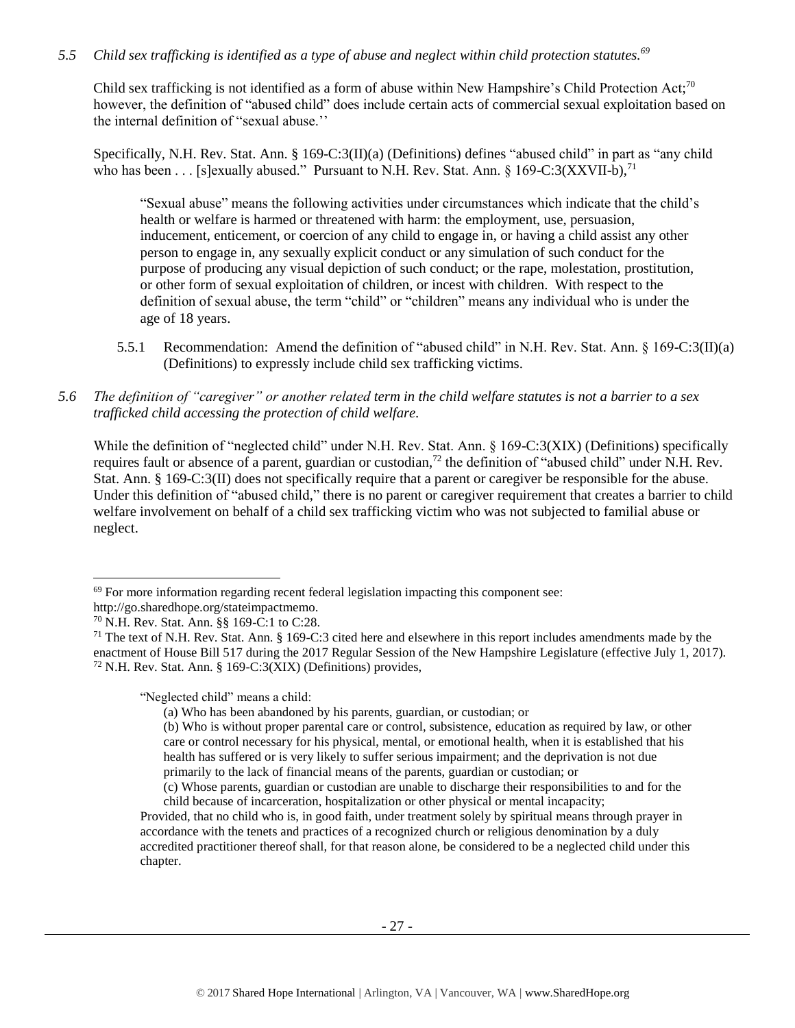*5.5 Child sex trafficking is identified as a type of abuse and neglect within child protection statutes.*[69]

Child sex trafficking is not identified as a form of abuse within New Hampshire's Child Protection Act;[70] however, the definition of "abused child" does include certain acts of commercial sexual exploitation based on the internal definition of "sexual abuse.''

Specifically, N.H. Rev. Stat. Ann. § 169-C:3(II)(a) (Definitions) defines "abused child" in part as "any child who has been . . . [s]exually abused." Pursuant to N.H. Rev. Stat. Ann. § 169-C:3(XXVII-b),[71]

> "Sexual abuse" means the following activities under circumstances which indicate that the child's health or welfare is harmed or threatened with harm: the employment, use, persuasion, inducement, enticement, or coercion of any child to engage in, or having a child assist any other person to engage in, any sexually explicit conduct or any simulation of such conduct for the purpose of producing any visual depiction of such conduct; or the rape, molestation, prostitution, or other form of sexual exploitation of children, or incest with children. With respect to the definition of sexual abuse, the term "child" or "children" means any individual who is under the age of 18 years.

5.5.1 Recommendation: Amend the definition of "abused child" in N.H. Rev. Stat. Ann. § 169-C:3(II)(a) (Definitions) to expressly include child sex trafficking victims.

*5.6 The definition of "caregiver" or another related term in the child welfare statutes is not a barrier to a sex trafficked child accessing the protection of child welfare.*

While the definition of "neglected child" under N.H. Rev. Stat. Ann. § 169-C:3(XIX) (Definitions) specifically requires fault or absence of a parent, guardian or custodian,[72] the definition of "abused child" under N.H. Rev. Stat. Ann. § 169-C:3(II) does not specifically require that a parent or caregiver be responsible for the abuse. Under this definition of "abused child," there is no parent or caregiver requirement that creates a barrier to child welfare involvement on behalf of a child sex trafficking victim who was not subjected to familial abuse or neglect.

---

[69] For more information regarding recent federal legislation impacting this component see: http://go.sharedhope.org/stateimpactmemo.

[70] N.H. Rev. Stat. Ann. §§ 169-C:1 to C:28.

[71] The text of N.H. Rev. Stat. Ann. § 169-C:3 cited here and elsewhere in this report includes amendments made by the enactment of House Bill 517 during the 2017 Regular Session of the New Hampshire Legislature (effective July 1, 2017).

[72] N.H. Rev. Stat. Ann. § 169-C:3(XIX) (Definitions) provides,

> "Neglected child" means a child:
>
> (a) Who has been abandoned by his parents, guardian, or custodian; or
>
> (b) Who is without proper parental care or control, subsistence, education as required by law, or other care or control necessary for his physical, mental, or emotional health, when it is established that his health has suffered or is very likely to suffer serious impairment; and the deprivation is not due primarily to the lack of financial means of the parents, guardian or custodian; or
>
> (c) Whose parents, guardian or custodian are unable to discharge their responsibilities to and for the child because of incarceration, hospitalization or other physical or mental incapacity;
>
> Provided, that no child who is, in good faith, under treatment solely by spiritual means through prayer in accordance with the tenets and practices of a recognized church or religious denomination by a duly accredited practitioner thereof shall, for that reason alone, be considered to be a neglected child under this chapter.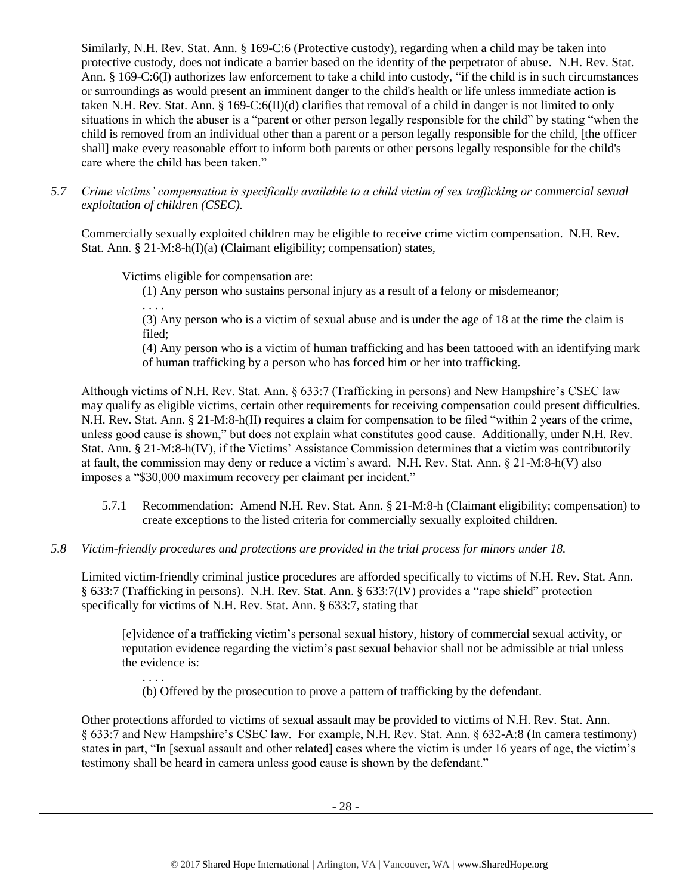Similarly, N.H. Rev. Stat. Ann. § 169-C:6 (Protective custody), regarding when a child may be taken into protective custody, does not indicate a barrier based on the identity of the perpetrator of abuse. N.H. Rev. Stat. Ann. § 169-C:6(I) authorizes law enforcement to take a child into custody, "if the child is in such circumstances or surroundings as would present an imminent danger to the child's health or life unless immediate action is taken N.H. Rev. Stat. Ann. § 169-C:6(II)(d) clarifies that removal of a child in danger is not limited to only situations in which the abuser is a "parent or other person legally responsible for the child" by stating "when the child is removed from an individual other than a parent or a person legally responsible for the child, [the officer shall] make every reasonable effort to inform both parents or other persons legally responsible for the child's care where the child has been taken."

*5.7 Crime victims' compensation is specifically available to a child victim of sex trafficking or commercial sexual exploitation of children (CSEC).*

Commercially sexually exploited children may be eligible to receive crime victim compensation. N.H. Rev. Stat. Ann. § 21-M:8-h(I)(a) (Claimant eligibility; compensation) states,

> Victims eligible for compensation are:
>
> (1) Any person who sustains personal injury as a result of a felony or misdemeanor;
>
> . . . .
>
> (3) Any person who is a victim of sexual abuse and is under the age of 18 at the time the claim is filed;
>
> (4) Any person who is a victim of human trafficking and has been tattooed with an identifying mark of human trafficking by a person who has forced him or her into trafficking.

Although victims of N.H. Rev. Stat. Ann. § 633:7 (Trafficking in persons) and New Hampshire's CSEC law may qualify as eligible victims, certain other requirements for receiving compensation could present difficulties. N.H. Rev. Stat. Ann. § 21-M:8-h(II) requires a claim for compensation to be filed "within 2 years of the crime, unless good cause is shown," but does not explain what constitutes good cause. Additionally, under N.H. Rev. Stat. Ann. § 21-M:8-h(IV), if the Victims' Assistance Commission determines that a victim was contributorily at fault, the commission may deny or reduce a victim's award. N.H. Rev. Stat. Ann. § 21-M:8-h(V) also imposes a "$30,000 maximum recovery per claimant per incident."

5.7.1 Recommendation: Amend N.H. Rev. Stat. Ann. § 21-M:8-h (Claimant eligibility; compensation) to create exceptions to the listed criteria for commercially sexually exploited children.

*5.8 Victim-friendly procedures and protections are provided in the trial process for minors under 18.*

Limited victim-friendly criminal justice procedures are afforded specifically to victims of N.H. Rev. Stat. Ann. § 633:7 (Trafficking in persons). N.H. Rev. Stat. Ann. § 633:7(IV) provides a "rape shield" protection specifically for victims of N.H. Rev. Stat. Ann. § 633:7, stating that

> [e]vidence of a trafficking victim's personal sexual history, history of commercial sexual activity, or reputation evidence regarding the victim's past sexual behavior shall not be admissible at trial unless the evidence is:
>
> . . . .
>
> (b) Offered by the prosecution to prove a pattern of trafficking by the defendant.

Other protections afforded to victims of sexual assault may be provided to victims of N.H. Rev. Stat. Ann. § 633:7 and New Hampshire's CSEC law. For example, N.H. Rev. Stat. Ann. § 632-A:8 (In camera testimony) states in part, "In [sexual assault and other related] cases where the victim is under 16 years of age, the victim's testimony shall be heard in camera unless good cause is shown by the defendant."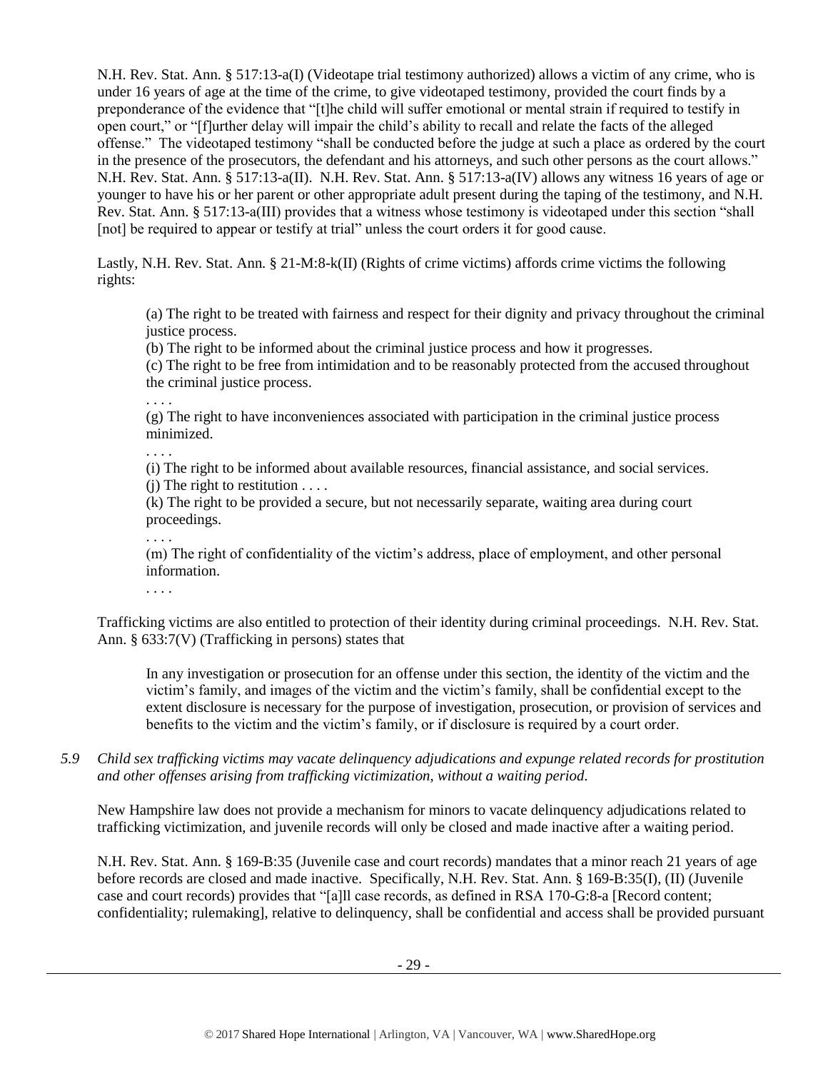N.H. Rev. Stat. Ann. § 517:13-a(I) (Videotape trial testimony authorized) allows a victim of any crime, who is under 16 years of age at the time of the crime, to give videotaped testimony, provided the court finds by a preponderance of the evidence that "[t]he child will suffer emotional or mental strain if required to testify in open court," or "[f]urther delay will impair the child's ability to recall and relate the facts of the alleged offense." The videotaped testimony "shall be conducted before the judge at such a place as ordered by the court in the presence of the prosecutors, the defendant and his attorneys, and such other persons as the court allows." N.H. Rev. Stat. Ann. § 517:13-a(II). N.H. Rev. Stat. Ann. § 517:13-a(IV) allows any witness 16 years of age or younger to have his or her parent or other appropriate adult present during the taping of the testimony, and N.H. Rev. Stat. Ann. § 517:13-a(III) provides that a witness whose testimony is videotaped under this section "shall [not] be required to appear or testify at trial" unless the court orders it for good cause.

Lastly, N.H. Rev. Stat. Ann. § 21-M:8-k(II) (Rights of crime victims) affords crime victims the following rights:

> (a) The right to be treated with fairness and respect for their dignity and privacy throughout the criminal justice process.
> (b) The right to be informed about the criminal justice process and how it progresses.
> (c) The right to be free from intimidation and to be reasonably protected from the accused throughout the criminal justice process.
> . . . .
> (g) The right to have inconveniences associated with participation in the criminal justice process minimized.
> . . . .
> (i) The right to be informed about available resources, financial assistance, and social services.
> (j) The right to restitution . . . .
> (k) The right to be provided a secure, but not necessarily separate, waiting area during court proceedings.
> . . . .
> (m) The right of confidentiality of the victim's address, place of employment, and other personal information.
> . . . .

Trafficking victims are also entitled to protection of their identity during criminal proceedings. N.H. Rev. Stat. Ann. § 633:7(V) (Trafficking in persons) states that

> In any investigation or prosecution for an offense under this section, the identity of the victim and the victim's family, and images of the victim and the victim's family, shall be confidential except to the extent disclosure is necessary for the purpose of investigation, prosecution, or provision of services and benefits to the victim and the victim's family, or if disclosure is required by a court order.

*5.9 Child sex trafficking victims may vacate delinquency adjudications and expunge related records for prostitution and other offenses arising from trafficking victimization, without a waiting period.*

New Hampshire law does not provide a mechanism for minors to vacate delinquency adjudications related to trafficking victimization, and juvenile records will only be closed and made inactive after a waiting period.

N.H. Rev. Stat. Ann. § 169-B:35 (Juvenile case and court records) mandates that a minor reach 21 years of age before records are closed and made inactive. Specifically, N.H. Rev. Stat. Ann. § 169-B:35(I), (II) (Juvenile case and court records) provides that "[a]ll case records, as defined in RSA 170-G:8-a [Record content; confidentiality; rulemaking], relative to delinquency, shall be confidential and access shall be provided pursuant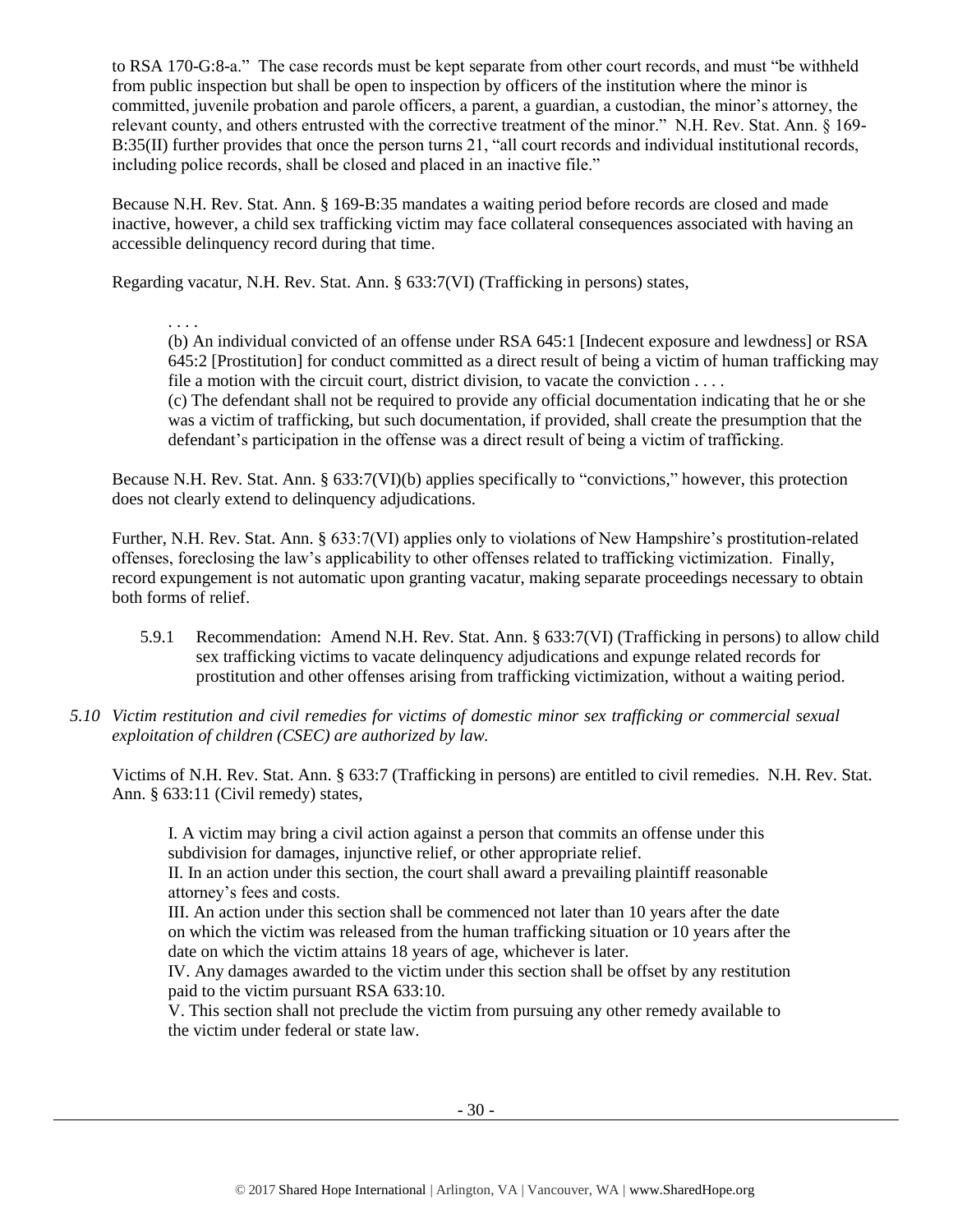to RSA 170-G:8-a." The case records must be kept separate from other court records, and must "be withheld from public inspection but shall be open to inspection by officers of the institution where the minor is committed, juvenile probation and parole officers, a parent, a guardian, a custodian, the minor's attorney, the relevant county, and others entrusted with the corrective treatment of the minor." N.H. Rev. Stat. Ann. § 169-B:35(II) further provides that once the person turns 21, "all court records and individual institutional records, including police records, shall be closed and placed in an inactive file."

Because N.H. Rev. Stat. Ann. § 169-B:35 mandates a waiting period before records are closed and made inactive, however, a child sex trafficking victim may face collateral consequences associated with having an accessible delinquency record during that time.

Regarding vacatur, N.H. Rev. Stat. Ann. § 633:7(VI) (Trafficking in persons) states,

> . . . .
>
> (b) An individual convicted of an offense under RSA 645:1 [Indecent exposure and lewdness] or RSA 645:2 [Prostitution] for conduct committed as a direct result of being a victim of human trafficking may file a motion with the circuit court, district division, to vacate the conviction . . . .
>
> (c) The defendant shall not be required to provide any official documentation indicating that he or she was a victim of trafficking, but such documentation, if provided, shall create the presumption that the defendant's participation in the offense was a direct result of being a victim of trafficking.

Because N.H. Rev. Stat. Ann. § 633:7(VI)(b) applies specifically to "convictions," however, this protection does not clearly extend to delinquency adjudications.

Further, N.H. Rev. Stat. Ann. § 633:7(VI) applies only to violations of New Hampshire's prostitution-related offenses, foreclosing the law's applicability to other offenses related to trafficking victimization. Finally, record expungement is not automatic upon granting vacatur, making separate proceedings necessary to obtain both forms of relief.

> 5.9.1 Recommendation: Amend N.H. Rev. Stat. Ann. § 633:7(VI) (Trafficking in persons) to allow child sex trafficking victims to vacate delinquency adjudications and expunge related records for prostitution and other offenses arising from trafficking victimization, without a waiting period.

*5.10 Victim restitution and civil remedies for victims of domestic minor sex trafficking or commercial sexual exploitation of children (CSEC) are authorized by law.*

Victims of N.H. Rev. Stat. Ann. § 633:7 (Trafficking in persons) are entitled to civil remedies. N.H. Rev. Stat. Ann. § 633:11 (Civil remedy) states,

> I. A victim may bring a civil action against a person that commits an offense under this subdivision for damages, injunctive relief, or other appropriate relief.
>
> II. In an action under this section, the court shall award a prevailing plaintiff reasonable attorney's fees and costs.
>
> III. An action under this section shall be commenced not later than 10 years after the date on which the victim was released from the human trafficking situation or 10 years after the date on which the victim attains 18 years of age, whichever is later.
>
> IV. Any damages awarded to the victim under this section shall be offset by any restitution paid to the victim pursuant RSA 633:10.
>
> V. This section shall not preclude the victim from pursuing any other remedy available to the victim under federal or state law.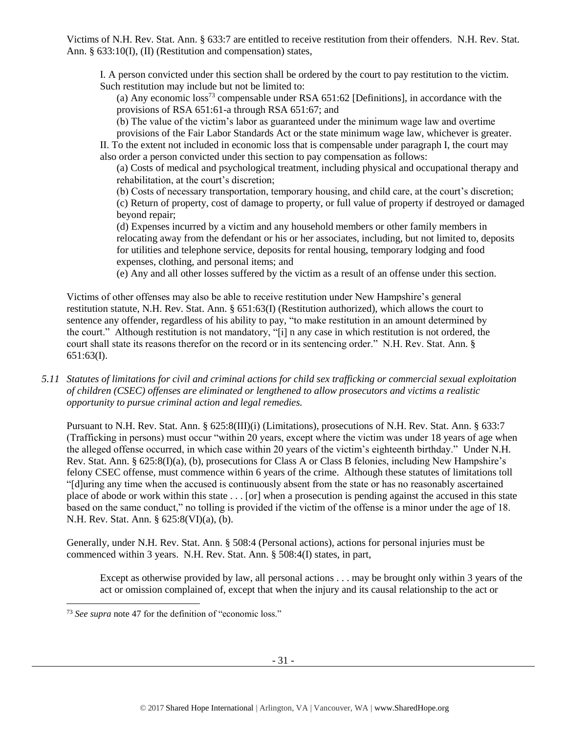Victims of N.H. Rev. Stat. Ann. § 633:7 are entitled to receive restitution from their offenders. N.H. Rev. Stat. Ann. § 633:10(I), (II) (Restitution and compensation) states,

> I. A person convicted under this section shall be ordered by the court to pay restitution to the victim. Such restitution may include but not be limited to:
>
> (a) Any economic loss[73] compensable under RSA 651:62 [Definitions], in accordance with the provisions of RSA 651:61-a through RSA 651:67; and
>
> (b) The value of the victim's labor as guaranteed under the minimum wage law and overtime provisions of the Fair Labor Standards Act or the state minimum wage law, whichever is greater.
>
> II. To the extent not included in economic loss that is compensable under paragraph I, the court may also order a person convicted under this section to pay compensation as follows:
>
> (a) Costs of medical and psychological treatment, including physical and occupational therapy and rehabilitation, at the court's discretion;
>
> (b) Costs of necessary transportation, temporary housing, and child care, at the court's discretion;
>
> (c) Return of property, cost of damage to property, or full value of property if destroyed or damaged beyond repair;
>
> (d) Expenses incurred by a victim and any household members or other family members in relocating away from the defendant or his or her associates, including, but not limited to, deposits for utilities and telephone service, deposits for rental housing, temporary lodging and food expenses, clothing, and personal items; and
>
> (e) Any and all other losses suffered by the victim as a result of an offense under this section.

Victims of other offenses may also be able to receive restitution under New Hampshire's general restitution statute, N.H. Rev. Stat. Ann. § 651:63(I) (Restitution authorized), which allows the court to sentence any offender, regardless of his ability to pay, "to make restitution in an amount determined by the court." Although restitution is not mandatory, "[i] n any case in which restitution is not ordered, the court shall state its reasons therefor on the record or in its sentencing order." N.H. Rev. Stat. Ann. § 651:63(I).

*5.11 Statutes of limitations for civil and criminal actions for child sex trafficking or commercial sexual exploitation of children (CSEC) offenses are eliminated or lengthened to allow prosecutors and victims a realistic opportunity to pursue criminal action and legal remedies.*

Pursuant to N.H. Rev. Stat. Ann. § 625:8(III)(i) (Limitations), prosecutions of N.H. Rev. Stat. Ann. § 633:7 (Trafficking in persons) must occur "within 20 years, except where the victim was under 18 years of age when the alleged offense occurred, in which case within 20 years of the victim's eighteenth birthday." Under N.H. Rev. Stat. Ann. § 625:8(I)(a), (b), prosecutions for Class A or Class B felonies, including New Hampshire's felony CSEC offense, must commence within 6 years of the crime. Although these statutes of limitations toll "[d]uring any time when the accused is continuously absent from the state or has no reasonably ascertained place of abode or work within this state . . . [or] when a prosecution is pending against the accused in this state based on the same conduct," no tolling is provided if the victim of the offense is a minor under the age of 18. N.H. Rev. Stat. Ann. § 625:8(VI)(a), (b).

Generally, under N.H. Rev. Stat. Ann. § 508:4 (Personal actions), actions for personal injuries must be commenced within 3 years. N.H. Rev. Stat. Ann. § 508:4(I) states, in part,

> Except as otherwise provided by law, all personal actions . . . may be brought only within 3 years of the act or omission complained of, except that when the injury and its causal relationship to the act or

[73] *See supra* note 47 for the definition of "economic loss."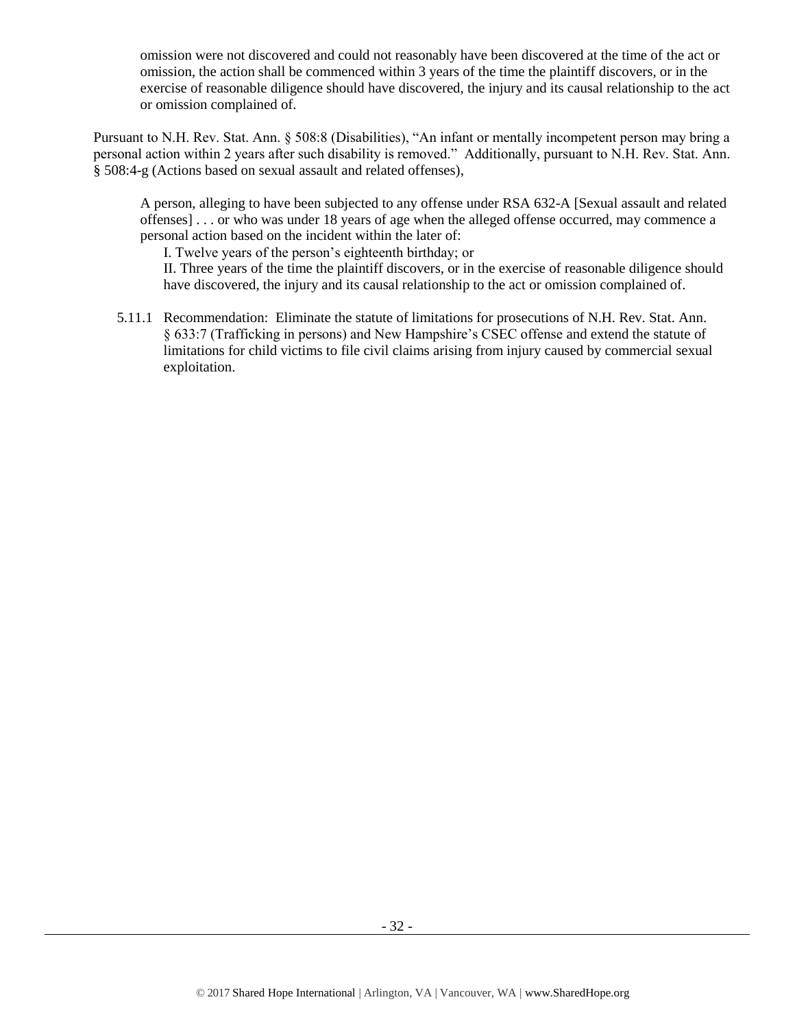> omission were not discovered and could not reasonably have been discovered at the time of the act or omission, the action shall be commenced within 3 years of the time the plaintiff discovers, or in the exercise of reasonable diligence should have discovered, the injury and its causal relationship to the act or omission complained of.

Pursuant to N.H. Rev. Stat. Ann. § 508:8 (Disabilities), "An infant or mentally incompetent person may bring a personal action within 2 years after such disability is removed." Additionally, pursuant to N.H. Rev. Stat. Ann. § 508:4-g (Actions based on sexual assault and related offenses),

> A person, alleging to have been subjected to any offense under RSA 632-A [Sexual assault and related offenses] . . . or who was under 18 years of age when the alleged offense occurred, may commence a personal action based on the incident within the later of:
>
> I. Twelve years of the person's eighteenth birthday; or
>
> II. Three years of the time the plaintiff discovers, or in the exercise of reasonable diligence should have discovered, the injury and its causal relationship to the act or omission complained of.

5.11.1 Recommendation: Eliminate the statute of limitations for prosecutions of N.H. Rev. Stat. Ann. § 633:7 (Trafficking in persons) and New Hampshire's CSEC offense and extend the statute of limitations for child victims to file civil claims arising from injury caused by commercial sexual exploitation.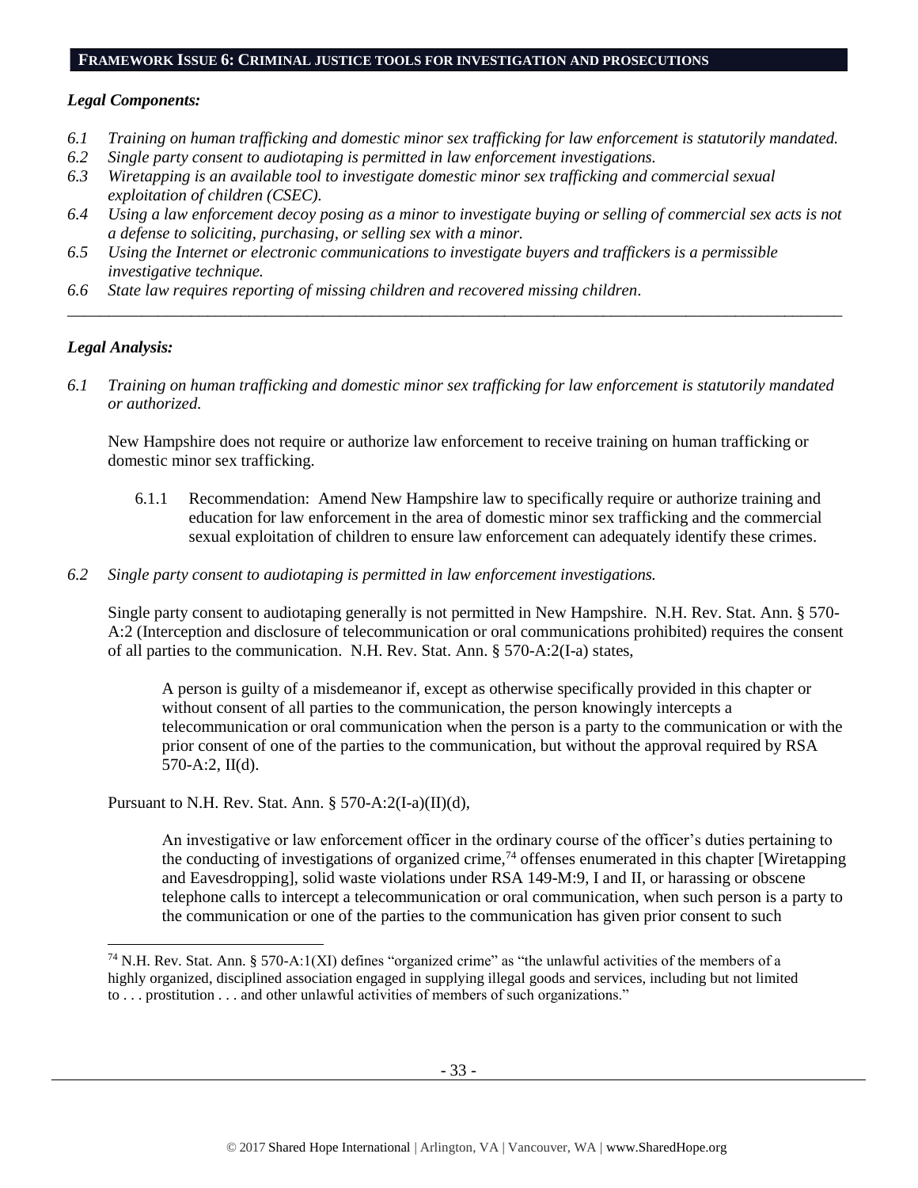## FRAMEWORK ISSUE 6: CRIMINAL JUSTICE TOOLS FOR INVESTIGATION AND PROSECUTIONS

### *Legal Components:*

- *6.1 Training on human trafficking and domestic minor sex trafficking for law enforcement is statutorily mandated.*
- *6.2 Single party consent to audiotaping is permitted in law enforcement investigations.*
- *6.3 Wiretapping is an available tool to investigate domestic minor sex trafficking and commercial sexual exploitation of children (CSEC).*
- *6.4 Using a law enforcement decoy posing as a minor to investigate buying or selling of commercial sex acts is not a defense to soliciting, purchasing, or selling sex with a minor.*
- *6.5 Using the Internet or electronic communications to investigate buyers and traffickers is a permissible investigative technique.*
- *6.6 State law requires reporting of missing children and recovered missing children.*

---

### *Legal Analysis:*

*6.1 Training on human trafficking and domestic minor sex trafficking for law enforcement is statutorily mandated or authorized.*

New Hampshire does not require or authorize law enforcement to receive training on human trafficking or domestic minor sex trafficking.

6.1.1 Recommendation: Amend New Hampshire law to specifically require or authorize training and education for law enforcement in the area of domestic minor sex trafficking and the commercial sexual exploitation of children to ensure law enforcement can adequately identify these crimes.

*6.2 Single party consent to audiotaping is permitted in law enforcement investigations.*

Single party consent to audiotaping generally is not permitted in New Hampshire. N.H. Rev. Stat. Ann. § 570-A:2 (Interception and disclosure of telecommunication or oral communications prohibited) requires the consent of all parties to the communication. N.H. Rev. Stat. Ann. § 570-A:2(I-a) states,

> A person is guilty of a misdemeanor if, except as otherwise specifically provided in this chapter or without consent of all parties to the communication, the person knowingly intercepts a telecommunication or oral communication when the person is a party to the communication or with the prior consent of one of the parties to the communication, but without the approval required by RSA 570-A:2, II(d).

Pursuant to N.H. Rev. Stat. Ann. § 570-A:2(I-a)(II)(d),

> An investigative or law enforcement officer in the ordinary course of the officer's duties pertaining to the conducting of investigations of organized crime,[74] offenses enumerated in this chapter [Wiretapping and Eavesdropping], solid waste violations under RSA 149-M:9, I and II, or harassing or obscene telephone calls to intercept a telecommunication or oral communication, when such person is a party to the communication or one of the parties to the communication has given prior consent to such

---

[74] N.H. Rev. Stat. Ann. § 570-A:1(XI) defines "organized crime" as "the unlawful activities of the members of a highly organized, disciplined association engaged in supplying illegal goods and services, including but not limited to . . . prostitution . . . and other unlawful activities of members of such organizations."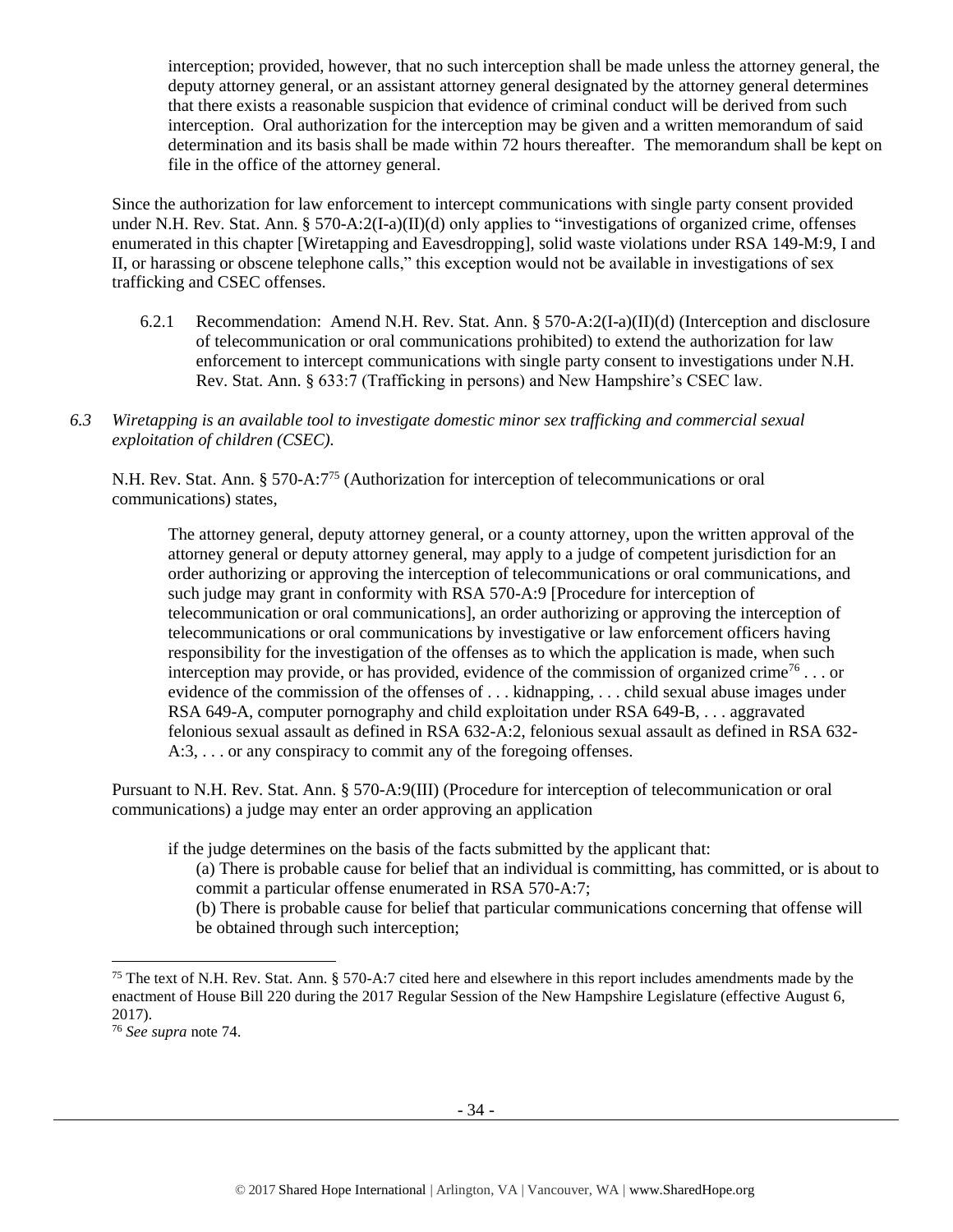> interception; provided, however, that no such interception shall be made unless the attorney general, the deputy attorney general, or an assistant attorney general designated by the attorney general determines that there exists a reasonable suspicion that evidence of criminal conduct will be derived from such interception. Oral authorization for the interception may be given and a written memorandum of said determination and its basis shall be made within 72 hours thereafter. The memorandum shall be kept on file in the office of the attorney general.

Since the authorization for law enforcement to intercept communications with single party consent provided under N.H. Rev. Stat. Ann. § 570-A:2(I-a)(II)(d) only applies to "investigations of organized crime, offenses enumerated in this chapter [Wiretapping and Eavesdropping], solid waste violations under RSA 149-M:9, I and II, or harassing or obscene telephone calls," this exception would not be available in investigations of sex trafficking and CSEC offenses.

6.2.1 Recommendation: Amend N.H. Rev. Stat. Ann. § 570-A:2(I-a)(II)(d) (Interception and disclosure of telecommunication or oral communications prohibited) to extend the authorization for law enforcement to intercept communications with single party consent to investigations under N.H. Rev. Stat. Ann. § 633:7 (Trafficking in persons) and New Hampshire's CSEC law.

*6.3 Wiretapping is an available tool to investigate domestic minor sex trafficking and commercial sexual exploitation of children (CSEC).*

N.H. Rev. Stat. Ann. § 570-A:7[75] (Authorization for interception of telecommunications or oral communications) states,

> The attorney general, deputy attorney general, or a county attorney, upon the written approval of the attorney general or deputy attorney general, may apply to a judge of competent jurisdiction for an order authorizing or approving the interception of telecommunications or oral communications, and such judge may grant in conformity with RSA 570-A:9 [Procedure for interception of telecommunication or oral communications], an order authorizing or approving the interception of telecommunications or oral communications by investigative or law enforcement officers having responsibility for the investigation of the offenses as to which the application is made, when such interception may provide, or has provided, evidence of the commission of organized crime[76] . . . or evidence of the commission of the offenses of . . . kidnapping, . . . child sexual abuse images under RSA 649-A, computer pornography and child exploitation under RSA 649-B, . . . aggravated felonious sexual assault as defined in RSA 632-A:2, felonious sexual assault as defined in RSA 632-A:3, . . . or any conspiracy to commit any of the foregoing offenses.

Pursuant to N.H. Rev. Stat. Ann. § 570-A:9(III) (Procedure for interception of telecommunication or oral communications) a judge may enter an order approving an application

> if the judge determines on the basis of the facts submitted by the applicant that:
>
> (a) There is probable cause for belief that an individual is committing, has committed, or is about to commit a particular offense enumerated in RSA 570-A:7;
>
> (b) There is probable cause for belief that particular communications concerning that offense will be obtained through such interception;

---

[75] The text of N.H. Rev. Stat. Ann. § 570-A:7 cited here and elsewhere in this report includes amendments made by the enactment of House Bill 220 during the 2017 Regular Session of the New Hampshire Legislature (effective August 6, 2017).

[76] *See supra* note 74.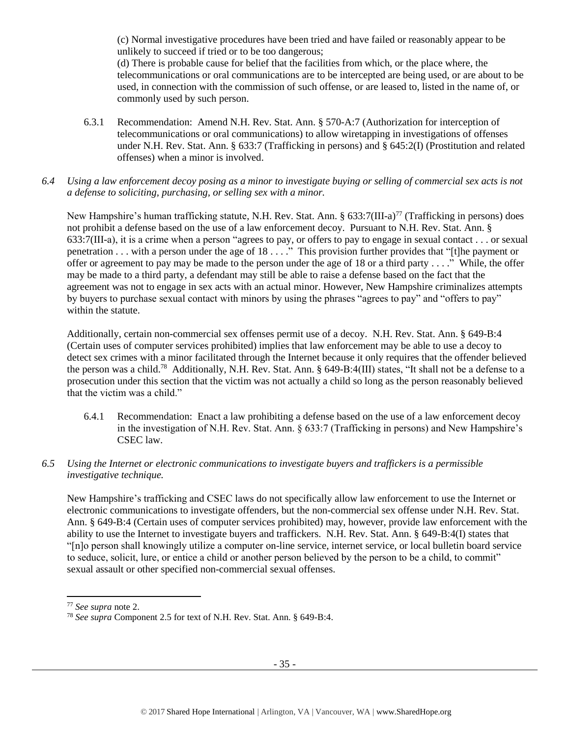(c) Normal investigative procedures have been tried and have failed or reasonably appear to be unlikely to succeed if tried or to be too dangerous;
(d) There is probable cause for belief that the facilities from which, or the place where, the telecommunications or oral communications are to be intercepted are being used, or are about to be used, in connection with the commission of such offense, or are leased to, listed in the name of, or commonly used by such person.

6.3.1 Recommendation: Amend N.H. Rev. Stat. Ann. § 570-A:7 (Authorization for interception of telecommunications or oral communications) to allow wiretapping in investigations of offenses under N.H. Rev. Stat. Ann. § 633:7 (Trafficking in persons) and § 645:2(I) (Prostitution and related offenses) when a minor is involved.

*6.4 Using a law enforcement decoy posing as a minor to investigate buying or selling of commercial sex acts is not a defense to soliciting, purchasing, or selling sex with a minor.*

New Hampshire's human trafficking statute, N.H. Rev. Stat. Ann. § 633:7(III-a)[77] (Trafficking in persons) does not prohibit a defense based on the use of a law enforcement decoy. Pursuant to N.H. Rev. Stat. Ann. § 633:7(III-a), it is a crime when a person "agrees to pay, or offers to pay to engage in sexual contact . . . or sexual penetration . . . with a person under the age of 18 . . . ." This provision further provides that "[t]he payment or offer or agreement to pay may be made to the person under the age of 18 or a third party . . . ." While, the offer may be made to a third party, a defendant may still be able to raise a defense based on the fact that the agreement was not to engage in sex acts with an actual minor. However, New Hampshire criminalizes attempts by buyers to purchase sexual contact with minors by using the phrases "agrees to pay" and "offers to pay" within the statute.

Additionally, certain non-commercial sex offenses permit use of a decoy. N.H. Rev. Stat. Ann. § 649-B:4 (Certain uses of computer services prohibited) implies that law enforcement may be able to use a decoy to detect sex crimes with a minor facilitated through the Internet because it only requires that the offender believed the person was a child.[78] Additionally, N.H. Rev. Stat. Ann. § 649-B:4(III) states, "It shall not be a defense to a prosecution under this section that the victim was not actually a child so long as the person reasonably believed that the victim was a child."

6.4.1 Recommendation: Enact a law prohibiting a defense based on the use of a law enforcement decoy in the investigation of N.H. Rev. Stat. Ann. § 633:7 (Trafficking in persons) and New Hampshire's CSEC law.

*6.5 Using the Internet or electronic communications to investigate buyers and traffickers is a permissible investigative technique.*

New Hampshire's trafficking and CSEC laws do not specifically allow law enforcement to use the Internet or electronic communications to investigate offenders, but the non-commercial sex offense under N.H. Rev. Stat. Ann. § 649-B:4 (Certain uses of computer services prohibited) may, however, provide law enforcement with the ability to use the Internet to investigate buyers and traffickers. N.H. Rev. Stat. Ann. § 649-B:4(I) states that "[n]o person shall knowingly utilize a computer on-line service, internet service, or local bulletin board service to seduce, solicit, lure, or entice a child or another person believed by the person to be a child, to commit" sexual assault or other specified non-commercial sexual offenses.

---

[77] *See supra* note 2.
[78] *See supra* Component 2.5 for text of N.H. Rev. Stat. Ann. § 649-B:4.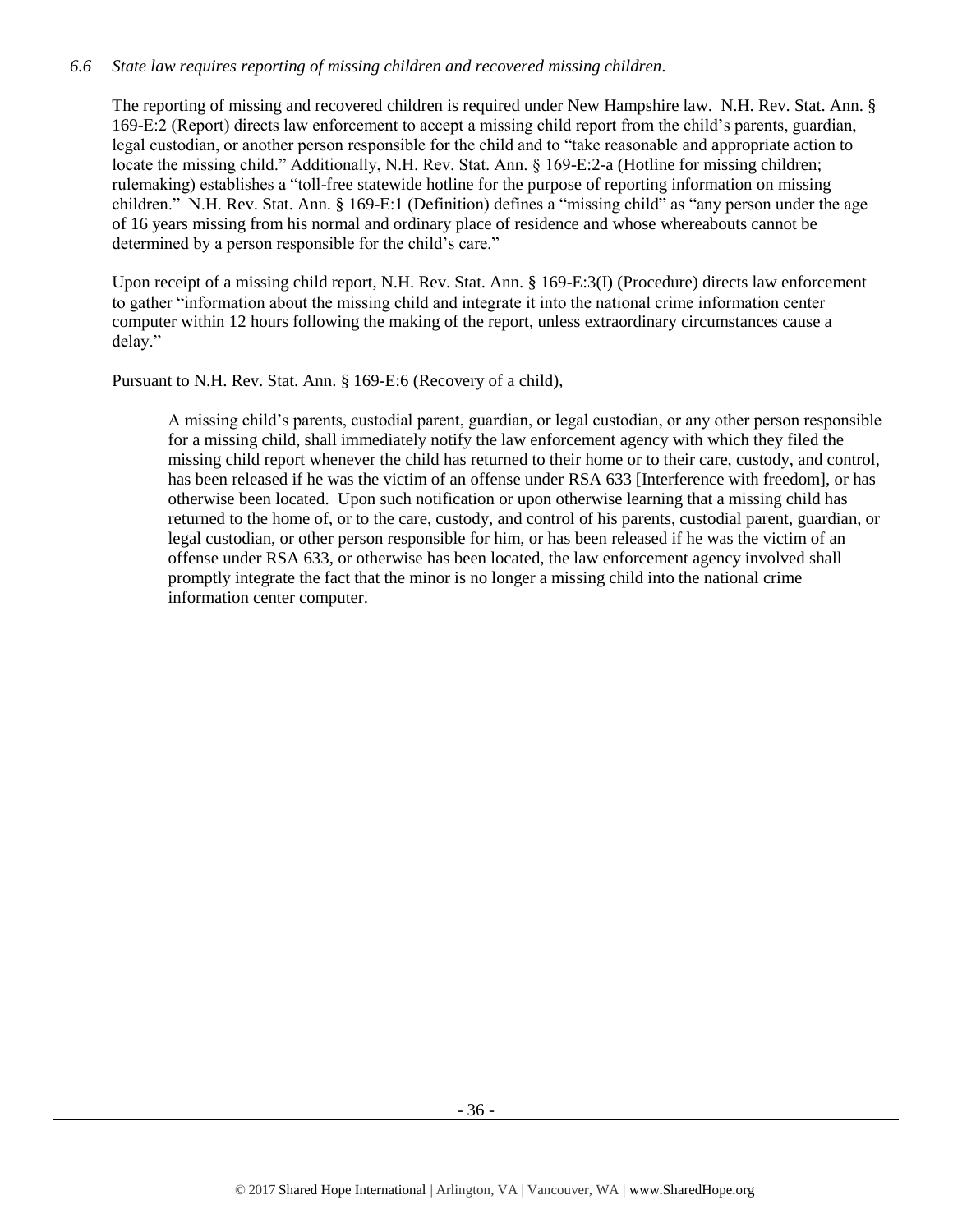*6.6 State law requires reporting of missing children and recovered missing children.*

The reporting of missing and recovered children is required under New Hampshire law. N.H. Rev. Stat. Ann. § 169-E:2 (Report) directs law enforcement to accept a missing child report from the child's parents, guardian, legal custodian, or another person responsible for the child and to "take reasonable and appropriate action to locate the missing child." Additionally, N.H. Rev. Stat. Ann. § 169-E:2-a (Hotline for missing children; rulemaking) establishes a "toll-free statewide hotline for the purpose of reporting information on missing children." N.H. Rev. Stat. Ann. § 169-E:1 (Definition) defines a "missing child" as "any person under the age of 16 years missing from his normal and ordinary place of residence and whose whereabouts cannot be determined by a person responsible for the child's care."

Upon receipt of a missing child report, N.H. Rev. Stat. Ann. § 169-E:3(I) (Procedure) directs law enforcement to gather "information about the missing child and integrate it into the national crime information center computer within 12 hours following the making of the report, unless extraordinary circumstances cause a delay."

Pursuant to N.H. Rev. Stat. Ann. § 169-E:6 (Recovery of a child),

> A missing child's parents, custodial parent, guardian, or legal custodian, or any other person responsible for a missing child, shall immediately notify the law enforcement agency with which they filed the missing child report whenever the child has returned to their home or to their care, custody, and control, has been released if he was the victim of an offense under RSA 633 [Interference with freedom], or has otherwise been located. Upon such notification or upon otherwise learning that a missing child has returned to the home of, or to the care, custody, and control of his parents, custodial parent, guardian, or legal custodian, or other person responsible for him, or has been released if he was the victim of an offense under RSA 633, or otherwise has been located, the law enforcement agency involved shall promptly integrate the fact that the minor is no longer a missing child into the national crime information center computer.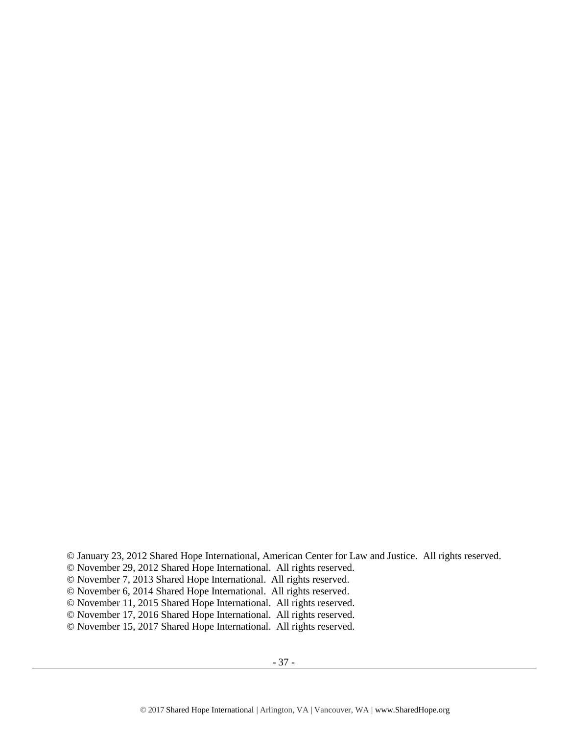© January 23, 2012 Shared Hope International, American Center for Law and Justice. All rights reserved.
© November 29, 2012 Shared Hope International. All rights reserved.
© November 7, 2013 Shared Hope International. All rights reserved.
© November 6, 2014 Shared Hope International. All rights reserved.
© November 11, 2015 Shared Hope International. All rights reserved.
© November 17, 2016 Shared Hope International. All rights reserved.
© November 15, 2017 Shared Hope International. All rights reserved.